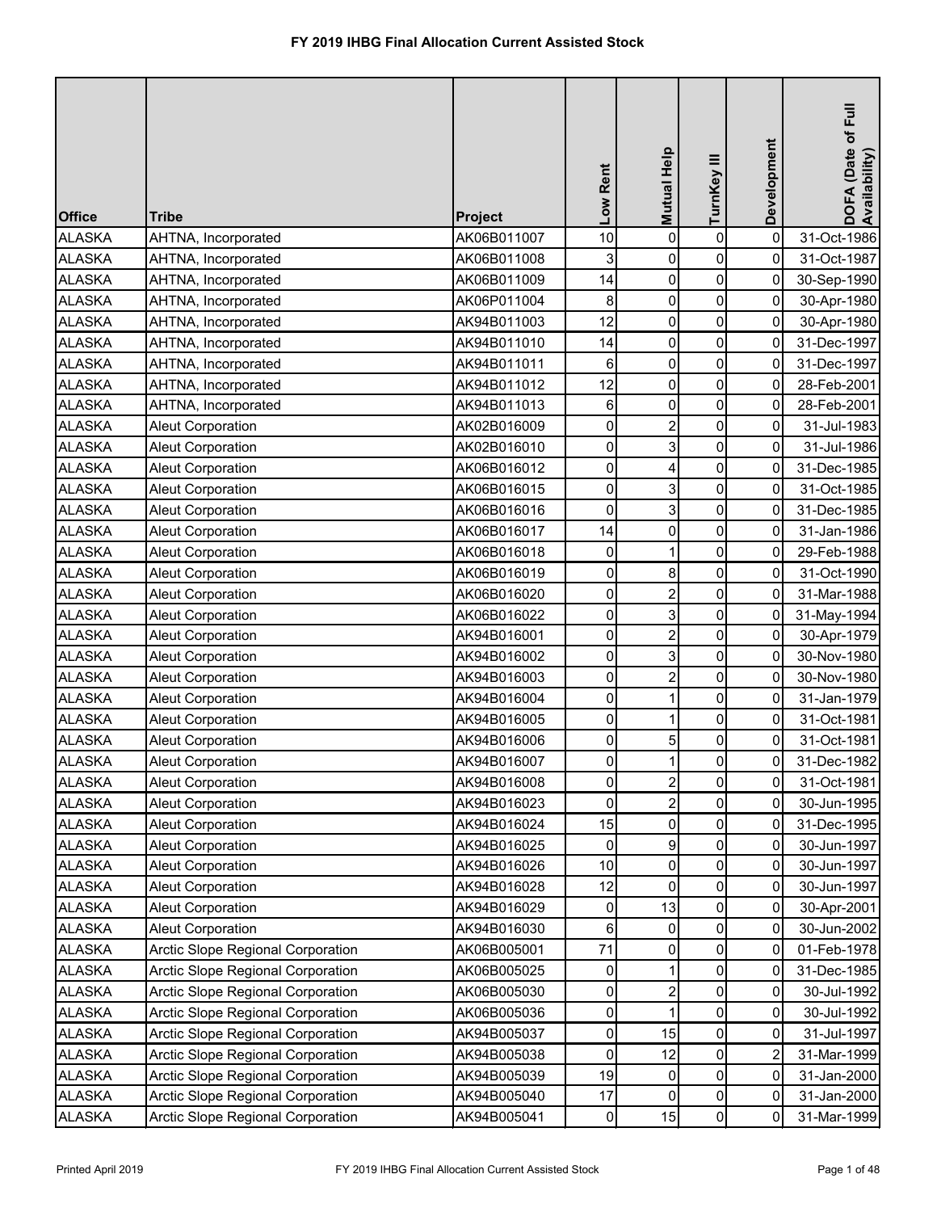# FY 2019 IHBG Final Allocation Current Assisted Stock

| Office | Tribe | Project | Low Rent | Mutual Help | TurnKey III | Development | DOFA (Date of Full Availability) |
|---|---|---|---|---|---|---|---|
| ALASKA | AHTNA, Incorporated | AK06B011007 | 10 | 0 | 0 | 0 | 31-Oct-1986 |
| ALASKA | AHTNA, Incorporated | AK06B011008 | 3 | 0 | 0 | 0 | 31-Oct-1987 |
| ALASKA | AHTNA, Incorporated | AK06B011009 | 14 | 0 | 0 | 0 | 30-Sep-1990 |
| ALASKA | AHTNA, Incorporated | AK06P011004 | 8 | 0 | 0 | 0 | 30-Apr-1980 |
| ALASKA | AHTNA, Incorporated | AK94B011003 | 12 | 0 | 0 | 0 | 30-Apr-1980 |
| ALASKA | AHTNA, Incorporated | AK94B011010 | 14 | 0 | 0 | 0 | 31-Dec-1997 |
| ALASKA | AHTNA, Incorporated | AK94B011011 | 6 | 0 | 0 | 0 | 31-Dec-1997 |
| ALASKA | AHTNA, Incorporated | AK94B011012 | 12 | 0 | 0 | 0 | 28-Feb-2001 |
| ALASKA | AHTNA, Incorporated | AK94B011013 | 6 | 0 | 0 | 0 | 28-Feb-2001 |
| ALASKA | Aleut Corporation | AK02B016009 | 0 | 2 | 0 | 0 | 31-Jul-1983 |
| ALASKA | Aleut Corporation | AK02B016010 | 0 | 3 | 0 | 0 | 31-Jul-1986 |
| ALASKA | Aleut Corporation | AK06B016012 | 0 | 4 | 0 | 0 | 31-Dec-1985 |
| ALASKA | Aleut Corporation | AK06B016015 | 0 | 3 | 0 | 0 | 31-Oct-1985 |
| ALASKA | Aleut Corporation | AK06B016016 | 0 | 3 | 0 | 0 | 31-Dec-1985 |
| ALASKA | Aleut Corporation | AK06B016017 | 14 | 0 | 0 | 0 | 31-Jan-1986 |
| ALASKA | Aleut Corporation | AK06B016018 | 0 | 1 | 0 | 0 | 29-Feb-1988 |
| ALASKA | Aleut Corporation | AK06B016019 | 0 | 8 | 0 | 0 | 31-Oct-1990 |
| ALASKA | Aleut Corporation | AK06B016020 | 0 | 2 | 0 | 0 | 31-Mar-1988 |
| ALASKA | Aleut Corporation | AK06B016022 | 0 | 3 | 0 | 0 | 31-May-1994 |
| ALASKA | Aleut Corporation | AK94B016001 | 0 | 2 | 0 | 0 | 30-Apr-1979 |
| ALASKA | Aleut Corporation | AK94B016002 | 0 | 3 | 0 | 0 | 30-Nov-1980 |
| ALASKA | Aleut Corporation | AK94B016003 | 0 | 2 | 0 | 0 | 30-Nov-1980 |
| ALASKA | Aleut Corporation | AK94B016004 | 0 | 1 | 0 | 0 | 31-Jan-1979 |
| ALASKA | Aleut Corporation | AK94B016005 | 0 | 1 | 0 | 0 | 31-Oct-1981 |
| ALASKA | Aleut Corporation | AK94B016006 | 0 | 5 | 0 | 0 | 31-Oct-1981 |
| ALASKA | Aleut Corporation | AK94B016007 | 0 | 1 | 0 | 0 | 31-Dec-1982 |
| ALASKA | Aleut Corporation | AK94B016008 | 0 | 2 | 0 | 0 | 31-Oct-1981 |
| ALASKA | Aleut Corporation | AK94B016023 | 0 | 2 | 0 | 0 | 30-Jun-1995 |
| ALASKA | Aleut Corporation | AK94B016024 | 15 | 0 | 0 | 0 | 31-Dec-1995 |
| ALASKA | Aleut Corporation | AK94B016025 | 0 | 9 | 0 | 0 | 30-Jun-1997 |
| ALASKA | Aleut Corporation | AK94B016026 | 10 | 0 | 0 | 0 | 30-Jun-1997 |
| ALASKA | Aleut Corporation | AK94B016028 | 12 | 0 | 0 | 0 | 30-Jun-1997 |
| ALASKA | Aleut Corporation | AK94B016029 | 0 | 13 | 0 | 0 | 30-Apr-2001 |
| ALASKA | Aleut Corporation | AK94B016030 | 6 | 0 | 0 | 0 | 30-Jun-2002 |
| ALASKA | Arctic Slope Regional Corporation | AK06B005001 | 71 | 0 | 0 | 0 | 01-Feb-1978 |
| ALASKA | Arctic Slope Regional Corporation | AK06B005025 | 0 | 1 | 0 | 0 | 31-Dec-1985 |
| ALASKA | Arctic Slope Regional Corporation | AK06B005030 | 0 | 2 | 0 | 0 | 30-Jul-1992 |
| ALASKA | Arctic Slope Regional Corporation | AK06B005036 | 0 | 1 | 0 | 0 | 30-Jul-1992 |
| ALASKA | Arctic Slope Regional Corporation | AK94B005037 | 0 | 15 | 0 | 0 | 31-Jul-1997 |
| ALASKA | Arctic Slope Regional Corporation | AK94B005038 | 0 | 12 | 0 | 2 | 31-Mar-1999 |
| ALASKA | Arctic Slope Regional Corporation | AK94B005039 | 19 | 0 | 0 | 0 | 31-Jan-2000 |
| ALASKA | Arctic Slope Regional Corporation | AK94B005040 | 17 | 0 | 0 | 0 | 31-Jan-2000 |
| ALASKA | Arctic Slope Regional Corporation | AK94B005041 | 0 | 15 | 0 | 0 | 31-Mar-1999 |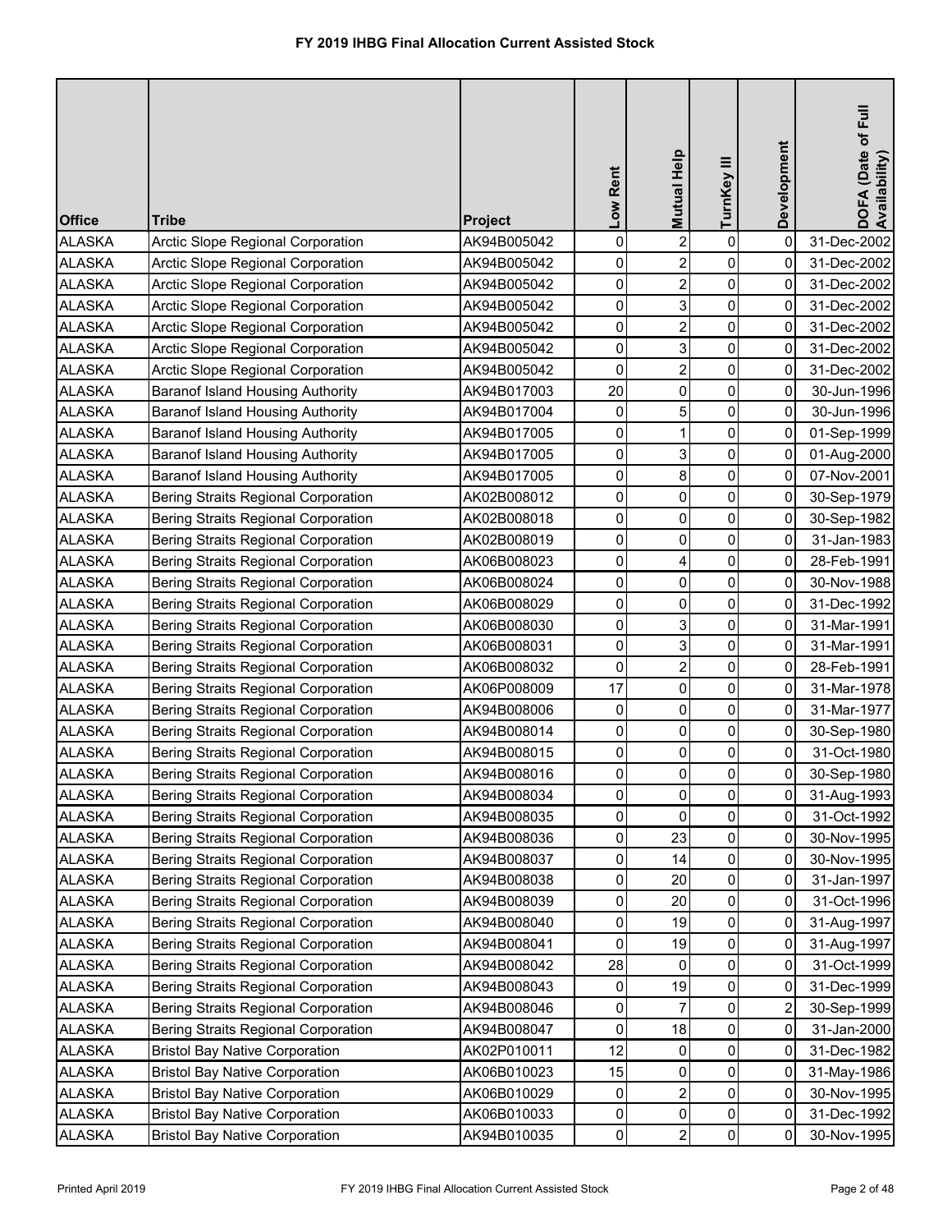# FY 2019 IHBG Final Allocation Current Assisted Stock

| Office | Tribe | Project | Low Rent | Mutual Help | TurnKey III | Development | DOFA (Date of Full Availability) |
|---|---|---|---|---|---|---|---|
| ALASKA | Arctic Slope Regional Corporation | AK94B005042 | 0 | 2 | 0 | 0 | 31-Dec-2002 |
| ALASKA | Arctic Slope Regional Corporation | AK94B005042 | 0 | 2 | 0 | 0 | 31-Dec-2002 |
| ALASKA | Arctic Slope Regional Corporation | AK94B005042 | 0 | 2 | 0 | 0 | 31-Dec-2002 |
| ALASKA | Arctic Slope Regional Corporation | AK94B005042 | 0 | 3 | 0 | 0 | 31-Dec-2002 |
| ALASKA | Arctic Slope Regional Corporation | AK94B005042 | 0 | 2 | 0 | 0 | 31-Dec-2002 |
| ALASKA | Arctic Slope Regional Corporation | AK94B005042 | 0 | 3 | 0 | 0 | 31-Dec-2002 |
| ALASKA | Arctic Slope Regional Corporation | AK94B005042 | 0 | 2 | 0 | 0 | 31-Dec-2002 |
| ALASKA | Baranof Island Housing Authority | AK94B017003 | 20 | 0 | 0 | 0 | 30-Jun-1996 |
| ALASKA | Baranof Island Housing Authority | AK94B017004 | 0 | 5 | 0 | 0 | 30-Jun-1996 |
| ALASKA | Baranof Island Housing Authority | AK94B017005 | 0 | 1 | 0 | 0 | 01-Sep-1999 |
| ALASKA | Baranof Island Housing Authority | AK94B017005 | 0 | 3 | 0 | 0 | 01-Aug-2000 |
| ALASKA | Baranof Island Housing Authority | AK94B017005 | 0 | 8 | 0 | 0 | 07-Nov-2001 |
| ALASKA | Bering Straits Regional Corporation | AK02B008012 | 0 | 0 | 0 | 0 | 30-Sep-1979 |
| ALASKA | Bering Straits Regional Corporation | AK02B008018 | 0 | 0 | 0 | 0 | 30-Sep-1982 |
| ALASKA | Bering Straits Regional Corporation | AK02B008019 | 0 | 0 | 0 | 0 | 31-Jan-1983 |
| ALASKA | Bering Straits Regional Corporation | AK06B008023 | 0 | 4 | 0 | 0 | 28-Feb-1991 |
| ALASKA | Bering Straits Regional Corporation | AK06B008024 | 0 | 0 | 0 | 0 | 30-Nov-1988 |
| ALASKA | Bering Straits Regional Corporation | AK06B008029 | 0 | 0 | 0 | 0 | 31-Dec-1992 |
| ALASKA | Bering Straits Regional Corporation | AK06B008030 | 0 | 3 | 0 | 0 | 31-Mar-1991 |
| ALASKA | Bering Straits Regional Corporation | AK06B008031 | 0 | 3 | 0 | 0 | 31-Mar-1991 |
| ALASKA | Bering Straits Regional Corporation | AK06B008032 | 0 | 2 | 0 | 0 | 28-Feb-1991 |
| ALASKA | Bering Straits Regional Corporation | AK06P008009 | 17 | 0 | 0 | 0 | 31-Mar-1978 |
| ALASKA | Bering Straits Regional Corporation | AK94B008006 | 0 | 0 | 0 | 0 | 31-Mar-1977 |
| ALASKA | Bering Straits Regional Corporation | AK94B008014 | 0 | 0 | 0 | 0 | 30-Sep-1980 |
| ALASKA | Bering Straits Regional Corporation | AK94B008015 | 0 | 0 | 0 | 0 | 31-Oct-1980 |
| ALASKA | Bering Straits Regional Corporation | AK94B008016 | 0 | 0 | 0 | 0 | 30-Sep-1980 |
| ALASKA | Bering Straits Regional Corporation | AK94B008034 | 0 | 0 | 0 | 0 | 31-Aug-1993 |
| ALASKA | Bering Straits Regional Corporation | AK94B008035 | 0 | 0 | 0 | 0 | 31-Oct-1992 |
| ALASKA | Bering Straits Regional Corporation | AK94B008036 | 0 | 23 | 0 | 0 | 30-Nov-1995 |
| ALASKA | Bering Straits Regional Corporation | AK94B008037 | 0 | 14 | 0 | 0 | 30-Nov-1995 |
| ALASKA | Bering Straits Regional Corporation | AK94B008038 | 0 | 20 | 0 | 0 | 31-Jan-1997 |
| ALASKA | Bering Straits Regional Corporation | AK94B008039 | 0 | 20 | 0 | 0 | 31-Oct-1996 |
| ALASKA | Bering Straits Regional Corporation | AK94B008040 | 0 | 19 | 0 | 0 | 31-Aug-1997 |
| ALASKA | Bering Straits Regional Corporation | AK94B008041 | 0 | 19 | 0 | 0 | 31-Aug-1997 |
| ALASKA | Bering Straits Regional Corporation | AK94B008042 | 28 | 0 | 0 | 0 | 31-Oct-1999 |
| ALASKA | Bering Straits Regional Corporation | AK94B008043 | 0 | 19 | 0 | 0 | 31-Dec-1999 |
| ALASKA | Bering Straits Regional Corporation | AK94B008046 | 0 | 7 | 0 | 2 | 30-Sep-1999 |
| ALASKA | Bering Straits Regional Corporation | AK94B008047 | 0 | 18 | 0 | 0 | 31-Jan-2000 |
| ALASKA | Bristol Bay Native Corporation | AK02P010011 | 12 | 0 | 0 | 0 | 31-Dec-1982 |
| ALASKA | Bristol Bay Native Corporation | AK06B010023 | 15 | 0 | 0 | 0 | 31-May-1986 |
| ALASKA | Bristol Bay Native Corporation | AK06B010029 | 0 | 2 | 0 | 0 | 30-Nov-1995 |
| ALASKA | Bristol Bay Native Corporation | AK06B010033 | 0 | 0 | 0 | 0 | 31-Dec-1992 |
| ALASKA | Bristol Bay Native Corporation | AK94B010035 | 0 | 2 | 0 | 0 | 30-Nov-1995 |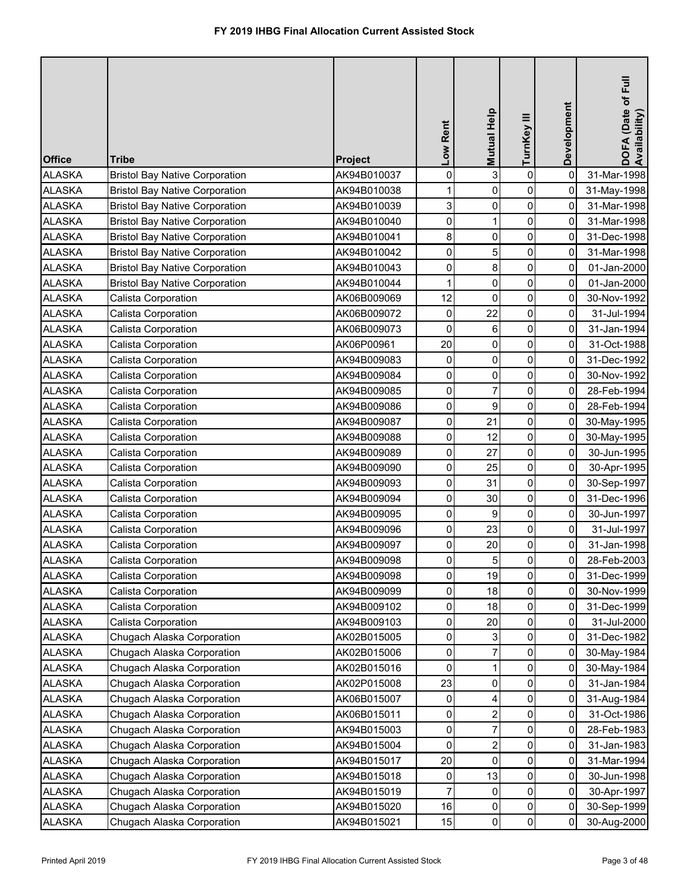# FY 2019 IHBG Final Allocation Current Assisted Stock

| Office | Tribe | Project | Low Rent | Mutual Help | TurnKey III | Development | DOFA (Date of Full Availability) |
|---|---|---|---|---|---|---|---|
| ALASKA | Bristol Bay Native Corporation | AK94B010037 | 0 | 3 | 0 | 0 | 31-Mar-1998 |
| ALASKA | Bristol Bay Native Corporation | AK94B010038 | 1 | 0 | 0 | 0 | 31-May-1998 |
| ALASKA | Bristol Bay Native Corporation | AK94B010039 | 3 | 0 | 0 | 0 | 31-Mar-1998 |
| ALASKA | Bristol Bay Native Corporation | AK94B010040 | 0 | 1 | 0 | 0 | 31-Mar-1998 |
| ALASKA | Bristol Bay Native Corporation | AK94B010041 | 8 | 0 | 0 | 0 | 31-Dec-1998 |
| ALASKA | Bristol Bay Native Corporation | AK94B010042 | 0 | 5 | 0 | 0 | 31-Mar-1998 |
| ALASKA | Bristol Bay Native Corporation | AK94B010043 | 0 | 8 | 0 | 0 | 01-Jan-2000 |
| ALASKA | Bristol Bay Native Corporation | AK94B010044 | 1 | 0 | 0 | 0 | 01-Jan-2000 |
| ALASKA | Calista Corporation | AK06B009069 | 12 | 0 | 0 | 0 | 30-Nov-1992 |
| ALASKA | Calista Corporation | AK06B009072 | 0 | 22 | 0 | 0 | 31-Jul-1994 |
| ALASKA | Calista Corporation | AK06B009073 | 0 | 6 | 0 | 0 | 31-Jan-1994 |
| ALASKA | Calista Corporation | AK06P00961 | 20 | 0 | 0 | 0 | 31-Oct-1988 |
| ALASKA | Calista Corporation | AK94B009083 | 0 | 0 | 0 | 0 | 31-Dec-1992 |
| ALASKA | Calista Corporation | AK94B009084 | 0 | 0 | 0 | 0 | 30-Nov-1992 |
| ALASKA | Calista Corporation | AK94B009085 | 0 | 7 | 0 | 0 | 28-Feb-1994 |
| ALASKA | Calista Corporation | AK94B009086 | 0 | 9 | 0 | 0 | 28-Feb-1994 |
| ALASKA | Calista Corporation | AK94B009087 | 0 | 21 | 0 | 0 | 30-May-1995 |
| ALASKA | Calista Corporation | AK94B009088 | 0 | 12 | 0 | 0 | 30-May-1995 |
| ALASKA | Calista Corporation | AK94B009089 | 0 | 27 | 0 | 0 | 30-Jun-1995 |
| ALASKA | Calista Corporation | AK94B009090 | 0 | 25 | 0 | 0 | 30-Apr-1995 |
| ALASKA | Calista Corporation | AK94B009093 | 0 | 31 | 0 | 0 | 30-Sep-1997 |
| ALASKA | Calista Corporation | AK94B009094 | 0 | 30 | 0 | 0 | 31-Dec-1996 |
| ALASKA | Calista Corporation | AK94B009095 | 0 | 9 | 0 | 0 | 30-Jun-1997 |
| ALASKA | Calista Corporation | AK94B009096 | 0 | 23 | 0 | 0 | 31-Jul-1997 |
| ALASKA | Calista Corporation | AK94B009097 | 0 | 20 | 0 | 0 | 31-Jan-1998 |
| ALASKA | Calista Corporation | AK94B009098 | 0 | 5 | 0 | 0 | 28-Feb-2003 |
| ALASKA | Calista Corporation | AK94B009098 | 0 | 19 | 0 | 0 | 31-Dec-1999 |
| ALASKA | Calista Corporation | AK94B009099 | 0 | 18 | 0 | 0 | 30-Nov-1999 |
| ALASKA | Calista Corporation | AK94B009102 | 0 | 18 | 0 | 0 | 31-Dec-1999 |
| ALASKA | Calista Corporation | AK94B009103 | 0 | 20 | 0 | 0 | 31-Jul-2000 |
| ALASKA | Chugach Alaska Corporation | AK02B015005 | 0 | 3 | 0 | 0 | 31-Dec-1982 |
| ALASKA | Chugach Alaska Corporation | AK02B015006 | 0 | 7 | 0 | 0 | 30-May-1984 |
| ALASKA | Chugach Alaska Corporation | AK02B015016 | 0 | 1 | 0 | 0 | 30-May-1984 |
| ALASKA | Chugach Alaska Corporation | AK02P015008 | 23 | 0 | 0 | 0 | 31-Jan-1984 |
| ALASKA | Chugach Alaska Corporation | AK06B015007 | 0 | 4 | 0 | 0 | 31-Aug-1984 |
| ALASKA | Chugach Alaska Corporation | AK06B015011 | 0 | 2 | 0 | 0 | 31-Oct-1986 |
| ALASKA | Chugach Alaska Corporation | AK94B015003 | 0 | 7 | 0 | 0 | 28-Feb-1983 |
| ALASKA | Chugach Alaska Corporation | AK94B015004 | 0 | 2 | 0 | 0 | 31-Jan-1983 |
| ALASKA | Chugach Alaska Corporation | AK94B015017 | 20 | 0 | 0 | 0 | 31-Mar-1994 |
| ALASKA | Chugach Alaska Corporation | AK94B015018 | 0 | 13 | 0 | 0 | 30-Jun-1998 |
| ALASKA | Chugach Alaska Corporation | AK94B015019 | 7 | 0 | 0 | 0 | 30-Apr-1997 |
| ALASKA | Chugach Alaska Corporation | AK94B015020 | 16 | 0 | 0 | 0 | 30-Sep-1999 |
| ALASKA | Chugach Alaska Corporation | AK94B015021 | 15 | 0 | 0 | 0 | 30-Aug-2000 |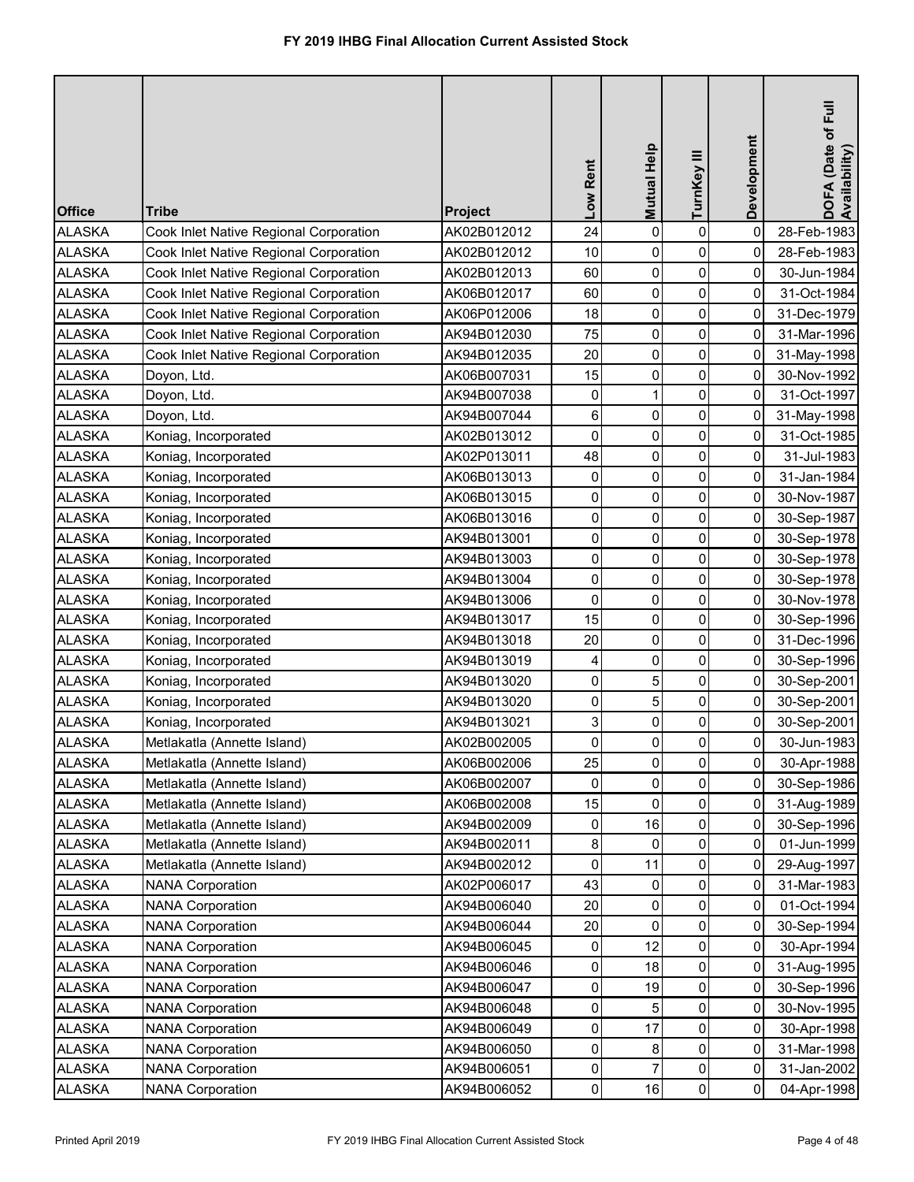# FY 2019 IHBG Final Allocation Current Assisted Stock

| Office | Tribe | Project | Low Rent | Mutual Help | TurnKey III | Development | DOFA (Date of Full Availability) |
|---|---|---|---|---|---|---|---|
| ALASKA | Cook Inlet Native Regional Corporation | AK02B012012 | 24 | 0 | 0 | 0 | 28-Feb-1983 |
| ALASKA | Cook Inlet Native Regional Corporation | AK02B012012 | 10 | 0 | 0 | 0 | 28-Feb-1983 |
| ALASKA | Cook Inlet Native Regional Corporation | AK02B012013 | 60 | 0 | 0 | 0 | 30-Jun-1984 |
| ALASKA | Cook Inlet Native Regional Corporation | AK06B012017 | 60 | 0 | 0 | 0 | 31-Oct-1984 |
| ALASKA | Cook Inlet Native Regional Corporation | AK06P012006 | 18 | 0 | 0 | 0 | 31-Dec-1979 |
| ALASKA | Cook Inlet Native Regional Corporation | AK94B012030 | 75 | 0 | 0 | 0 | 31-Mar-1996 |
| ALASKA | Cook Inlet Native Regional Corporation | AK94B012035 | 20 | 0 | 0 | 0 | 31-May-1998 |
| ALASKA | Doyon, Ltd. | AK06B007031 | 15 | 0 | 0 | 0 | 30-Nov-1992 |
| ALASKA | Doyon, Ltd. | AK94B007038 | 0 | 1 | 0 | 0 | 31-Oct-1997 |
| ALASKA | Doyon, Ltd. | AK94B007044 | 6 | 0 | 0 | 0 | 31-May-1998 |
| ALASKA | Koniag, Incorporated | AK02B013012 | 0 | 0 | 0 | 0 | 31-Oct-1985 |
| ALASKA | Koniag, Incorporated | AK02P013011 | 48 | 0 | 0 | 0 | 31-Jul-1983 |
| ALASKA | Koniag, Incorporated | AK06B013013 | 0 | 0 | 0 | 0 | 31-Jan-1984 |
| ALASKA | Koniag, Incorporated | AK06B013015 | 0 | 0 | 0 | 0 | 30-Nov-1987 |
| ALASKA | Koniag, Incorporated | AK06B013016 | 0 | 0 | 0 | 0 | 30-Sep-1987 |
| ALASKA | Koniag, Incorporated | AK94B013001 | 0 | 0 | 0 | 0 | 30-Sep-1978 |
| ALASKA | Koniag, Incorporated | AK94B013003 | 0 | 0 | 0 | 0 | 30-Sep-1978 |
| ALASKA | Koniag, Incorporated | AK94B013004 | 0 | 0 | 0 | 0 | 30-Sep-1978 |
| ALASKA | Koniag, Incorporated | AK94B013006 | 0 | 0 | 0 | 0 | 30-Nov-1978 |
| ALASKA | Koniag, Incorporated | AK94B013017 | 15 | 0 | 0 | 0 | 30-Sep-1996 |
| ALASKA | Koniag, Incorporated | AK94B013018 | 20 | 0 | 0 | 0 | 31-Dec-1996 |
| ALASKA | Koniag, Incorporated | AK94B013019 | 4 | 0 | 0 | 0 | 30-Sep-1996 |
| ALASKA | Koniag, Incorporated | AK94B013020 | 0 | 5 | 0 | 0 | 30-Sep-2001 |
| ALASKA | Koniag, Incorporated | AK94B013020 | 0 | 5 | 0 | 0 | 30-Sep-2001 |
| ALASKA | Koniag, Incorporated | AK94B013021 | 3 | 0 | 0 | 0 | 30-Sep-2001 |
| ALASKA | Metlakatla (Annette Island) | AK02B002005 | 0 | 0 | 0 | 0 | 30-Jun-1983 |
| ALASKA | Metlakatla (Annette Island) | AK06B002006 | 25 | 0 | 0 | 0 | 30-Apr-1988 |
| ALASKA | Metlakatla (Annette Island) | AK06B002007 | 0 | 0 | 0 | 0 | 30-Sep-1986 |
| ALASKA | Metlakatla (Annette Island) | AK06B002008 | 15 | 0 | 0 | 0 | 31-Aug-1989 |
| ALASKA | Metlakatla (Annette Island) | AK94B002009 | 0 | 16 | 0 | 0 | 30-Sep-1996 |
| ALASKA | Metlakatla (Annette Island) | AK94B002011 | 8 | 0 | 0 | 0 | 01-Jun-1999 |
| ALASKA | Metlakatla (Annette Island) | AK94B002012 | 0 | 11 | 0 | 0 | 29-Aug-1997 |
| ALASKA | NANA Corporation | AK02P006017 | 43 | 0 | 0 | 0 | 31-Mar-1983 |
| ALASKA | NANA Corporation | AK94B006040 | 20 | 0 | 0 | 0 | 01-Oct-1994 |
| ALASKA | NANA Corporation | AK94B006044 | 20 | 0 | 0 | 0 | 30-Sep-1994 |
| ALASKA | NANA Corporation | AK94B006045 | 0 | 12 | 0 | 0 | 30-Apr-1994 |
| ALASKA | NANA Corporation | AK94B006046 | 0 | 18 | 0 | 0 | 31-Aug-1995 |
| ALASKA | NANA Corporation | AK94B006047 | 0 | 19 | 0 | 0 | 30-Sep-1996 |
| ALASKA | NANA Corporation | AK94B006048 | 0 | 5 | 0 | 0 | 30-Nov-1995 |
| ALASKA | NANA Corporation | AK94B006049 | 0 | 17 | 0 | 0 | 30-Apr-1998 |
| ALASKA | NANA Corporation | AK94B006050 | 0 | 8 | 0 | 0 | 31-Mar-1998 |
| ALASKA | NANA Corporation | AK94B006051 | 0 | 7 | 0 | 0 | 31-Jan-2002 |
| ALASKA | NANA Corporation | AK94B006052 | 0 | 16 | 0 | 0 | 04-Apr-1998 |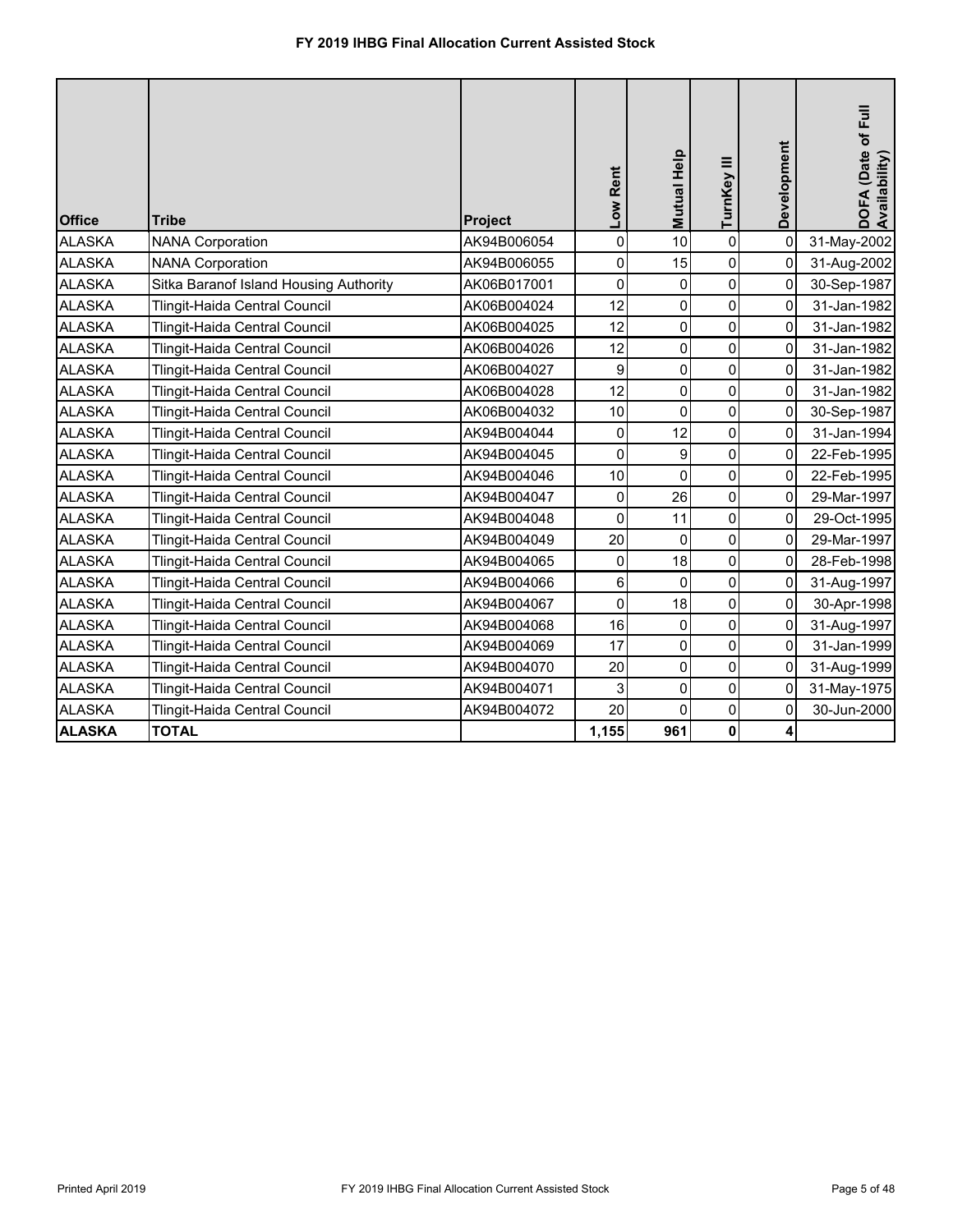# FY 2019 IHBG Final Allocation Current Assisted Stock

| Office | Tribe | Project | Low Rent | Mutual Help | TurnKey III | Development | DOFA (Date of Full Availability) |
|---|---|---|---|---|---|---|---|
| ALASKA | NANA Corporation | AK94B006054 | 0 | 10 | 0 | 0 | 31-May-2002 |
| ALASKA | NANA Corporation | AK94B006055 | 0 | 15 | 0 | 0 | 31-Aug-2002 |
| ALASKA | Sitka Baranof Island Housing Authority | AK06B017001 | 0 | 0 | 0 | 0 | 30-Sep-1987 |
| ALASKA | Tlingit-Haida Central Council | AK06B004024 | 12 | 0 | 0 | 0 | 31-Jan-1982 |
| ALASKA | Tlingit-Haida Central Council | AK06B004025 | 12 | 0 | 0 | 0 | 31-Jan-1982 |
| ALASKA | Tlingit-Haida Central Council | AK06B004026 | 12 | 0 | 0 | 0 | 31-Jan-1982 |
| ALASKA | Tlingit-Haida Central Council | AK06B004027 | 9 | 0 | 0 | 0 | 31-Jan-1982 |
| ALASKA | Tlingit-Haida Central Council | AK06B004028 | 12 | 0 | 0 | 0 | 31-Jan-1982 |
| ALASKA | Tlingit-Haida Central Council | AK06B004032 | 10 | 0 | 0 | 0 | 30-Sep-1987 |
| ALASKA | Tlingit-Haida Central Council | AK94B004044 | 0 | 12 | 0 | 0 | 31-Jan-1994 |
| ALASKA | Tlingit-Haida Central Council | AK94B004045 | 0 | 9 | 0 | 0 | 22-Feb-1995 |
| ALASKA | Tlingit-Haida Central Council | AK94B004046 | 10 | 0 | 0 | 0 | 22-Feb-1995 |
| ALASKA | Tlingit-Haida Central Council | AK94B004047 | 0 | 26 | 0 | 0 | 29-Mar-1997 |
| ALASKA | Tlingit-Haida Central Council | AK94B004048 | 0 | 11 | 0 | 0 | 29-Oct-1995 |
| ALASKA | Tlingit-Haida Central Council | AK94B004049 | 20 | 0 | 0 | 0 | 29-Mar-1997 |
| ALASKA | Tlingit-Haida Central Council | AK94B004065 | 0 | 18 | 0 | 0 | 28-Feb-1998 |
| ALASKA | Tlingit-Haida Central Council | AK94B004066 | 6 | 0 | 0 | 0 | 31-Aug-1997 |
| ALASKA | Tlingit-Haida Central Council | AK94B004067 | 0 | 18 | 0 | 0 | 30-Apr-1998 |
| ALASKA | Tlingit-Haida Central Council | AK94B004068 | 16 | 0 | 0 | 0 | 31-Aug-1997 |
| ALASKA | Tlingit-Haida Central Council | AK94B004069 | 17 | 0 | 0 | 0 | 31-Jan-1999 |
| ALASKA | Tlingit-Haida Central Council | AK94B004070 | 20 | 0 | 0 | 0 | 31-Aug-1999 |
| ALASKA | Tlingit-Haida Central Council | AK94B004071 | 3 | 0 | 0 | 0 | 31-May-1975 |
| ALASKA | Tlingit-Haida Central Council | AK94B004072 | 20 | 0 | 0 | 0 | 30-Jun-2000 |
| **ALASKA** | **TOTAL** | | **1,155** | **961** | **0** | **4** | |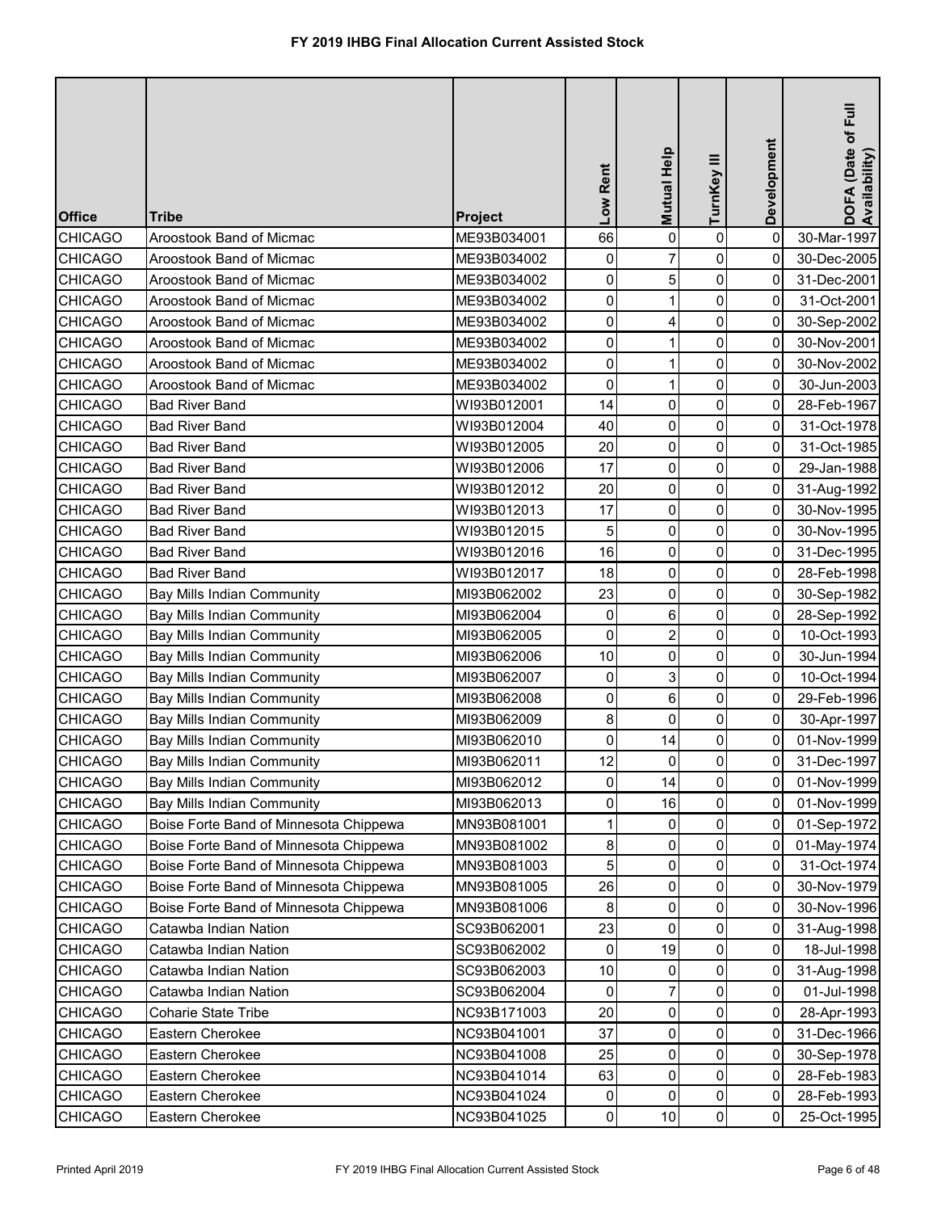# FY 2019 IHBG Final Allocation Current Assisted Stock

| Office | Tribe | Project | Low Rent | Mutual Help | TurnKey III | Development | DOFA (Date of Full Availability) |
|---|---|---|---|---|---|---|---|
| CHICAGO | Aroostook Band of Micmac | ME93B034001 | 66 | 0 | 0 | 0 | 30-Mar-1997 |
| CHICAGO | Aroostook Band of Micmac | ME93B034002 | 0 | 7 | 0 | 0 | 30-Dec-2005 |
| CHICAGO | Aroostook Band of Micmac | ME93B034002 | 0 | 5 | 0 | 0 | 31-Dec-2001 |
| CHICAGO | Aroostook Band of Micmac | ME93B034002 | 0 | 1 | 0 | 0 | 31-Oct-2001 |
| CHICAGO | Aroostook Band of Micmac | ME93B034002 | 0 | 4 | 0 | 0 | 30-Sep-2002 |
| CHICAGO | Aroostook Band of Micmac | ME93B034002 | 0 | 1 | 0 | 0 | 30-Nov-2001 |
| CHICAGO | Aroostook Band of Micmac | ME93B034002 | 0 | 1 | 0 | 0 | 30-Nov-2002 |
| CHICAGO | Aroostook Band of Micmac | ME93B034002 | 0 | 1 | 0 | 0 | 30-Jun-2003 |
| CHICAGO | Bad River Band | WI93B012001 | 14 | 0 | 0 | 0 | 28-Feb-1967 |
| CHICAGO | Bad River Band | WI93B012004 | 40 | 0 | 0 | 0 | 31-Oct-1978 |
| CHICAGO | Bad River Band | WI93B012005 | 20 | 0 | 0 | 0 | 31-Oct-1985 |
| CHICAGO | Bad River Band | WI93B012006 | 17 | 0 | 0 | 0 | 29-Jan-1988 |
| CHICAGO | Bad River Band | WI93B012012 | 20 | 0 | 0 | 0 | 31-Aug-1992 |
| CHICAGO | Bad River Band | WI93B012013 | 17 | 0 | 0 | 0 | 30-Nov-1995 |
| CHICAGO | Bad River Band | WI93B012015 | 5 | 0 | 0 | 0 | 30-Nov-1995 |
| CHICAGO | Bad River Band | WI93B012016 | 16 | 0 | 0 | 0 | 31-Dec-1995 |
| CHICAGO | Bad River Band | WI93B012017 | 18 | 0 | 0 | 0 | 28-Feb-1998 |
| CHICAGO | Bay Mills Indian Community | MI93B062002 | 23 | 0 | 0 | 0 | 30-Sep-1982 |
| CHICAGO | Bay Mills Indian Community | MI93B062004 | 0 | 6 | 0 | 0 | 28-Sep-1992 |
| CHICAGO | Bay Mills Indian Community | MI93B062005 | 0 | 2 | 0 | 0 | 10-Oct-1993 |
| CHICAGO | Bay Mills Indian Community | MI93B062006 | 10 | 0 | 0 | 0 | 30-Jun-1994 |
| CHICAGO | Bay Mills Indian Community | MI93B062007 | 0 | 3 | 0 | 0 | 10-Oct-1994 |
| CHICAGO | Bay Mills Indian Community | MI93B062008 | 0 | 6 | 0 | 0 | 29-Feb-1996 |
| CHICAGO | Bay Mills Indian Community | MI93B062009 | 8 | 0 | 0 | 0 | 30-Apr-1997 |
| CHICAGO | Bay Mills Indian Community | MI93B062010 | 0 | 14 | 0 | 0 | 01-Nov-1999 |
| CHICAGO | Bay Mills Indian Community | MI93B062011 | 12 | 0 | 0 | 0 | 31-Dec-1997 |
| CHICAGO | Bay Mills Indian Community | MI93B062012 | 0 | 14 | 0 | 0 | 01-Nov-1999 |
| CHICAGO | Bay Mills Indian Community | MI93B062013 | 0 | 16 | 0 | 0 | 01-Nov-1999 |
| CHICAGO | Boise Forte Band of Minnesota Chippewa | MN93B081001 | 1 | 0 | 0 | 0 | 01-Sep-1972 |
| CHICAGO | Boise Forte Band of Minnesota Chippewa | MN93B081002 | 8 | 0 | 0 | 0 | 01-May-1974 |
| CHICAGO | Boise Forte Band of Minnesota Chippewa | MN93B081003 | 5 | 0 | 0 | 0 | 31-Oct-1974 |
| CHICAGO | Boise Forte Band of Minnesota Chippewa | MN93B081005 | 26 | 0 | 0 | 0 | 30-Nov-1979 |
| CHICAGO | Boise Forte Band of Minnesota Chippewa | MN93B081006 | 8 | 0 | 0 | 0 | 30-Nov-1996 |
| CHICAGO | Catawba Indian Nation | SC93B062001 | 23 | 0 | 0 | 0 | 31-Aug-1998 |
| CHICAGO | Catawba Indian Nation | SC93B062002 | 0 | 19 | 0 | 0 | 18-Jul-1998 |
| CHICAGO | Catawba Indian Nation | SC93B062003 | 10 | 0 | 0 | 0 | 31-Aug-1998 |
| CHICAGO | Catawba Indian Nation | SC93B062004 | 0 | 7 | 0 | 0 | 01-Jul-1998 |
| CHICAGO | Coharie State Tribe | NC93B171003 | 20 | 0 | 0 | 0 | 28-Apr-1993 |
| CHICAGO | Eastern Cherokee | NC93B041001 | 37 | 0 | 0 | 0 | 31-Dec-1966 |
| CHICAGO | Eastern Cherokee | NC93B041008 | 25 | 0 | 0 | 0 | 30-Sep-1978 |
| CHICAGO | Eastern Cherokee | NC93B041014 | 63 | 0 | 0 | 0 | 28-Feb-1983 |
| CHICAGO | Eastern Cherokee | NC93B041024 | 0 | 0 | 0 | 0 | 28-Feb-1993 |
| CHICAGO | Eastern Cherokee | NC93B041025 | 0 | 10 | 0 | 0 | 25-Oct-1995 |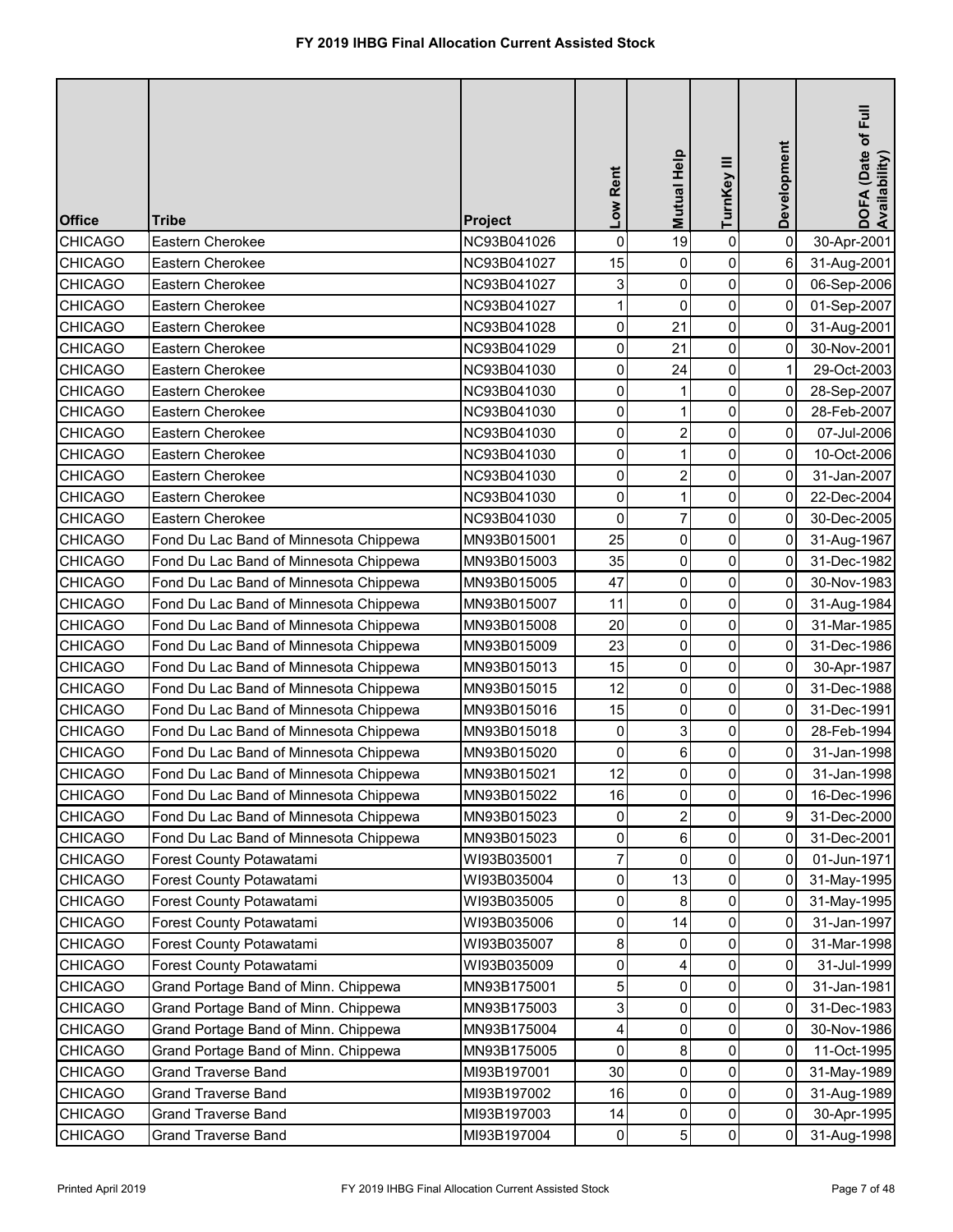# FY 2019 IHBG Final Allocation Current Assisted Stock

| Office | Tribe | Project | Low Rent | Mutual Help | TurnKey III | Development | DOFA (Date of Full Availability) |
|---|---|---|---|---|---|---|---|
| CHICAGO | Eastern Cherokee | NC93B041026 | 0 | 19 | 0 | 0 | 30-Apr-2001 |
| CHICAGO | Eastern Cherokee | NC93B041027 | 15 | 0 | 0 | 6 | 31-Aug-2001 |
| CHICAGO | Eastern Cherokee | NC93B041027 | 3 | 0 | 0 | 0 | 06-Sep-2006 |
| CHICAGO | Eastern Cherokee | NC93B041027 | 1 | 0 | 0 | 0 | 01-Sep-2007 |
| CHICAGO | Eastern Cherokee | NC93B041028 | 0 | 21 | 0 | 0 | 31-Aug-2001 |
| CHICAGO | Eastern Cherokee | NC93B041029 | 0 | 21 | 0 | 0 | 30-Nov-2001 |
| CHICAGO | Eastern Cherokee | NC93B041030 | 0 | 24 | 0 | 1 | 29-Oct-2003 |
| CHICAGO | Eastern Cherokee | NC93B041030 | 0 | 1 | 0 | 0 | 28-Sep-2007 |
| CHICAGO | Eastern Cherokee | NC93B041030 | 0 | 1 | 0 | 0 | 28-Feb-2007 |
| CHICAGO | Eastern Cherokee | NC93B041030 | 0 | 2 | 0 | 0 | 07-Jul-2006 |
| CHICAGO | Eastern Cherokee | NC93B041030 | 0 | 1 | 0 | 0 | 10-Oct-2006 |
| CHICAGO | Eastern Cherokee | NC93B041030 | 0 | 2 | 0 | 0 | 31-Jan-2007 |
| CHICAGO | Eastern Cherokee | NC93B041030 | 0 | 1 | 0 | 0 | 22-Dec-2004 |
| CHICAGO | Eastern Cherokee | NC93B041030 | 0 | 7 | 0 | 0 | 30-Dec-2005 |
| CHICAGO | Fond Du Lac Band of Minnesota Chippewa | MN93B015001 | 25 | 0 | 0 | 0 | 31-Aug-1967 |
| CHICAGO | Fond Du Lac Band of Minnesota Chippewa | MN93B015003 | 35 | 0 | 0 | 0 | 31-Dec-1982 |
| CHICAGO | Fond Du Lac Band of Minnesota Chippewa | MN93B015005 | 47 | 0 | 0 | 0 | 30-Nov-1983 |
| CHICAGO | Fond Du Lac Band of Minnesota Chippewa | MN93B015007 | 11 | 0 | 0 | 0 | 31-Aug-1984 |
| CHICAGO | Fond Du Lac Band of Minnesota Chippewa | MN93B015008 | 20 | 0 | 0 | 0 | 31-Mar-1985 |
| CHICAGO | Fond Du Lac Band of Minnesota Chippewa | MN93B015009 | 23 | 0 | 0 | 0 | 31-Dec-1986 |
| CHICAGO | Fond Du Lac Band of Minnesota Chippewa | MN93B015013 | 15 | 0 | 0 | 0 | 30-Apr-1987 |
| CHICAGO | Fond Du Lac Band of Minnesota Chippewa | MN93B015015 | 12 | 0 | 0 | 0 | 31-Dec-1988 |
| CHICAGO | Fond Du Lac Band of Minnesota Chippewa | MN93B015016 | 15 | 0 | 0 | 0 | 31-Dec-1991 |
| CHICAGO | Fond Du Lac Band of Minnesota Chippewa | MN93B015018 | 0 | 3 | 0 | 0 | 28-Feb-1994 |
| CHICAGO | Fond Du Lac Band of Minnesota Chippewa | MN93B015020 | 0 | 6 | 0 | 0 | 31-Jan-1998 |
| CHICAGO | Fond Du Lac Band of Minnesota Chippewa | MN93B015021 | 12 | 0 | 0 | 0 | 31-Jan-1998 |
| CHICAGO | Fond Du Lac Band of Minnesota Chippewa | MN93B015022 | 16 | 0 | 0 | 0 | 16-Dec-1996 |
| CHICAGO | Fond Du Lac Band of Minnesota Chippewa | MN93B015023 | 0 | 2 | 0 | 9 | 31-Dec-2000 |
| CHICAGO | Fond Du Lac Band of Minnesota Chippewa | MN93B015023 | 0 | 6 | 0 | 0 | 31-Dec-2001 |
| CHICAGO | Forest County Potawatami | WI93B035001 | 7 | 0 | 0 | 0 | 01-Jun-1971 |
| CHICAGO | Forest County Potawatami | WI93B035004 | 0 | 13 | 0 | 0 | 31-May-1995 |
| CHICAGO | Forest County Potawatami | WI93B035005 | 0 | 8 | 0 | 0 | 31-May-1995 |
| CHICAGO | Forest County Potawatami | WI93B035006 | 0 | 14 | 0 | 0 | 31-Jan-1997 |
| CHICAGO | Forest County Potawatami | WI93B035007 | 8 | 0 | 0 | 0 | 31-Mar-1998 |
| CHICAGO | Forest County Potawatami | WI93B035009 | 0 | 4 | 0 | 0 | 31-Jul-1999 |
| CHICAGO | Grand Portage Band of Minn. Chippewa | MN93B175001 | 5 | 0 | 0 | 0 | 31-Jan-1981 |
| CHICAGO | Grand Portage Band of Minn. Chippewa | MN93B175003 | 3 | 0 | 0 | 0 | 31-Dec-1983 |
| CHICAGO | Grand Portage Band of Minn. Chippewa | MN93B175004 | 4 | 0 | 0 | 0 | 30-Nov-1986 |
| CHICAGO | Grand Portage Band of Minn. Chippewa | MN93B175005 | 0 | 8 | 0 | 0 | 11-Oct-1995 |
| CHICAGO | Grand Traverse Band | MI93B197001 | 30 | 0 | 0 | 0 | 31-May-1989 |
| CHICAGO | Grand Traverse Band | MI93B197002 | 16 | 0 | 0 | 0 | 31-Aug-1989 |
| CHICAGO | Grand Traverse Band | MI93B197003 | 14 | 0 | 0 | 0 | 30-Apr-1995 |
| CHICAGO | Grand Traverse Band | MI93B197004 | 0 | 5 | 0 | 0 | 31-Aug-1998 |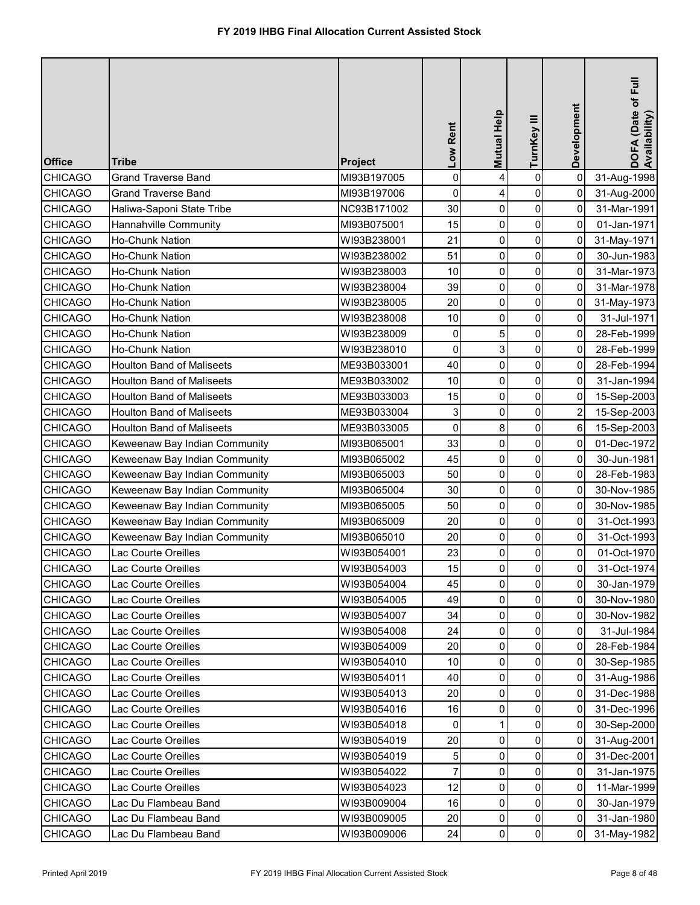# FY 2019 IHBG Final Allocation Current Assisted Stock

| Office | Tribe | Project | Low Rent | Mutual Help | TurnKey III | Development | DOFA (Date of Full Availability) |
|---|---|---|---|---|---|---|---|
| CHICAGO | Grand Traverse Band | MI93B197005 | 0 | 4 | 0 | 0 | 31-Aug-1998 |
| CHICAGO | Grand Traverse Band | MI93B197006 | 0 | 4 | 0 | 0 | 31-Aug-2000 |
| CHICAGO | Haliwa-Saponi State Tribe | NC93B171002 | 30 | 0 | 0 | 0 | 31-Mar-1991 |
| CHICAGO | Hannahville Community | MI93B075001 | 15 | 0 | 0 | 0 | 01-Jan-1971 |
| CHICAGO | Ho-Chunk Nation | WI93B238001 | 21 | 0 | 0 | 0 | 31-May-1971 |
| CHICAGO | Ho-Chunk Nation | WI93B238002 | 51 | 0 | 0 | 0 | 30-Jun-1983 |
| CHICAGO | Ho-Chunk Nation | WI93B238003 | 10 | 0 | 0 | 0 | 31-Mar-1973 |
| CHICAGO | Ho-Chunk Nation | WI93B238004 | 39 | 0 | 0 | 0 | 31-Mar-1978 |
| CHICAGO | Ho-Chunk Nation | WI93B238005 | 20 | 0 | 0 | 0 | 31-May-1973 |
| CHICAGO | Ho-Chunk Nation | WI93B238008 | 10 | 0 | 0 | 0 | 31-Jul-1971 |
| CHICAGO | Ho-Chunk Nation | WI93B238009 | 0 | 5 | 0 | 0 | 28-Feb-1999 |
| CHICAGO | Ho-Chunk Nation | WI93B238010 | 0 | 3 | 0 | 0 | 28-Feb-1999 |
| CHICAGO | Houlton Band of Maliseets | ME93B033001 | 40 | 0 | 0 | 0 | 28-Feb-1994 |
| CHICAGO | Houlton Band of Maliseets | ME93B033002 | 10 | 0 | 0 | 0 | 31-Jan-1994 |
| CHICAGO | Houlton Band of Maliseets | ME93B033003 | 15 | 0 | 0 | 0 | 15-Sep-2003 |
| CHICAGO | Houlton Band of Maliseets | ME93B033004 | 3 | 0 | 0 | 2 | 15-Sep-2003 |
| CHICAGO | Houlton Band of Maliseets | ME93B033005 | 0 | 8 | 0 | 6 | 15-Sep-2003 |
| CHICAGO | Keweenaw Bay Indian Community | MI93B065001 | 33 | 0 | 0 | 0 | 01-Dec-1972 |
| CHICAGO | Keweenaw Bay Indian Community | MI93B065002 | 45 | 0 | 0 | 0 | 30-Jun-1981 |
| CHICAGO | Keweenaw Bay Indian Community | MI93B065003 | 50 | 0 | 0 | 0 | 28-Feb-1983 |
| CHICAGO | Keweenaw Bay Indian Community | MI93B065004 | 30 | 0 | 0 | 0 | 30-Nov-1985 |
| CHICAGO | Keweenaw Bay Indian Community | MI93B065005 | 50 | 0 | 0 | 0 | 30-Nov-1985 |
| CHICAGO | Keweenaw Bay Indian Community | MI93B065009 | 20 | 0 | 0 | 0 | 31-Oct-1993 |
| CHICAGO | Keweenaw Bay Indian Community | MI93B065010 | 20 | 0 | 0 | 0 | 31-Oct-1993 |
| CHICAGO | Lac Courte Oreilles | WI93B054001 | 23 | 0 | 0 | 0 | 01-Oct-1970 |
| CHICAGO | Lac Courte Oreilles | WI93B054003 | 15 | 0 | 0 | 0 | 31-Oct-1974 |
| CHICAGO | Lac Courte Oreilles | WI93B054004 | 45 | 0 | 0 | 0 | 30-Jan-1979 |
| CHICAGO | Lac Courte Oreilles | WI93B054005 | 49 | 0 | 0 | 0 | 30-Nov-1980 |
| CHICAGO | Lac Courte Oreilles | WI93B054007 | 34 | 0 | 0 | 0 | 30-Nov-1982 |
| CHICAGO | Lac Courte Oreilles | WI93B054008 | 24 | 0 | 0 | 0 | 31-Jul-1984 |
| CHICAGO | Lac Courte Oreilles | WI93B054009 | 20 | 0 | 0 | 0 | 28-Feb-1984 |
| CHICAGO | Lac Courte Oreilles | WI93B054010 | 10 | 0 | 0 | 0 | 30-Sep-1985 |
| CHICAGO | Lac Courte Oreilles | WI93B054011 | 40 | 0 | 0 | 0 | 31-Aug-1986 |
| CHICAGO | Lac Courte Oreilles | WI93B054013 | 20 | 0 | 0 | 0 | 31-Dec-1988 |
| CHICAGO | Lac Courte Oreilles | WI93B054016 | 16 | 0 | 0 | 0 | 31-Dec-1996 |
| CHICAGO | Lac Courte Oreilles | WI93B054018 | 0 | 1 | 0 | 0 | 30-Sep-2000 |
| CHICAGO | Lac Courte Oreilles | WI93B054019 | 20 | 0 | 0 | 0 | 31-Aug-2001 |
| CHICAGO | Lac Courte Oreilles | WI93B054019 | 5 | 0 | 0 | 0 | 31-Dec-2001 |
| CHICAGO | Lac Courte Oreilles | WI93B054022 | 7 | 0 | 0 | 0 | 31-Jan-1975 |
| CHICAGO | Lac Courte Oreilles | WI93B054023 | 12 | 0 | 0 | 0 | 11-Mar-1999 |
| CHICAGO | Lac Du Flambeau Band | WI93B009004 | 16 | 0 | 0 | 0 | 30-Jan-1979 |
| CHICAGO | Lac Du Flambeau Band | WI93B009005 | 20 | 0 | 0 | 0 | 31-Jan-1980 |
| CHICAGO | Lac Du Flambeau Band | WI93B009006 | 24 | 0 | 0 | 0 | 31-May-1982 |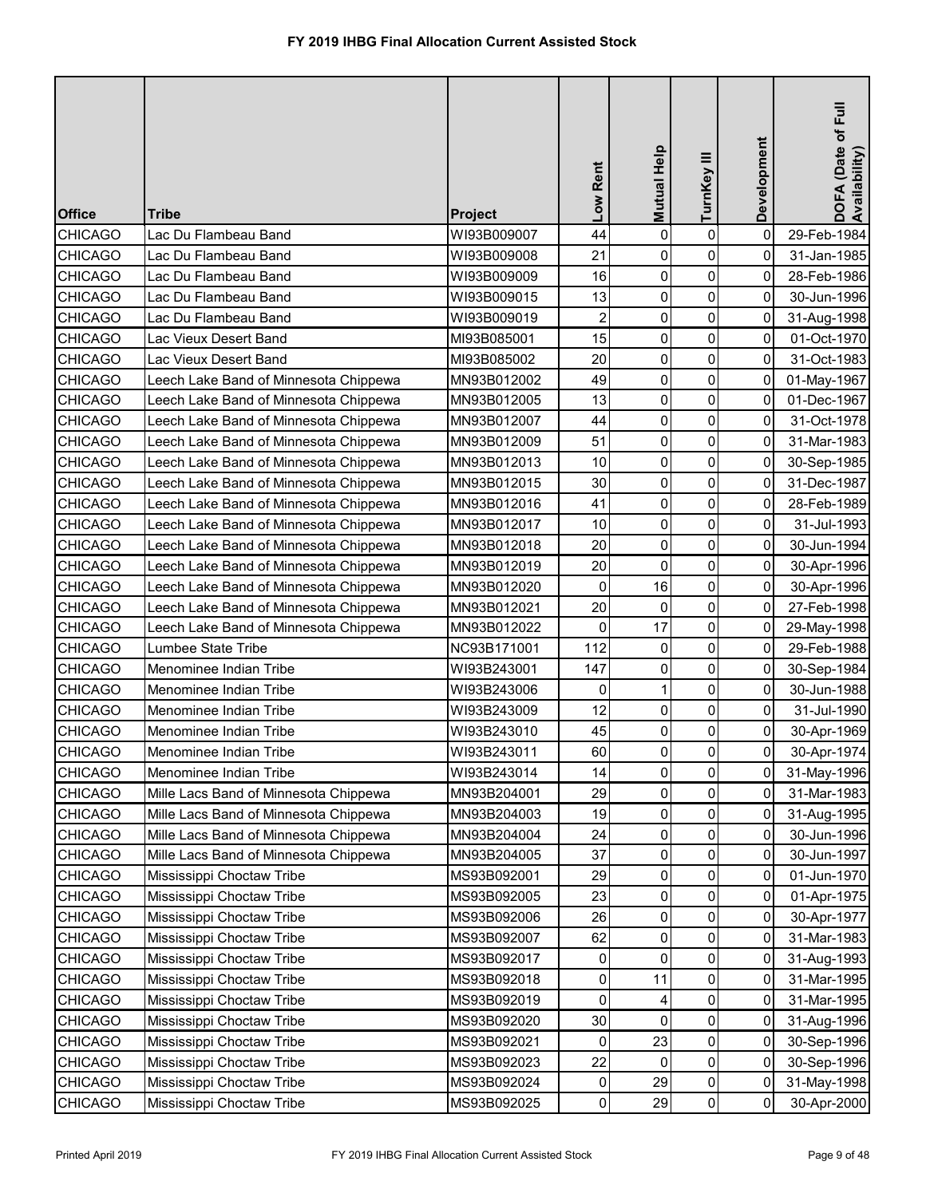# FY 2019 IHBG Final Allocation Current Assisted Stock

| Office | Tribe | Project | Low Rent | Mutual Help | TurnKey III | Development | DOFA (Date of Full Availability) |
|---|---|---|---|---|---|---|---|
| CHICAGO | Lac Du Flambeau Band | WI93B009007 | 44 | 0 | 0 | 0 | 29-Feb-1984 |
| CHICAGO | Lac Du Flambeau Band | WI93B009008 | 21 | 0 | 0 | 0 | 31-Jan-1985 |
| CHICAGO | Lac Du Flambeau Band | WI93B009009 | 16 | 0 | 0 | 0 | 28-Feb-1986 |
| CHICAGO | Lac Du Flambeau Band | WI93B009015 | 13 | 0 | 0 | 0 | 30-Jun-1996 |
| CHICAGO | Lac Du Flambeau Band | WI93B009019 | 2 | 0 | 0 | 0 | 31-Aug-1998 |
| CHICAGO | Lac Vieux Desert Band | MI93B085001 | 15 | 0 | 0 | 0 | 01-Oct-1970 |
| CHICAGO | Lac Vieux Desert Band | MI93B085002 | 20 | 0 | 0 | 0 | 31-Oct-1983 |
| CHICAGO | Leech Lake Band of Minnesota Chippewa | MN93B012002 | 49 | 0 | 0 | 0 | 01-May-1967 |
| CHICAGO | Leech Lake Band of Minnesota Chippewa | MN93B012005 | 13 | 0 | 0 | 0 | 01-Dec-1967 |
| CHICAGO | Leech Lake Band of Minnesota Chippewa | MN93B012007 | 44 | 0 | 0 | 0 | 31-Oct-1978 |
| CHICAGO | Leech Lake Band of Minnesota Chippewa | MN93B012009 | 51 | 0 | 0 | 0 | 31-Mar-1983 |
| CHICAGO | Leech Lake Band of Minnesota Chippewa | MN93B012013 | 10 | 0 | 0 | 0 | 30-Sep-1985 |
| CHICAGO | Leech Lake Band of Minnesota Chippewa | MN93B012015 | 30 | 0 | 0 | 0 | 31-Dec-1987 |
| CHICAGO | Leech Lake Band of Minnesota Chippewa | MN93B012016 | 41 | 0 | 0 | 0 | 28-Feb-1989 |
| CHICAGO | Leech Lake Band of Minnesota Chippewa | MN93B012017 | 10 | 0 | 0 | 0 | 31-Jul-1993 |
| CHICAGO | Leech Lake Band of Minnesota Chippewa | MN93B012018 | 20 | 0 | 0 | 0 | 30-Jun-1994 |
| CHICAGO | Leech Lake Band of Minnesota Chippewa | MN93B012019 | 20 | 0 | 0 | 0 | 30-Apr-1996 |
| CHICAGO | Leech Lake Band of Minnesota Chippewa | MN93B012020 | 0 | 16 | 0 | 0 | 30-Apr-1996 |
| CHICAGO | Leech Lake Band of Minnesota Chippewa | MN93B012021 | 20 | 0 | 0 | 0 | 27-Feb-1998 |
| CHICAGO | Leech Lake Band of Minnesota Chippewa | MN93B012022 | 0 | 17 | 0 | 0 | 29-May-1998 |
| CHICAGO | Lumbee State Tribe | NC93B171001 | 112 | 0 | 0 | 0 | 29-Feb-1988 |
| CHICAGO | Menominee Indian Tribe | WI93B243001 | 147 | 0 | 0 | 0 | 30-Sep-1984 |
| CHICAGO | Menominee Indian Tribe | WI93B243006 | 0 | 1 | 0 | 0 | 30-Jun-1988 |
| CHICAGO | Menominee Indian Tribe | WI93B243009 | 12 | 0 | 0 | 0 | 31-Jul-1990 |
| CHICAGO | Menominee Indian Tribe | WI93B243010 | 45 | 0 | 0 | 0 | 30-Apr-1969 |
| CHICAGO | Menominee Indian Tribe | WI93B243011 | 60 | 0 | 0 | 0 | 30-Apr-1974 |
| CHICAGO | Menominee Indian Tribe | WI93B243014 | 14 | 0 | 0 | 0 | 31-May-1996 |
| CHICAGO | Mille Lacs Band of Minnesota Chippewa | MN93B204001 | 29 | 0 | 0 | 0 | 31-Mar-1983 |
| CHICAGO | Mille Lacs Band of Minnesota Chippewa | MN93B204003 | 19 | 0 | 0 | 0 | 31-Aug-1995 |
| CHICAGO | Mille Lacs Band of Minnesota Chippewa | MN93B204004 | 24 | 0 | 0 | 0 | 30-Jun-1996 |
| CHICAGO | Mille Lacs Band of Minnesota Chippewa | MN93B204005 | 37 | 0 | 0 | 0 | 30-Jun-1997 |
| CHICAGO | Mississippi Choctaw Tribe | MS93B092001 | 29 | 0 | 0 | 0 | 01-Jun-1970 |
| CHICAGO | Mississippi Choctaw Tribe | MS93B092005 | 23 | 0 | 0 | 0 | 01-Apr-1975 |
| CHICAGO | Mississippi Choctaw Tribe | MS93B092006 | 26 | 0 | 0 | 0 | 30-Apr-1977 |
| CHICAGO | Mississippi Choctaw Tribe | MS93B092007 | 62 | 0 | 0 | 0 | 31-Mar-1983 |
| CHICAGO | Mississippi Choctaw Tribe | MS93B092017 | 0 | 0 | 0 | 0 | 31-Aug-1993 |
| CHICAGO | Mississippi Choctaw Tribe | MS93B092018 | 0 | 11 | 0 | 0 | 31-Mar-1995 |
| CHICAGO | Mississippi Choctaw Tribe | MS93B092019 | 0 | 4 | 0 | 0 | 31-Mar-1995 |
| CHICAGO | Mississippi Choctaw Tribe | MS93B092020 | 30 | 0 | 0 | 0 | 31-Aug-1996 |
| CHICAGO | Mississippi Choctaw Tribe | MS93B092021 | 0 | 23 | 0 | 0 | 30-Sep-1996 |
| CHICAGO | Mississippi Choctaw Tribe | MS93B092023 | 22 | 0 | 0 | 0 | 30-Sep-1996 |
| CHICAGO | Mississippi Choctaw Tribe | MS93B092024 | 0 | 29 | 0 | 0 | 31-May-1998 |
| CHICAGO | Mississippi Choctaw Tribe | MS93B092025 | 0 | 29 | 0 | 0 | 30-Apr-2000 |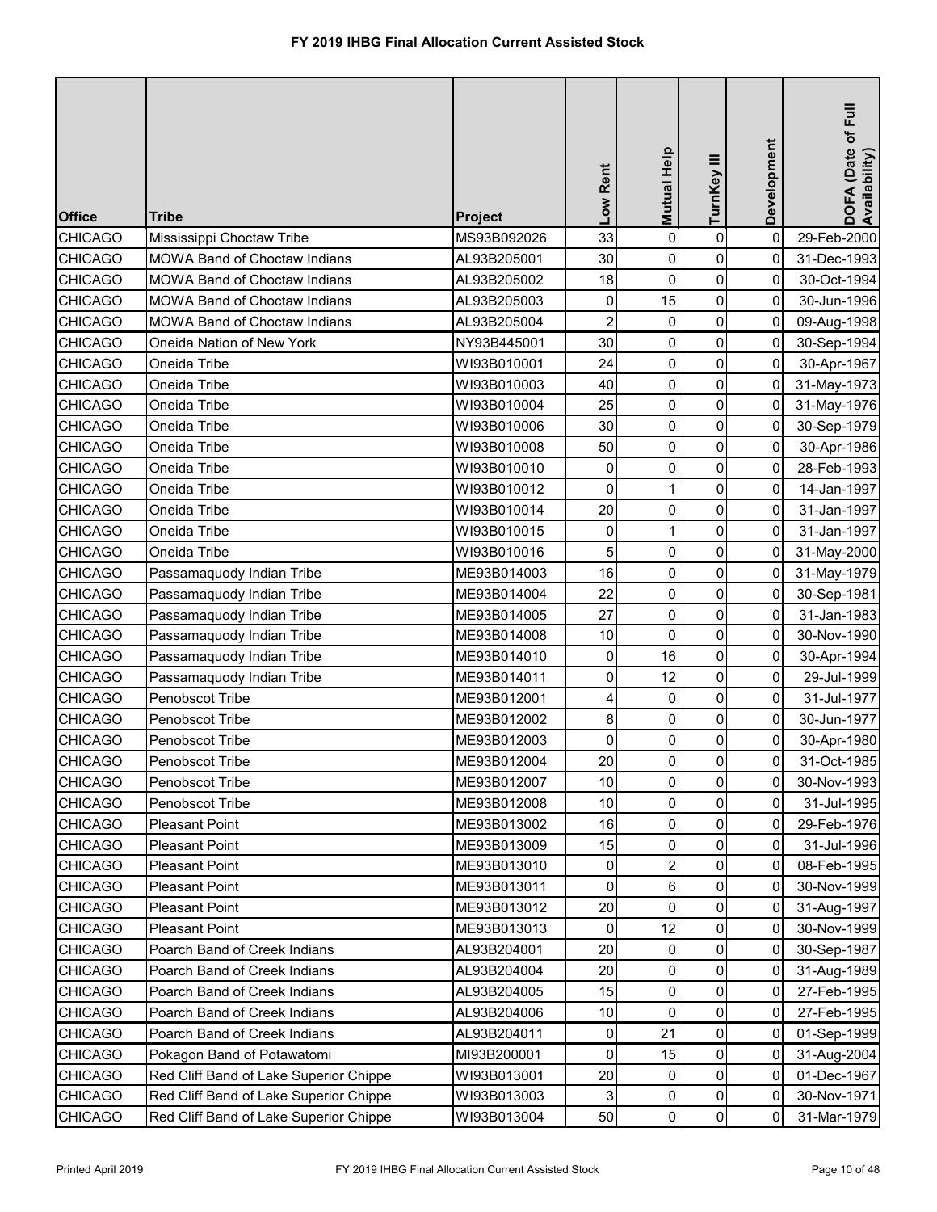# FY 2019 IHBG Final Allocation Current Assisted Stock

| Office | Tribe | Project | Low Rent | Mutual Help | TurnKey III | Development | DOFA (Date of Full Availability) |
|---|---|---|---|---|---|---|---|
| CHICAGO | Mississippi Choctaw Tribe | MS93B092026 | 33 | 0 | 0 | 0 | 29-Feb-2000 |
| CHICAGO | MOWA Band of Choctaw Indians | AL93B205001 | 30 | 0 | 0 | 0 | 31-Dec-1993 |
| CHICAGO | MOWA Band of Choctaw Indians | AL93B205002 | 18 | 0 | 0 | 0 | 30-Oct-1994 |
| CHICAGO | MOWA Band of Choctaw Indians | AL93B205003 | 0 | 15 | 0 | 0 | 30-Jun-1996 |
| CHICAGO | MOWA Band of Choctaw Indians | AL93B205004 | 2 | 0 | 0 | 0 | 09-Aug-1998 |
| CHICAGO | Oneida Nation of New York | NY93B445001 | 30 | 0 | 0 | 0 | 30-Sep-1994 |
| CHICAGO | Oneida Tribe | WI93B010001 | 24 | 0 | 0 | 0 | 30-Apr-1967 |
| CHICAGO | Oneida Tribe | WI93B010003 | 40 | 0 | 0 | 0 | 31-May-1973 |
| CHICAGO | Oneida Tribe | WI93B010004 | 25 | 0 | 0 | 0 | 31-May-1976 |
| CHICAGO | Oneida Tribe | WI93B010006 | 30 | 0 | 0 | 0 | 30-Sep-1979 |
| CHICAGO | Oneida Tribe | WI93B010008 | 50 | 0 | 0 | 0 | 30-Apr-1986 |
| CHICAGO | Oneida Tribe | WI93B010010 | 0 | 0 | 0 | 0 | 28-Feb-1993 |
| CHICAGO | Oneida Tribe | WI93B010012 | 0 | 1 | 0 | 0 | 14-Jan-1997 |
| CHICAGO | Oneida Tribe | WI93B010014 | 20 | 0 | 0 | 0 | 31-Jan-1997 |
| CHICAGO | Oneida Tribe | WI93B010015 | 0 | 1 | 0 | 0 | 31-Jan-1997 |
| CHICAGO | Oneida Tribe | WI93B010016 | 5 | 0 | 0 | 0 | 31-May-2000 |
| CHICAGO | Passamaquody Indian Tribe | ME93B014003 | 16 | 0 | 0 | 0 | 31-May-1979 |
| CHICAGO | Passamaquody Indian Tribe | ME93B014004 | 22 | 0 | 0 | 0 | 30-Sep-1981 |
| CHICAGO | Passamaquody Indian Tribe | ME93B014005 | 27 | 0 | 0 | 0 | 31-Jan-1983 |
| CHICAGO | Passamaquody Indian Tribe | ME93B014008 | 10 | 0 | 0 | 0 | 30-Nov-1990 |
| CHICAGO | Passamaquody Indian Tribe | ME93B014010 | 0 | 16 | 0 | 0 | 30-Apr-1994 |
| CHICAGO | Passamaquody Indian Tribe | ME93B014011 | 0 | 12 | 0 | 0 | 29-Jul-1999 |
| CHICAGO | Penobscot Tribe | ME93B012001 | 4 | 0 | 0 | 0 | 31-Jul-1977 |
| CHICAGO | Penobscot Tribe | ME93B012002 | 8 | 0 | 0 | 0 | 30-Jun-1977 |
| CHICAGO | Penobscot Tribe | ME93B012003 | 0 | 0 | 0 | 0 | 30-Apr-1980 |
| CHICAGO | Penobscot Tribe | ME93B012004 | 20 | 0 | 0 | 0 | 31-Oct-1985 |
| CHICAGO | Penobscot Tribe | ME93B012007 | 10 | 0 | 0 | 0 | 30-Nov-1993 |
| CHICAGO | Penobscot Tribe | ME93B012008 | 10 | 0 | 0 | 0 | 31-Jul-1995 |
| CHICAGO | Pleasant Point | ME93B013002 | 16 | 0 | 0 | 0 | 29-Feb-1976 |
| CHICAGO | Pleasant Point | ME93B013009 | 15 | 0 | 0 | 0 | 31-Jul-1996 |
| CHICAGO | Pleasant Point | ME93B013010 | 0 | 2 | 0 | 0 | 08-Feb-1995 |
| CHICAGO | Pleasant Point | ME93B013011 | 0 | 6 | 0 | 0 | 30-Nov-1999 |
| CHICAGO | Pleasant Point | ME93B013012 | 20 | 0 | 0 | 0 | 31-Aug-1997 |
| CHICAGO | Pleasant Point | ME93B013013 | 0 | 12 | 0 | 0 | 30-Nov-1999 |
| CHICAGO | Poarch Band of Creek Indians | AL93B204001 | 20 | 0 | 0 | 0 | 30-Sep-1987 |
| CHICAGO | Poarch Band of Creek Indians | AL93B204004 | 20 | 0 | 0 | 0 | 31-Aug-1989 |
| CHICAGO | Poarch Band of Creek Indians | AL93B204005 | 15 | 0 | 0 | 0 | 27-Feb-1995 |
| CHICAGO | Poarch Band of Creek Indians | AL93B204006 | 10 | 0 | 0 | 0 | 27-Feb-1995 |
| CHICAGO | Poarch Band of Creek Indians | AL93B204011 | 0 | 21 | 0 | 0 | 01-Sep-1999 |
| CHICAGO | Pokagon Band of Potawatomi | MI93B200001 | 0 | 15 | 0 | 0 | 31-Aug-2004 |
| CHICAGO | Red Cliff Band of Lake Superior Chippe | WI93B013001 | 20 | 0 | 0 | 0 | 01-Dec-1967 |
| CHICAGO | Red Cliff Band of Lake Superior Chippe | WI93B013003 | 3 | 0 | 0 | 0 | 30-Nov-1971 |
| CHICAGO | Red Cliff Band of Lake Superior Chippe | WI93B013004 | 50 | 0 | 0 | 0 | 31-Mar-1979 |

Printed April 2019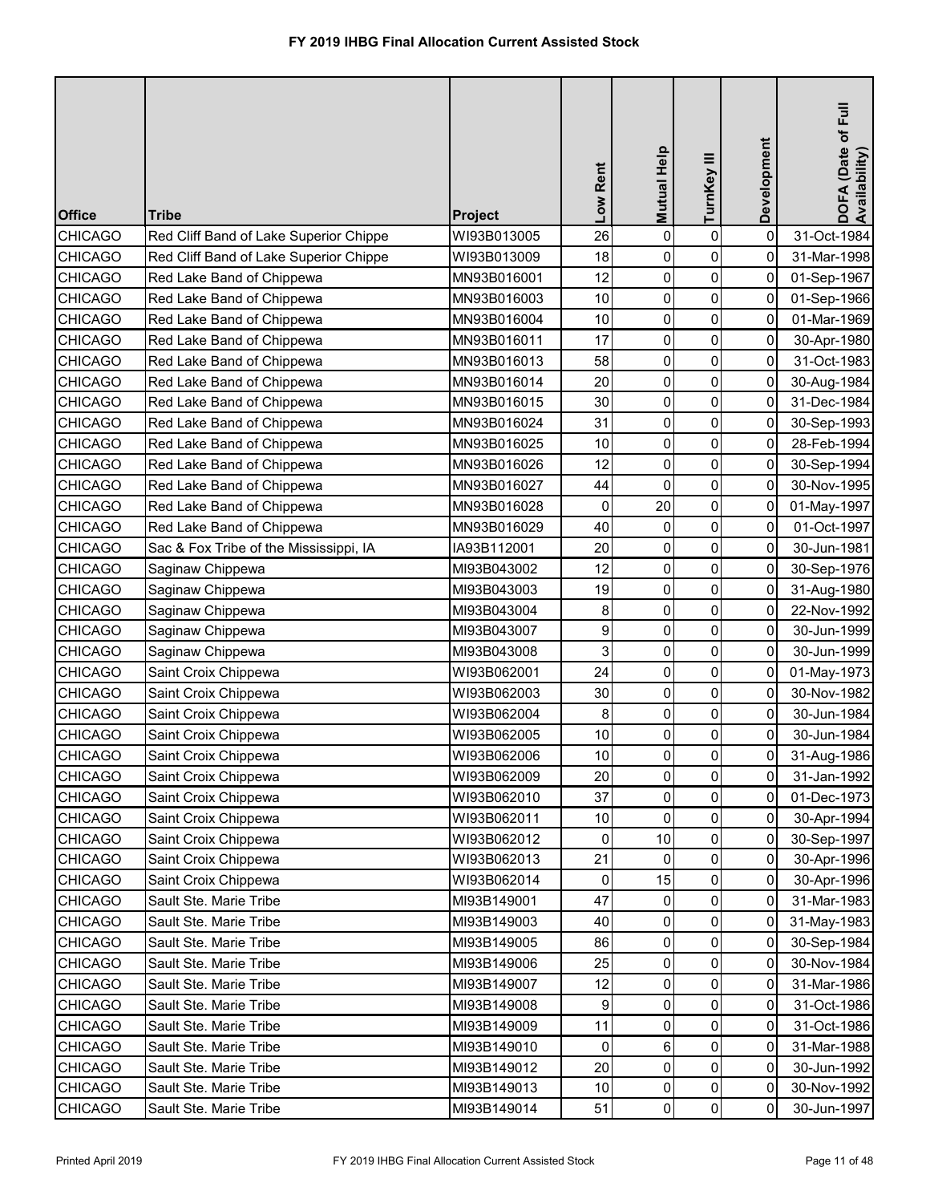# FY 2019 IHBG Final Allocation Current Assisted Stock

| Office | Tribe | Project | Low Rent | Mutual Help | TurnKey III | Development | DOFA (Date of Full Availability) |
|---|---|---|---|---|---|---|---|
| CHICAGO | Red Cliff Band of Lake Superior Chippe | WI93B013005 | 26 | 0 | 0 | 0 | 31-Oct-1984 |
| CHICAGO | Red Cliff Band of Lake Superior Chippe | WI93B013009 | 18 | 0 | 0 | 0 | 31-Mar-1998 |
| CHICAGO | Red Lake Band of Chippewa | MN93B016001 | 12 | 0 | 0 | 0 | 01-Sep-1967 |
| CHICAGO | Red Lake Band of Chippewa | MN93B016003 | 10 | 0 | 0 | 0 | 01-Sep-1966 |
| CHICAGO | Red Lake Band of Chippewa | MN93B016004 | 10 | 0 | 0 | 0 | 01-Mar-1969 |
| CHICAGO | Red Lake Band of Chippewa | MN93B016011 | 17 | 0 | 0 | 0 | 30-Apr-1980 |
| CHICAGO | Red Lake Band of Chippewa | MN93B016013 | 58 | 0 | 0 | 0 | 31-Oct-1983 |
| CHICAGO | Red Lake Band of Chippewa | MN93B016014 | 20 | 0 | 0 | 0 | 30-Aug-1984 |
| CHICAGO | Red Lake Band of Chippewa | MN93B016015 | 30 | 0 | 0 | 0 | 31-Dec-1984 |
| CHICAGO | Red Lake Band of Chippewa | MN93B016024 | 31 | 0 | 0 | 0 | 30-Sep-1993 |
| CHICAGO | Red Lake Band of Chippewa | MN93B016025 | 10 | 0 | 0 | 0 | 28-Feb-1994 |
| CHICAGO | Red Lake Band of Chippewa | MN93B016026 | 12 | 0 | 0 | 0 | 30-Sep-1994 |
| CHICAGO | Red Lake Band of Chippewa | MN93B016027 | 44 | 0 | 0 | 0 | 30-Nov-1995 |
| CHICAGO | Red Lake Band of Chippewa | MN93B016028 | 0 | 20 | 0 | 0 | 01-May-1997 |
| CHICAGO | Red Lake Band of Chippewa | MN93B016029 | 40 | 0 | 0 | 0 | 01-Oct-1997 |
| CHICAGO | Sac & Fox Tribe of the Mississippi, IA | IA93B112001 | 20 | 0 | 0 | 0 | 30-Jun-1981 |
| CHICAGO | Saginaw Chippewa | MI93B043002 | 12 | 0 | 0 | 0 | 30-Sep-1976 |
| CHICAGO | Saginaw Chippewa | MI93B043003 | 19 | 0 | 0 | 0 | 31-Aug-1980 |
| CHICAGO | Saginaw Chippewa | MI93B043004 | 8 | 0 | 0 | 0 | 22-Nov-1992 |
| CHICAGO | Saginaw Chippewa | MI93B043007 | 9 | 0 | 0 | 0 | 30-Jun-1999 |
| CHICAGO | Saginaw Chippewa | MI93B043008 | 3 | 0 | 0 | 0 | 30-Jun-1999 |
| CHICAGO | Saint Croix Chippewa | WI93B062001 | 24 | 0 | 0 | 0 | 01-May-1973 |
| CHICAGO | Saint Croix Chippewa | WI93B062003 | 30 | 0 | 0 | 0 | 30-Nov-1982 |
| CHICAGO | Saint Croix Chippewa | WI93B062004 | 8 | 0 | 0 | 0 | 30-Jun-1984 |
| CHICAGO | Saint Croix Chippewa | WI93B062005 | 10 | 0 | 0 | 0 | 30-Jun-1984 |
| CHICAGO | Saint Croix Chippewa | WI93B062006 | 10 | 0 | 0 | 0 | 31-Aug-1986 |
| CHICAGO | Saint Croix Chippewa | WI93B062009 | 20 | 0 | 0 | 0 | 31-Jan-1992 |
| CHICAGO | Saint Croix Chippewa | WI93B062010 | 37 | 0 | 0 | 0 | 01-Dec-1973 |
| CHICAGO | Saint Croix Chippewa | WI93B062011 | 10 | 0 | 0 | 0 | 30-Apr-1994 |
| CHICAGO | Saint Croix Chippewa | WI93B062012 | 0 | 10 | 0 | 0 | 30-Sep-1997 |
| CHICAGO | Saint Croix Chippewa | WI93B062013 | 21 | 0 | 0 | 0 | 30-Apr-1996 |
| CHICAGO | Saint Croix Chippewa | WI93B062014 | 0 | 15 | 0 | 0 | 30-Apr-1996 |
| CHICAGO | Sault Ste. Marie Tribe | MI93B149001 | 47 | 0 | 0 | 0 | 31-Mar-1983 |
| CHICAGO | Sault Ste. Marie Tribe | MI93B149003 | 40 | 0 | 0 | 0 | 31-May-1983 |
| CHICAGO | Sault Ste. Marie Tribe | MI93B149005 | 86 | 0 | 0 | 0 | 30-Sep-1984 |
| CHICAGO | Sault Ste. Marie Tribe | MI93B149006 | 25 | 0 | 0 | 0 | 30-Nov-1984 |
| CHICAGO | Sault Ste. Marie Tribe | MI93B149007 | 12 | 0 | 0 | 0 | 31-Mar-1986 |
| CHICAGO | Sault Ste. Marie Tribe | MI93B149008 | 9 | 0 | 0 | 0 | 31-Oct-1986 |
| CHICAGO | Sault Ste. Marie Tribe | MI93B149009 | 11 | 0 | 0 | 0 | 31-Oct-1986 |
| CHICAGO | Sault Ste. Marie Tribe | MI93B149010 | 0 | 6 | 0 | 0 | 31-Mar-1988 |
| CHICAGO | Sault Ste. Marie Tribe | MI93B149012 | 20 | 0 | 0 | 0 | 30-Jun-1992 |
| CHICAGO | Sault Ste. Marie Tribe | MI93B149013 | 10 | 0 | 0 | 0 | 30-Nov-1992 |
| CHICAGO | Sault Ste. Marie Tribe | MI93B149014 | 51 | 0 | 0 | 0 | 30-Jun-1997 |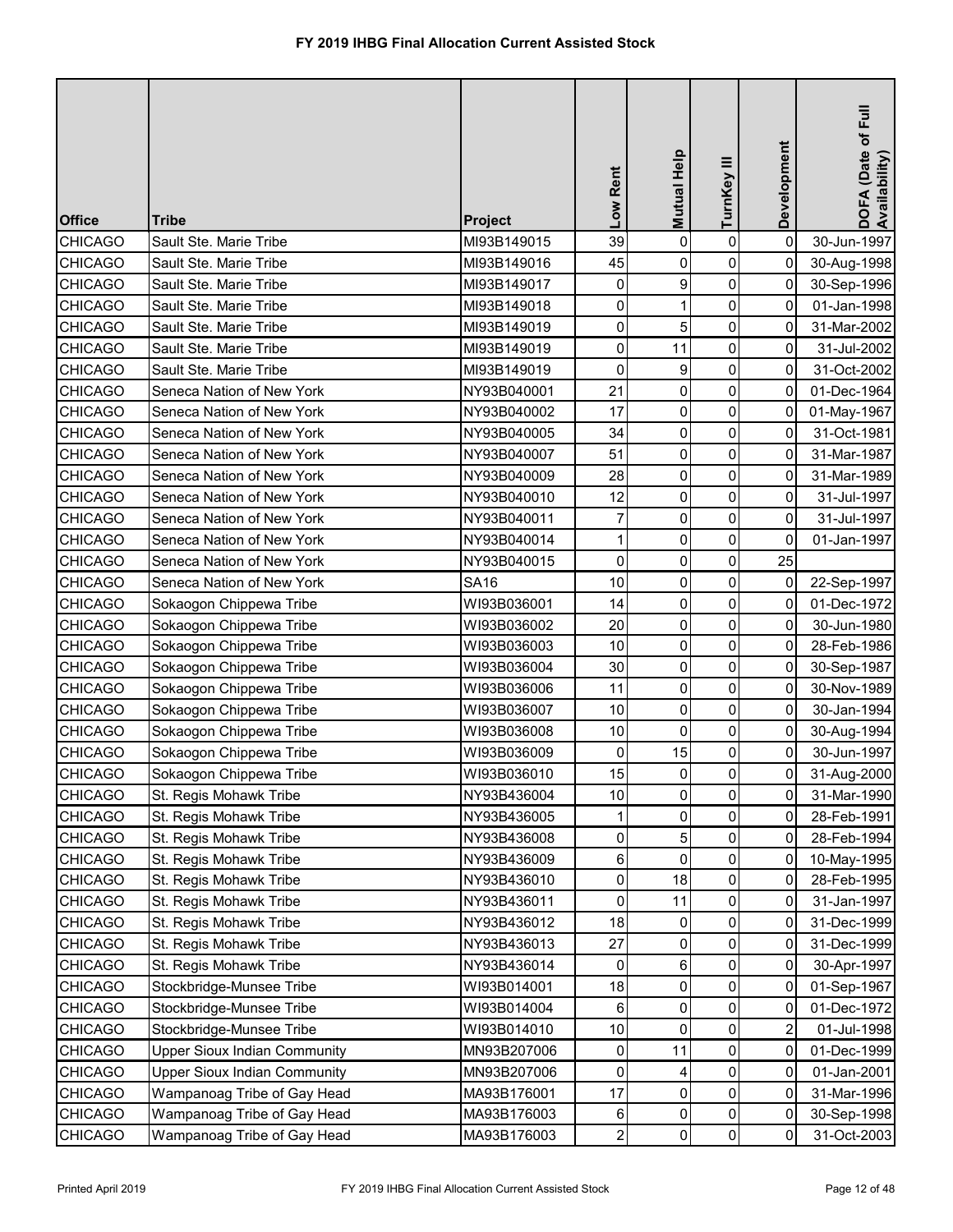# FY 2019 IHBG Final Allocation Current Assisted Stock

| Office | Tribe | Project | Low Rent | Mutual Help | TurnKey III | Development | DOFA (Date of Full Availability) |
|---|---|---|---|---|---|---|---|
| CHICAGO | Sault Ste. Marie Tribe | MI93B149015 | 39 | 0 | 0 | 0 | 30-Jun-1997 |
| CHICAGO | Sault Ste. Marie Tribe | MI93B149016 | 45 | 0 | 0 | 0 | 30-Aug-1998 |
| CHICAGO | Sault Ste. Marie Tribe | MI93B149017 | 0 | 9 | 0 | 0 | 30-Sep-1996 |
| CHICAGO | Sault Ste. Marie Tribe | MI93B149018 | 0 | 1 | 0 | 0 | 01-Jan-1998 |
| CHICAGO | Sault Ste. Marie Tribe | MI93B149019 | 0 | 5 | 0 | 0 | 31-Mar-2002 |
| CHICAGO | Sault Ste. Marie Tribe | MI93B149019 | 0 | 11 | 0 | 0 | 31-Jul-2002 |
| CHICAGO | Sault Ste. Marie Tribe | MI93B149019 | 0 | 9 | 0 | 0 | 31-Oct-2002 |
| CHICAGO | Seneca Nation of New York | NY93B040001 | 21 | 0 | 0 | 0 | 01-Dec-1964 |
| CHICAGO | Seneca Nation of New York | NY93B040002 | 17 | 0 | 0 | 0 | 01-May-1967 |
| CHICAGO | Seneca Nation of New York | NY93B040005 | 34 | 0 | 0 | 0 | 31-Oct-1981 |
| CHICAGO | Seneca Nation of New York | NY93B040007 | 51 | 0 | 0 | 0 | 31-Mar-1987 |
| CHICAGO | Seneca Nation of New York | NY93B040009 | 28 | 0 | 0 | 0 | 31-Mar-1989 |
| CHICAGO | Seneca Nation of New York | NY93B040010 | 12 | 0 | 0 | 0 | 31-Jul-1997 |
| CHICAGO | Seneca Nation of New York | NY93B040011 | 7 | 0 | 0 | 0 | 31-Jul-1997 |
| CHICAGO | Seneca Nation of New York | NY93B040014 | 1 | 0 | 0 | 0 | 01-Jan-1997 |
| CHICAGO | Seneca Nation of New York | NY93B040015 | 0 | 0 | 0 | 25 | |
| CHICAGO | Seneca Nation of New York | SA16 | 10 | 0 | 0 | 0 | 22-Sep-1997 |
| CHICAGO | Sokaogon Chippewa Tribe | WI93B036001 | 14 | 0 | 0 | 0 | 01-Dec-1972 |
| CHICAGO | Sokaogon Chippewa Tribe | WI93B036002 | 20 | 0 | 0 | 0 | 30-Jun-1980 |
| CHICAGO | Sokaogon Chippewa Tribe | WI93B036003 | 10 | 0 | 0 | 0 | 28-Feb-1986 |
| CHICAGO | Sokaogon Chippewa Tribe | WI93B036004 | 30 | 0 | 0 | 0 | 30-Sep-1987 |
| CHICAGO | Sokaogon Chippewa Tribe | WI93B036006 | 11 | 0 | 0 | 0 | 30-Nov-1989 |
| CHICAGO | Sokaogon Chippewa Tribe | WI93B036007 | 10 | 0 | 0 | 0 | 30-Jan-1994 |
| CHICAGO | Sokaogon Chippewa Tribe | WI93B036008 | 10 | 0 | 0 | 0 | 30-Aug-1994 |
| CHICAGO | Sokaogon Chippewa Tribe | WI93B036009 | 0 | 15 | 0 | 0 | 30-Jun-1997 |
| CHICAGO | Sokaogon Chippewa Tribe | WI93B036010 | 15 | 0 | 0 | 0 | 31-Aug-2000 |
| CHICAGO | St. Regis Mohawk Tribe | NY93B436004 | 10 | 0 | 0 | 0 | 31-Mar-1990 |
| CHICAGO | St. Regis Mohawk Tribe | NY93B436005 | 1 | 0 | 0 | 0 | 28-Feb-1991 |
| CHICAGO | St. Regis Mohawk Tribe | NY93B436008 | 0 | 5 | 0 | 0 | 28-Feb-1994 |
| CHICAGO | St. Regis Mohawk Tribe | NY93B436009 | 6 | 0 | 0 | 0 | 10-May-1995 |
| CHICAGO | St. Regis Mohawk Tribe | NY93B436010 | 0 | 18 | 0 | 0 | 28-Feb-1995 |
| CHICAGO | St. Regis Mohawk Tribe | NY93B436011 | 0 | 11 | 0 | 0 | 31-Jan-1997 |
| CHICAGO | St. Regis Mohawk Tribe | NY93B436012 | 18 | 0 | 0 | 0 | 31-Dec-1999 |
| CHICAGO | St. Regis Mohawk Tribe | NY93B436013 | 27 | 0 | 0 | 0 | 31-Dec-1999 |
| CHICAGO | St. Regis Mohawk Tribe | NY93B436014 | 0 | 6 | 0 | 0 | 30-Apr-1997 |
| CHICAGO | Stockbridge-Munsee Tribe | WI93B014001 | 18 | 0 | 0 | 0 | 01-Sep-1967 |
| CHICAGO | Stockbridge-Munsee Tribe | WI93B014004 | 6 | 0 | 0 | 0 | 01-Dec-1972 |
| CHICAGO | Stockbridge-Munsee Tribe | WI93B014010 | 10 | 0 | 0 | 2 | 01-Jul-1998 |
| CHICAGO | Upper Sioux Indian Community | MN93B207006 | 0 | 11 | 0 | 0 | 01-Dec-1999 |
| CHICAGO | Upper Sioux Indian Community | MN93B207006 | 0 | 4 | 0 | 0 | 01-Jan-2001 |
| CHICAGO | Wampanoag Tribe of Gay Head | MA93B176001 | 17 | 0 | 0 | 0 | 31-Mar-1996 |
| CHICAGO | Wampanoag Tribe of Gay Head | MA93B176003 | 6 | 0 | 0 | 0 | 30-Sep-1998 |
| CHICAGO | Wampanoag Tribe of Gay Head | MA93B176003 | 2 | 0 | 0 | 0 | 31-Oct-2003 |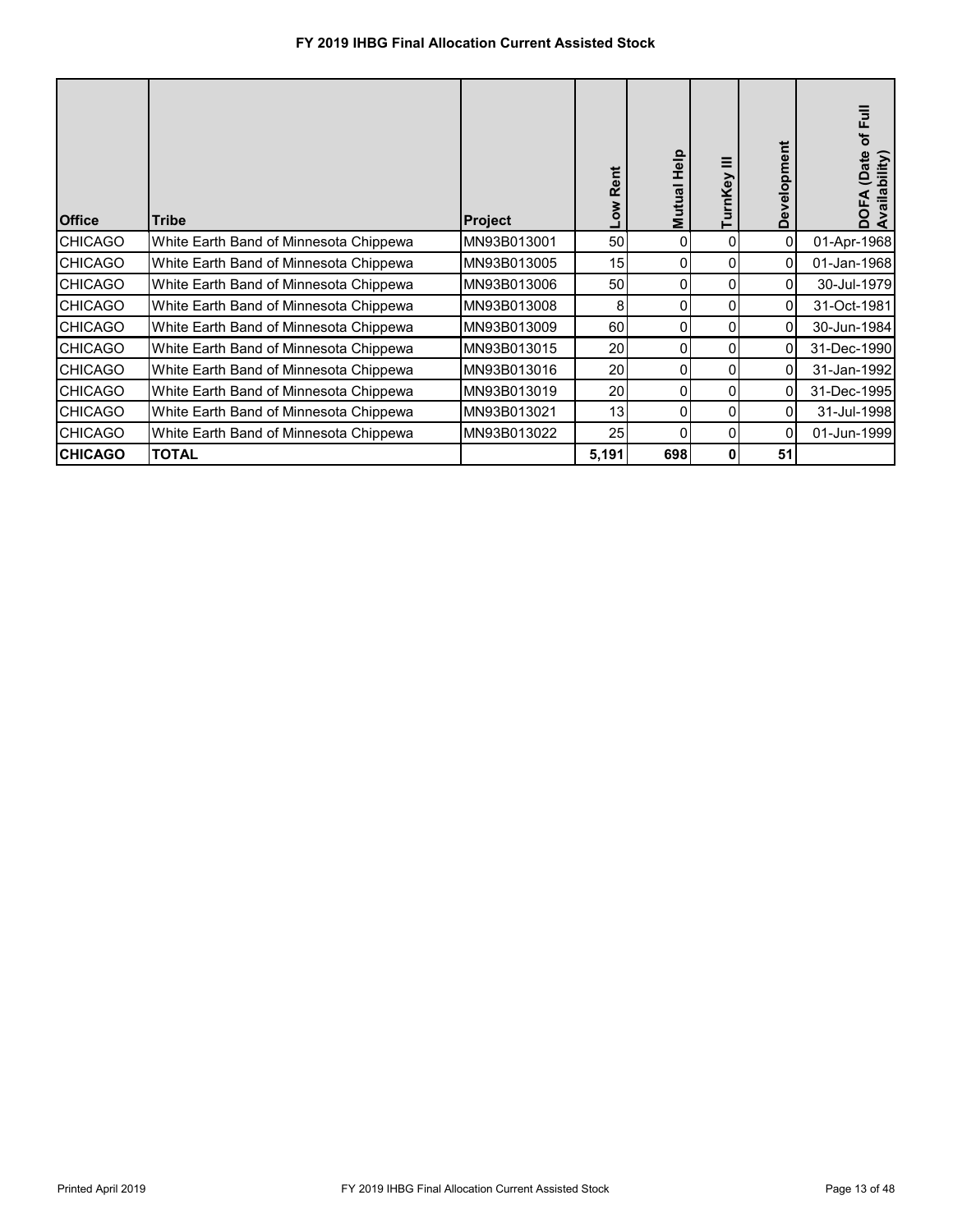# FY 2019 IHBG Final Allocation Current Assisted Stock

| Office | Tribe | Project | Low Rent | Mutual Help | TurnKey III | Development | DOFA (Date of Full Availability) |
|---|---|---|---|---|---|---|---|
| CHICAGO | White Earth Band of Minnesota Chippewa | MN93B013001 | 50 | 0 | 0 | 0 | 01-Apr-1968 |
| CHICAGO | White Earth Band of Minnesota Chippewa | MN93B013005 | 15 | 0 | 0 | 0 | 01-Jan-1968 |
| CHICAGO | White Earth Band of Minnesota Chippewa | MN93B013006 | 50 | 0 | 0 | 0 | 30-Jul-1979 |
| CHICAGO | White Earth Band of Minnesota Chippewa | MN93B013008 | 8 | 0 | 0 | 0 | 31-Oct-1981 |
| CHICAGO | White Earth Band of Minnesota Chippewa | MN93B013009 | 60 | 0 | 0 | 0 | 30-Jun-1984 |
| CHICAGO | White Earth Band of Minnesota Chippewa | MN93B013015 | 20 | 0 | 0 | 0 | 31-Dec-1990 |
| CHICAGO | White Earth Band of Minnesota Chippewa | MN93B013016 | 20 | 0 | 0 | 0 | 31-Jan-1992 |
| CHICAGO | White Earth Band of Minnesota Chippewa | MN93B013019 | 20 | 0 | 0 | 0 | 31-Dec-1995 |
| CHICAGO | White Earth Band of Minnesota Chippewa | MN93B013021 | 13 | 0 | 0 | 0 | 31-Jul-1998 |
| CHICAGO | White Earth Band of Minnesota Chippewa | MN93B013022 | 25 | 0 | 0 | 0 | 01-Jun-1999 |
| **CHICAGO** | **TOTAL** | | **5,191** | **698** | **0** | **51** | |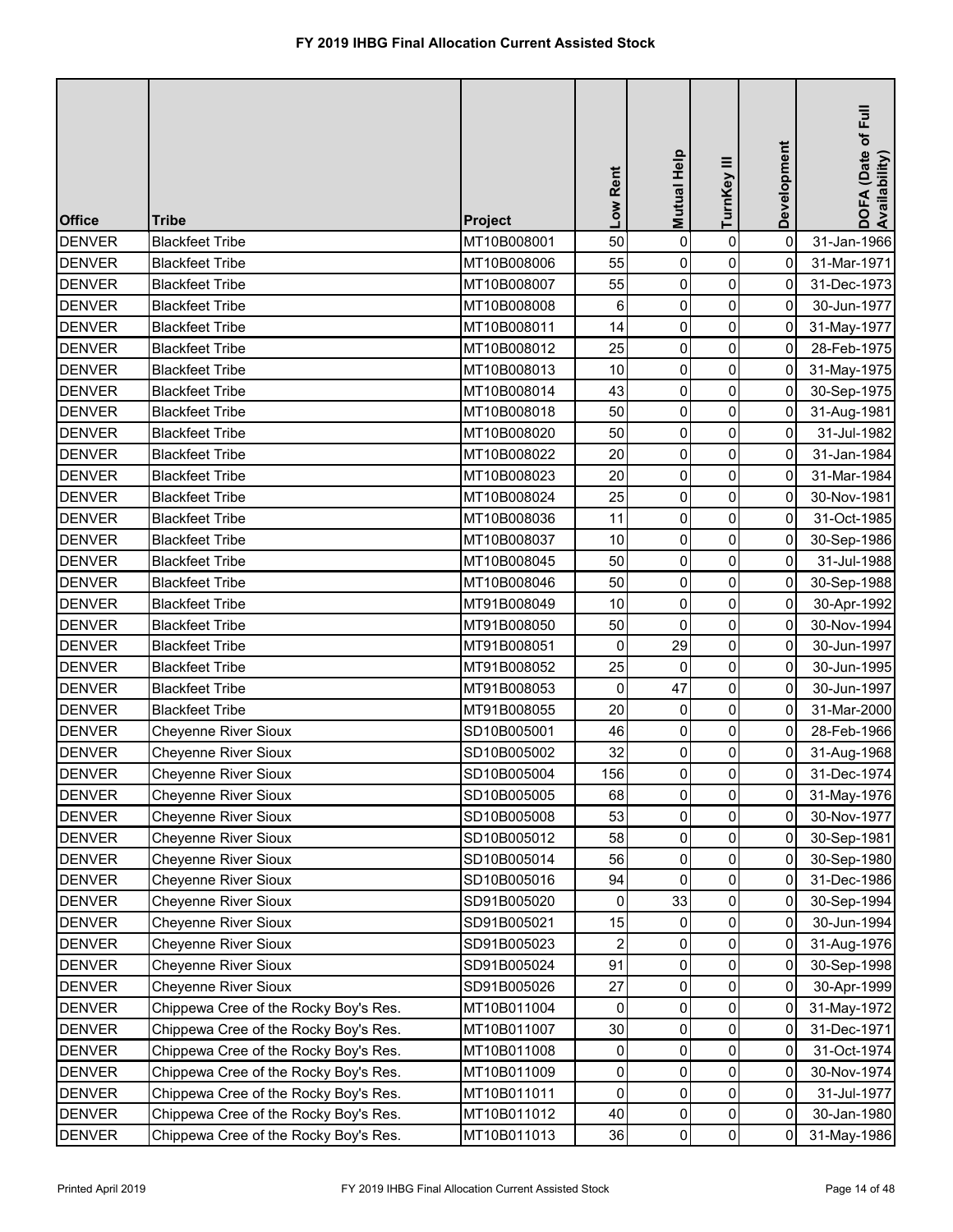# FY 2019 IHBG Final Allocation Current Assisted Stock

| Office | Tribe | Project | Low Rent | Mutual Help | TurnKey III | Development | DOFA (Date of Full Availability) |
|---|---|---|---|---|---|---|---|
| DENVER | Blackfeet Tribe | MT10B008001 | 50 | 0 | 0 | 0 | 31-Jan-1966 |
| DENVER | Blackfeet Tribe | MT10B008006 | 55 | 0 | 0 | 0 | 31-Mar-1971 |
| DENVER | Blackfeet Tribe | MT10B008007 | 55 | 0 | 0 | 0 | 31-Dec-1973 |
| DENVER | Blackfeet Tribe | MT10B008008 | 6 | 0 | 0 | 0 | 30-Jun-1977 |
| DENVER | Blackfeet Tribe | MT10B008011 | 14 | 0 | 0 | 0 | 31-May-1977 |
| DENVER | Blackfeet Tribe | MT10B008012 | 25 | 0 | 0 | 0 | 28-Feb-1975 |
| DENVER | Blackfeet Tribe | MT10B008013 | 10 | 0 | 0 | 0 | 31-May-1975 |
| DENVER | Blackfeet Tribe | MT10B008014 | 43 | 0 | 0 | 0 | 30-Sep-1975 |
| DENVER | Blackfeet Tribe | MT10B008018 | 50 | 0 | 0 | 0 | 31-Aug-1981 |
| DENVER | Blackfeet Tribe | MT10B008020 | 50 | 0 | 0 | 0 | 31-Jul-1982 |
| DENVER | Blackfeet Tribe | MT10B008022 | 20 | 0 | 0 | 0 | 31-Jan-1984 |
| DENVER | Blackfeet Tribe | MT10B008023 | 20 | 0 | 0 | 0 | 31-Mar-1984 |
| DENVER | Blackfeet Tribe | MT10B008024 | 25 | 0 | 0 | 0 | 30-Nov-1981 |
| DENVER | Blackfeet Tribe | MT10B008036 | 11 | 0 | 0 | 0 | 31-Oct-1985 |
| DENVER | Blackfeet Tribe | MT10B008037 | 10 | 0 | 0 | 0 | 30-Sep-1986 |
| DENVER | Blackfeet Tribe | MT10B008045 | 50 | 0 | 0 | 0 | 31-Jul-1988 |
| DENVER | Blackfeet Tribe | MT10B008046 | 50 | 0 | 0 | 0 | 30-Sep-1988 |
| DENVER | Blackfeet Tribe | MT91B008049 | 10 | 0 | 0 | 0 | 30-Apr-1992 |
| DENVER | Blackfeet Tribe | MT91B008050 | 50 | 0 | 0 | 0 | 30-Nov-1994 |
| DENVER | Blackfeet Tribe | MT91B008051 | 0 | 29 | 0 | 0 | 30-Jun-1997 |
| DENVER | Blackfeet Tribe | MT91B008052 | 25 | 0 | 0 | 0 | 30-Jun-1995 |
| DENVER | Blackfeet Tribe | MT91B008053 | 0 | 47 | 0 | 0 | 30-Jun-1997 |
| DENVER | Blackfeet Tribe | MT91B008055 | 20 | 0 | 0 | 0 | 31-Mar-2000 |
| DENVER | Cheyenne River Sioux | SD10B005001 | 46 | 0 | 0 | 0 | 28-Feb-1966 |
| DENVER | Cheyenne River Sioux | SD10B005002 | 32 | 0 | 0 | 0 | 31-Aug-1968 |
| DENVER | Cheyenne River Sioux | SD10B005004 | 156 | 0 | 0 | 0 | 31-Dec-1974 |
| DENVER | Cheyenne River Sioux | SD10B005005 | 68 | 0 | 0 | 0 | 31-May-1976 |
| DENVER | Cheyenne River Sioux | SD10B005008 | 53 | 0 | 0 | 0 | 30-Nov-1977 |
| DENVER | Cheyenne River Sioux | SD10B005012 | 58 | 0 | 0 | 0 | 30-Sep-1981 |
| DENVER | Cheyenne River Sioux | SD10B005014 | 56 | 0 | 0 | 0 | 30-Sep-1980 |
| DENVER | Cheyenne River Sioux | SD10B005016 | 94 | 0 | 0 | 0 | 31-Dec-1986 |
| DENVER | Cheyenne River Sioux | SD91B005020 | 0 | 33 | 0 | 0 | 30-Sep-1994 |
| DENVER | Cheyenne River Sioux | SD91B005021 | 15 | 0 | 0 | 0 | 30-Jun-1994 |
| DENVER | Cheyenne River Sioux | SD91B005023 | 2 | 0 | 0 | 0 | 31-Aug-1976 |
| DENVER | Cheyenne River Sioux | SD91B005024 | 91 | 0 | 0 | 0 | 30-Sep-1998 |
| DENVER | Cheyenne River Sioux | SD91B005026 | 27 | 0 | 0 | 0 | 30-Apr-1999 |
| DENVER | Chippewa Cree of the Rocky Boy's Res. | MT10B011004 | 0 | 0 | 0 | 0 | 31-May-1972 |
| DENVER | Chippewa Cree of the Rocky Boy's Res. | MT10B011007 | 30 | 0 | 0 | 0 | 31-Dec-1971 |
| DENVER | Chippewa Cree of the Rocky Boy's Res. | MT10B011008 | 0 | 0 | 0 | 0 | 31-Oct-1974 |
| DENVER | Chippewa Cree of the Rocky Boy's Res. | MT10B011009 | 0 | 0 | 0 | 0 | 30-Nov-1974 |
| DENVER | Chippewa Cree of the Rocky Boy's Res. | MT10B011011 | 0 | 0 | 0 | 0 | 31-Jul-1977 |
| DENVER | Chippewa Cree of the Rocky Boy's Res. | MT10B011012 | 40 | 0 | 0 | 0 | 30-Jan-1980 |
| DENVER | Chippewa Cree of the Rocky Boy's Res. | MT10B011013 | 36 | 0 | 0 | 0 | 31-May-1986 |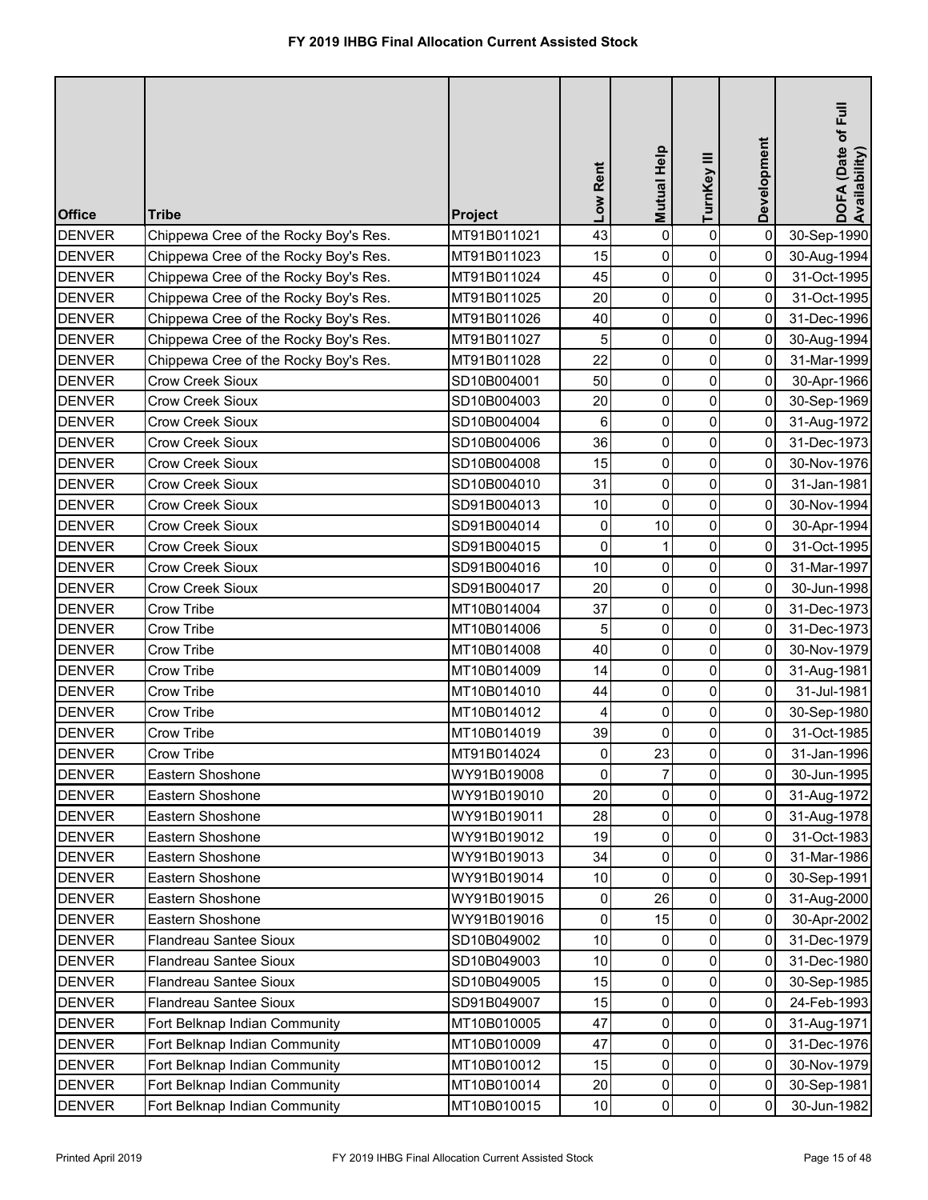# FY 2019 IHBG Final Allocation Current Assisted Stock

| Office | Tribe | Project | Low Rent | Mutual Help | TurnKey III | Development | DOFA (Date of Full Availability) |
|---|---|---|---|---|---|---|---|
| DENVER | Chippewa Cree of the Rocky Boy's Res. | MT91B011021 | 43 | 0 | 0 | 0 | 30-Sep-1990 |
| DENVER | Chippewa Cree of the Rocky Boy's Res. | MT91B011023 | 15 | 0 | 0 | 0 | 30-Aug-1994 |
| DENVER | Chippewa Cree of the Rocky Boy's Res. | MT91B011024 | 45 | 0 | 0 | 0 | 31-Oct-1995 |
| DENVER | Chippewa Cree of the Rocky Boy's Res. | MT91B011025 | 20 | 0 | 0 | 0 | 31-Oct-1995 |
| DENVER | Chippewa Cree of the Rocky Boy's Res. | MT91B011026 | 40 | 0 | 0 | 0 | 31-Dec-1996 |
| DENVER | Chippewa Cree of the Rocky Boy's Res. | MT91B011027 | 5 | 0 | 0 | 0 | 30-Aug-1994 |
| DENVER | Chippewa Cree of the Rocky Boy's Res. | MT91B011028 | 22 | 0 | 0 | 0 | 31-Mar-1999 |
| DENVER | Crow Creek Sioux | SD10B004001 | 50 | 0 | 0 | 0 | 30-Apr-1966 |
| DENVER | Crow Creek Sioux | SD10B004003 | 20 | 0 | 0 | 0 | 30-Sep-1969 |
| DENVER | Crow Creek Sioux | SD10B004004 | 6 | 0 | 0 | 0 | 31-Aug-1972 |
| DENVER | Crow Creek Sioux | SD10B004006 | 36 | 0 | 0 | 0 | 31-Dec-1973 |
| DENVER | Crow Creek Sioux | SD10B004008 | 15 | 0 | 0 | 0 | 30-Nov-1976 |
| DENVER | Crow Creek Sioux | SD10B004010 | 31 | 0 | 0 | 0 | 31-Jan-1981 |
| DENVER | Crow Creek Sioux | SD91B004013 | 10 | 0 | 0 | 0 | 30-Nov-1994 |
| DENVER | Crow Creek Sioux | SD91B004014 | 0 | 10 | 0 | 0 | 30-Apr-1994 |
| DENVER | Crow Creek Sioux | SD91B004015 | 0 | 1 | 0 | 0 | 31-Oct-1995 |
| DENVER | Crow Creek Sioux | SD91B004016 | 10 | 0 | 0 | 0 | 31-Mar-1997 |
| DENVER | Crow Creek Sioux | SD91B004017 | 20 | 0 | 0 | 0 | 30-Jun-1998 |
| DENVER | Crow Tribe | MT10B014004 | 37 | 0 | 0 | 0 | 31-Dec-1973 |
| DENVER | Crow Tribe | MT10B014006 | 5 | 0 | 0 | 0 | 31-Dec-1973 |
| DENVER | Crow Tribe | MT10B014008 | 40 | 0 | 0 | 0 | 30-Nov-1979 |
| DENVER | Crow Tribe | MT10B014009 | 14 | 0 | 0 | 0 | 31-Aug-1981 |
| DENVER | Crow Tribe | MT10B014010 | 44 | 0 | 0 | 0 | 31-Jul-1981 |
| DENVER | Crow Tribe | MT10B014012 | 4 | 0 | 0 | 0 | 30-Sep-1980 |
| DENVER | Crow Tribe | MT10B014019 | 39 | 0 | 0 | 0 | 31-Oct-1985 |
| DENVER | Crow Tribe | MT91B014024 | 0 | 23 | 0 | 0 | 31-Jan-1996 |
| DENVER | Eastern Shoshone | WY91B019008 | 0 | 7 | 0 | 0 | 30-Jun-1995 |
| DENVER | Eastern Shoshone | WY91B019010 | 20 | 0 | 0 | 0 | 31-Aug-1972 |
| DENVER | Eastern Shoshone | WY91B019011 | 28 | 0 | 0 | 0 | 31-Aug-1978 |
| DENVER | Eastern Shoshone | WY91B019012 | 19 | 0 | 0 | 0 | 31-Oct-1983 |
| DENVER | Eastern Shoshone | WY91B019013 | 34 | 0 | 0 | 0 | 31-Mar-1986 |
| DENVER | Eastern Shoshone | WY91B019014 | 10 | 0 | 0 | 0 | 30-Sep-1991 |
| DENVER | Eastern Shoshone | WY91B019015 | 0 | 26 | 0 | 0 | 31-Aug-2000 |
| DENVER | Eastern Shoshone | WY91B019016 | 0 | 15 | 0 | 0 | 30-Apr-2002 |
| DENVER | Flandreau Santee Sioux | SD10B049002 | 10 | 0 | 0 | 0 | 31-Dec-1979 |
| DENVER | Flandreau Santee Sioux | SD10B049003 | 10 | 0 | 0 | 0 | 31-Dec-1980 |
| DENVER | Flandreau Santee Sioux | SD10B049005 | 15 | 0 | 0 | 0 | 30-Sep-1985 |
| DENVER | Flandreau Santee Sioux | SD91B049007 | 15 | 0 | 0 | 0 | 24-Feb-1993 |
| DENVER | Fort Belknap Indian Community | MT10B010005 | 47 | 0 | 0 | 0 | 31-Aug-1971 |
| DENVER | Fort Belknap Indian Community | MT10B010009 | 47 | 0 | 0 | 0 | 31-Dec-1976 |
| DENVER | Fort Belknap Indian Community | MT10B010012 | 15 | 0 | 0 | 0 | 30-Nov-1979 |
| DENVER | Fort Belknap Indian Community | MT10B010014 | 20 | 0 | 0 | 0 | 30-Sep-1981 |
| DENVER | Fort Belknap Indian Community | MT10B010015 | 10 | 0 | 0 | 0 | 30-Jun-1982 |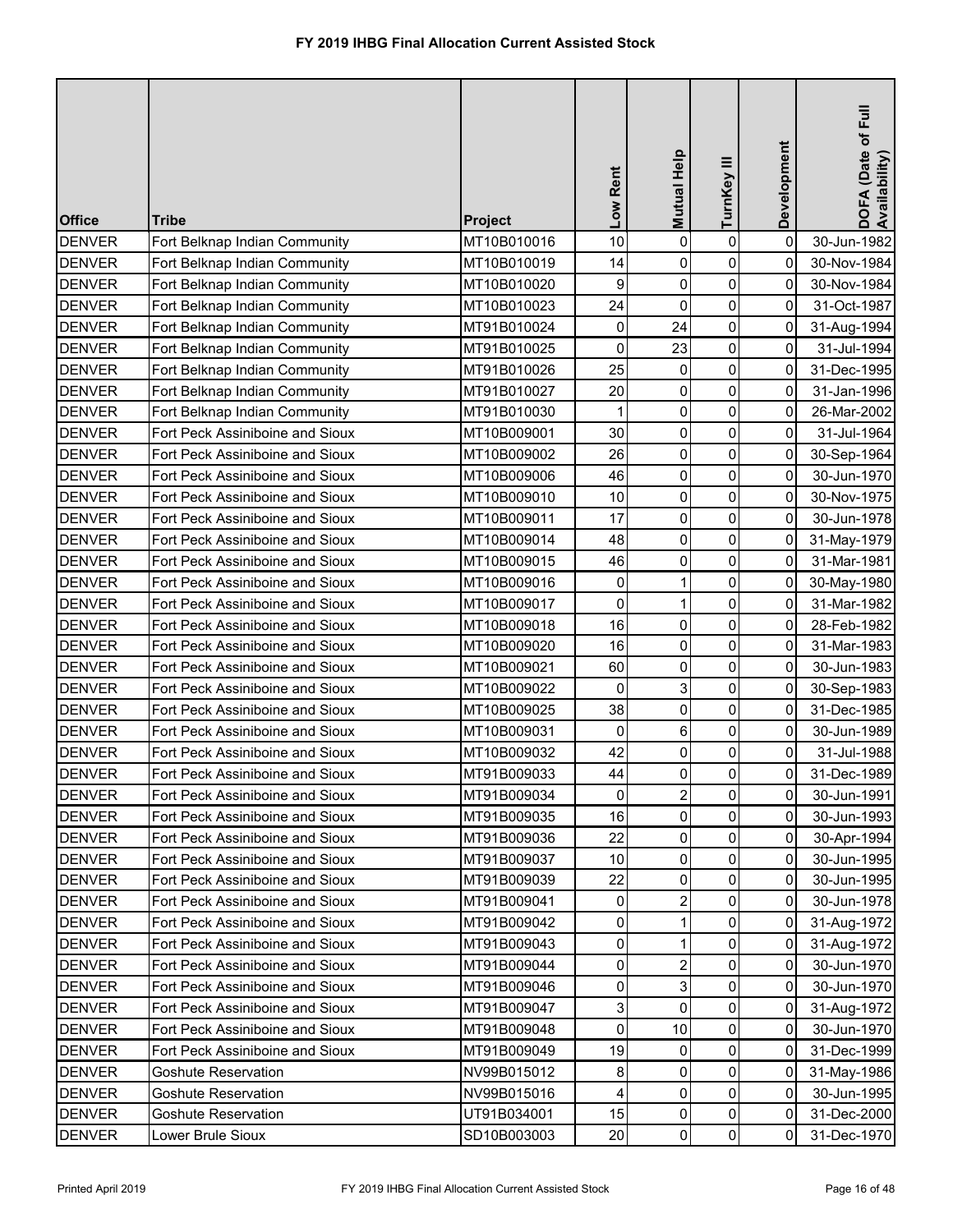# FY 2019 IHBG Final Allocation Current Assisted Stock

| Office | Tribe | Project | Low Rent | Mutual Help | TurnKey III | Development | DOFA (Date of Full Availability) |
|---|---|---|---|---|---|---|---|
| DENVER | Fort Belknap Indian Community | MT10B010016 | 10 | 0 | 0 | 0 | 30-Jun-1982 |
| DENVER | Fort Belknap Indian Community | MT10B010019 | 14 | 0 | 0 | 0 | 30-Nov-1984 |
| DENVER | Fort Belknap Indian Community | MT10B010020 | 9 | 0 | 0 | 0 | 30-Nov-1984 |
| DENVER | Fort Belknap Indian Community | MT10B010023 | 24 | 0 | 0 | 0 | 31-Oct-1987 |
| DENVER | Fort Belknap Indian Community | MT91B010024 | 0 | 24 | 0 | 0 | 31-Aug-1994 |
| DENVER | Fort Belknap Indian Community | MT91B010025 | 0 | 23 | 0 | 0 | 31-Jul-1994 |
| DENVER | Fort Belknap Indian Community | MT91B010026 | 25 | 0 | 0 | 0 | 31-Dec-1995 |
| DENVER | Fort Belknap Indian Community | MT91B010027 | 20 | 0 | 0 | 0 | 31-Jan-1996 |
| DENVER | Fort Belknap Indian Community | MT91B010030 | 1 | 0 | 0 | 0 | 26-Mar-2002 |
| DENVER | Fort Peck Assiniboine and Sioux | MT10B009001 | 30 | 0 | 0 | 0 | 31-Jul-1964 |
| DENVER | Fort Peck Assiniboine and Sioux | MT10B009002 | 26 | 0 | 0 | 0 | 30-Sep-1964 |
| DENVER | Fort Peck Assiniboine and Sioux | MT10B009006 | 46 | 0 | 0 | 0 | 30-Jun-1970 |
| DENVER | Fort Peck Assiniboine and Sioux | MT10B009010 | 10 | 0 | 0 | 0 | 30-Nov-1975 |
| DENVER | Fort Peck Assiniboine and Sioux | MT10B009011 | 17 | 0 | 0 | 0 | 30-Jun-1978 |
| DENVER | Fort Peck Assiniboine and Sioux | MT10B009014 | 48 | 0 | 0 | 0 | 31-May-1979 |
| DENVER | Fort Peck Assiniboine and Sioux | MT10B009015 | 46 | 0 | 0 | 0 | 31-Mar-1981 |
| DENVER | Fort Peck Assiniboine and Sioux | MT10B009016 | 0 | 1 | 0 | 0 | 30-May-1980 |
| DENVER | Fort Peck Assiniboine and Sioux | MT10B009017 | 0 | 1 | 0 | 0 | 31-Mar-1982 |
| DENVER | Fort Peck Assiniboine and Sioux | MT10B009018 | 16 | 0 | 0 | 0 | 28-Feb-1982 |
| DENVER | Fort Peck Assiniboine and Sioux | MT10B009020 | 16 | 0 | 0 | 0 | 31-Mar-1983 |
| DENVER | Fort Peck Assiniboine and Sioux | MT10B009021 | 60 | 0 | 0 | 0 | 30-Jun-1983 |
| DENVER | Fort Peck Assiniboine and Sioux | MT10B009022 | 0 | 3 | 0 | 0 | 30-Sep-1983 |
| DENVER | Fort Peck Assiniboine and Sioux | MT10B009025 | 38 | 0 | 0 | 0 | 31-Dec-1985 |
| DENVER | Fort Peck Assiniboine and Sioux | MT10B009031 | 0 | 6 | 0 | 0 | 30-Jun-1989 |
| DENVER | Fort Peck Assiniboine and Sioux | MT10B009032 | 42 | 0 | 0 | 0 | 31-Jul-1988 |
| DENVER | Fort Peck Assiniboine and Sioux | MT91B009033 | 44 | 0 | 0 | 0 | 31-Dec-1989 |
| DENVER | Fort Peck Assiniboine and Sioux | MT91B009034 | 0 | 2 | 0 | 0 | 30-Jun-1991 |
| DENVER | Fort Peck Assiniboine and Sioux | MT91B009035 | 16 | 0 | 0 | 0 | 30-Jun-1993 |
| DENVER | Fort Peck Assiniboine and Sioux | MT91B009036 | 22 | 0 | 0 | 0 | 30-Apr-1994 |
| DENVER | Fort Peck Assiniboine and Sioux | MT91B009037 | 10 | 0 | 0 | 0 | 30-Jun-1995 |
| DENVER | Fort Peck Assiniboine and Sioux | MT91B009039 | 22 | 0 | 0 | 0 | 30-Jun-1995 |
| DENVER | Fort Peck Assiniboine and Sioux | MT91B009041 | 0 | 2 | 0 | 0 | 30-Jun-1978 |
| DENVER | Fort Peck Assiniboine and Sioux | MT91B009042 | 0 | 1 | 0 | 0 | 31-Aug-1972 |
| DENVER | Fort Peck Assiniboine and Sioux | MT91B009043 | 0 | 1 | 0 | 0 | 31-Aug-1972 |
| DENVER | Fort Peck Assiniboine and Sioux | MT91B009044 | 0 | 2 | 0 | 0 | 30-Jun-1970 |
| DENVER | Fort Peck Assiniboine and Sioux | MT91B009046 | 0 | 3 | 0 | 0 | 30-Jun-1970 |
| DENVER | Fort Peck Assiniboine and Sioux | MT91B009047 | 3 | 0 | 0 | 0 | 31-Aug-1972 |
| DENVER | Fort Peck Assiniboine and Sioux | MT91B009048 | 0 | 10 | 0 | 0 | 30-Jun-1970 |
| DENVER | Fort Peck Assiniboine and Sioux | MT91B009049 | 19 | 0 | 0 | 0 | 31-Dec-1999 |
| DENVER | Goshute Reservation | NV99B015012 | 8 | 0 | 0 | 0 | 31-May-1986 |
| DENVER | Goshute Reservation | NV99B015016 | 4 | 0 | 0 | 0 | 30-Jun-1995 |
| DENVER | Goshute Reservation | UT91B034001 | 15 | 0 | 0 | 0 | 31-Dec-2000 |
| DENVER | Lower Brule Sioux | SD10B003003 | 20 | 0 | 0 | 0 | 31-Dec-1970 |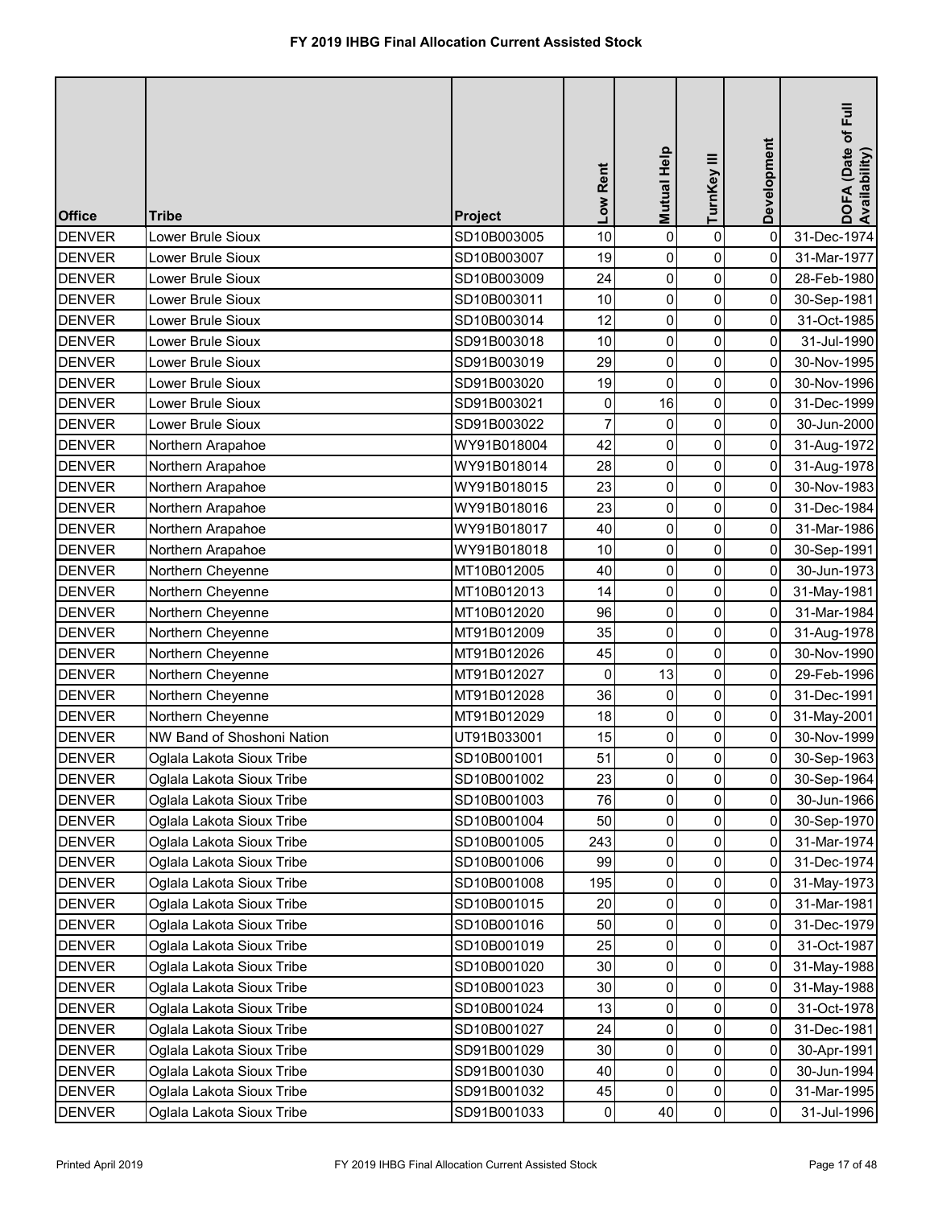# FY 2019 IHBG Final Allocation Current Assisted Stock

| Office | Tribe | Project | Low Rent | Mutual Help | TurnKey III | Development | DOFA (Date of Full Availability) |
|---|---|---|---|---|---|---|---|
| DENVER | Lower Brule Sioux | SD10B003005 | 10 | 0 | 0 | 0 | 31-Dec-1974 |
| DENVER | Lower Brule Sioux | SD10B003007 | 19 | 0 | 0 | 0 | 31-Mar-1977 |
| DENVER | Lower Brule Sioux | SD10B003009 | 24 | 0 | 0 | 0 | 28-Feb-1980 |
| DENVER | Lower Brule Sioux | SD10B003011 | 10 | 0 | 0 | 0 | 30-Sep-1981 |
| DENVER | Lower Brule Sioux | SD10B003014 | 12 | 0 | 0 | 0 | 31-Oct-1985 |
| DENVER | Lower Brule Sioux | SD91B003018 | 10 | 0 | 0 | 0 | 31-Jul-1990 |
| DENVER | Lower Brule Sioux | SD91B003019 | 29 | 0 | 0 | 0 | 30-Nov-1995 |
| DENVER | Lower Brule Sioux | SD91B003020 | 19 | 0 | 0 | 0 | 30-Nov-1996 |
| DENVER | Lower Brule Sioux | SD91B003021 | 0 | 16 | 0 | 0 | 31-Dec-1999 |
| DENVER | Lower Brule Sioux | SD91B003022 | 7 | 0 | 0 | 0 | 30-Jun-2000 |
| DENVER | Northern Arapahoe | WY91B018004 | 42 | 0 | 0 | 0 | 31-Aug-1972 |
| DENVER | Northern Arapahoe | WY91B018014 | 28 | 0 | 0 | 0 | 31-Aug-1978 |
| DENVER | Northern Arapahoe | WY91B018015 | 23 | 0 | 0 | 0 | 30-Nov-1983 |
| DENVER | Northern Arapahoe | WY91B018016 | 23 | 0 | 0 | 0 | 31-Dec-1984 |
| DENVER | Northern Arapahoe | WY91B018017 | 40 | 0 | 0 | 0 | 31-Mar-1986 |
| DENVER | Northern Arapahoe | WY91B018018 | 10 | 0 | 0 | 0 | 30-Sep-1991 |
| DENVER | Northern Cheyenne | MT10B012005 | 40 | 0 | 0 | 0 | 30-Jun-1973 |
| DENVER | Northern Cheyenne | MT10B012013 | 14 | 0 | 0 | 0 | 31-May-1981 |
| DENVER | Northern Cheyenne | MT10B012020 | 96 | 0 | 0 | 0 | 31-Mar-1984 |
| DENVER | Northern Cheyenne | MT91B012009 | 35 | 0 | 0 | 0 | 31-Aug-1978 |
| DENVER | Northern Cheyenne | MT91B012026 | 45 | 0 | 0 | 0 | 30-Nov-1990 |
| DENVER | Northern Cheyenne | MT91B012027 | 0 | 13 | 0 | 0 | 29-Feb-1996 |
| DENVER | Northern Cheyenne | MT91B012028 | 36 | 0 | 0 | 0 | 31-Dec-1991 |
| DENVER | Northern Cheyenne | MT91B012029 | 18 | 0 | 0 | 0 | 31-May-2001 |
| DENVER | NW Band of Shoshoni Nation | UT91B033001 | 15 | 0 | 0 | 0 | 30-Nov-1999 |
| DENVER | Oglala Lakota Sioux Tribe | SD10B001001 | 51 | 0 | 0 | 0 | 30-Sep-1963 |
| DENVER | Oglala Lakota Sioux Tribe | SD10B001002 | 23 | 0 | 0 | 0 | 30-Sep-1964 |
| DENVER | Oglala Lakota Sioux Tribe | SD10B001003 | 76 | 0 | 0 | 0 | 30-Jun-1966 |
| DENVER | Oglala Lakota Sioux Tribe | SD10B001004 | 50 | 0 | 0 | 0 | 30-Sep-1970 |
| DENVER | Oglala Lakota Sioux Tribe | SD10B001005 | 243 | 0 | 0 | 0 | 31-Mar-1974 |
| DENVER | Oglala Lakota Sioux Tribe | SD10B001006 | 99 | 0 | 0 | 0 | 31-Dec-1974 |
| DENVER | Oglala Lakota Sioux Tribe | SD10B001008 | 195 | 0 | 0 | 0 | 31-May-1973 |
| DENVER | Oglala Lakota Sioux Tribe | SD10B001015 | 20 | 0 | 0 | 0 | 31-Mar-1981 |
| DENVER | Oglala Lakota Sioux Tribe | SD10B001016 | 50 | 0 | 0 | 0 | 31-Dec-1979 |
| DENVER | Oglala Lakota Sioux Tribe | SD10B001019 | 25 | 0 | 0 | 0 | 31-Oct-1987 |
| DENVER | Oglala Lakota Sioux Tribe | SD10B001020 | 30 | 0 | 0 | 0 | 31-May-1988 |
| DENVER | Oglala Lakota Sioux Tribe | SD10B001023 | 30 | 0 | 0 | 0 | 31-May-1988 |
| DENVER | Oglala Lakota Sioux Tribe | SD10B001024 | 13 | 0 | 0 | 0 | 31-Oct-1978 |
| DENVER | Oglala Lakota Sioux Tribe | SD10B001027 | 24 | 0 | 0 | 0 | 31-Dec-1981 |
| DENVER | Oglala Lakota Sioux Tribe | SD91B001029 | 30 | 0 | 0 | 0 | 30-Apr-1991 |
| DENVER | Oglala Lakota Sioux Tribe | SD91B001030 | 40 | 0 | 0 | 0 | 30-Jun-1994 |
| DENVER | Oglala Lakota Sioux Tribe | SD91B001032 | 45 | 0 | 0 | 0 | 31-Mar-1995 |
| DENVER | Oglala Lakota Sioux Tribe | SD91B001033 | 0 | 40 | 0 | 0 | 31-Jul-1996 |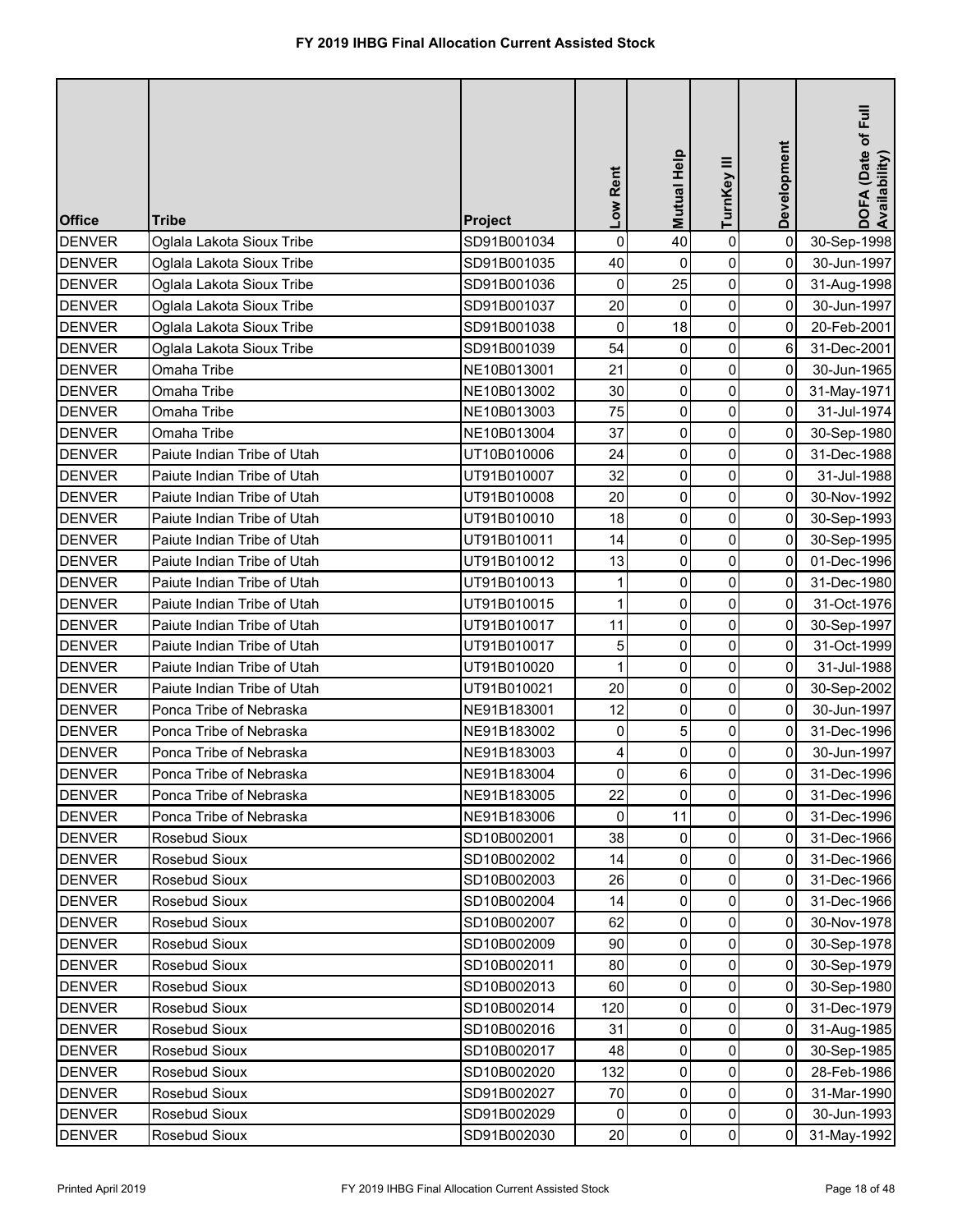# FY 2019 IHBG Final Allocation Current Assisted Stock

| Office | Tribe | Project | Low Rent | Mutual Help | TurnKey III | Development | DOFA (Date of Full Availability) |
|---|---|---|---|---|---|---|---|
| DENVER | Oglala Lakota Sioux Tribe | SD91B001034 | 0 | 40 | 0 | 0 | 30-Sep-1998 |
| DENVER | Oglala Lakota Sioux Tribe | SD91B001035 | 40 | 0 | 0 | 0 | 30-Jun-1997 |
| DENVER | Oglala Lakota Sioux Tribe | SD91B001036 | 0 | 25 | 0 | 0 | 31-Aug-1998 |
| DENVER | Oglala Lakota Sioux Tribe | SD91B001037 | 20 | 0 | 0 | 0 | 30-Jun-1997 |
| DENVER | Oglala Lakota Sioux Tribe | SD91B001038 | 0 | 18 | 0 | 0 | 20-Feb-2001 |
| DENVER | Oglala Lakota Sioux Tribe | SD91B001039 | 54 | 0 | 0 | 6 | 31-Dec-2001 |
| DENVER | Omaha Tribe | NE10B013001 | 21 | 0 | 0 | 0 | 30-Jun-1965 |
| DENVER | Omaha Tribe | NE10B013002 | 30 | 0 | 0 | 0 | 31-May-1971 |
| DENVER | Omaha Tribe | NE10B013003 | 75 | 0 | 0 | 0 | 31-Jul-1974 |
| DENVER | Omaha Tribe | NE10B013004 | 37 | 0 | 0 | 0 | 30-Sep-1980 |
| DENVER | Paiute Indian Tribe of Utah | UT10B010006 | 24 | 0 | 0 | 0 | 31-Dec-1988 |
| DENVER | Paiute Indian Tribe of Utah | UT91B010007 | 32 | 0 | 0 | 0 | 31-Jul-1988 |
| DENVER | Paiute Indian Tribe of Utah | UT91B010008 | 20 | 0 | 0 | 0 | 30-Nov-1992 |
| DENVER | Paiute Indian Tribe of Utah | UT91B010010 | 18 | 0 | 0 | 0 | 30-Sep-1993 |
| DENVER | Paiute Indian Tribe of Utah | UT91B010011 | 14 | 0 | 0 | 0 | 30-Sep-1995 |
| DENVER | Paiute Indian Tribe of Utah | UT91B010012 | 13 | 0 | 0 | 0 | 01-Dec-1996 |
| DENVER | Paiute Indian Tribe of Utah | UT91B010013 | 1 | 0 | 0 | 0 | 31-Dec-1980 |
| DENVER | Paiute Indian Tribe of Utah | UT91B010015 | 1 | 0 | 0 | 0 | 31-Oct-1976 |
| DENVER | Paiute Indian Tribe of Utah | UT91B010017 | 11 | 0 | 0 | 0 | 30-Sep-1997 |
| DENVER | Paiute Indian Tribe of Utah | UT91B010017 | 5 | 0 | 0 | 0 | 31-Oct-1999 |
| DENVER | Paiute Indian Tribe of Utah | UT91B010020 | 1 | 0 | 0 | 0 | 31-Jul-1988 |
| DENVER | Paiute Indian Tribe of Utah | UT91B010021 | 20 | 0 | 0 | 0 | 30-Sep-2002 |
| DENVER | Ponca Tribe of Nebraska | NE91B183001 | 12 | 0 | 0 | 0 | 30-Jun-1997 |
| DENVER | Ponca Tribe of Nebraska | NE91B183002 | 0 | 5 | 0 | 0 | 31-Dec-1996 |
| DENVER | Ponca Tribe of Nebraska | NE91B183003 | 4 | 0 | 0 | 0 | 30-Jun-1997 |
| DENVER | Ponca Tribe of Nebraska | NE91B183004 | 0 | 6 | 0 | 0 | 31-Dec-1996 |
| DENVER | Ponca Tribe of Nebraska | NE91B183005 | 22 | 0 | 0 | 0 | 31-Dec-1996 |
| DENVER | Ponca Tribe of Nebraska | NE91B183006 | 0 | 11 | 0 | 0 | 31-Dec-1996 |
| DENVER | Rosebud Sioux | SD10B002001 | 38 | 0 | 0 | 0 | 31-Dec-1966 |
| DENVER | Rosebud Sioux | SD10B002002 | 14 | 0 | 0 | 0 | 31-Dec-1966 |
| DENVER | Rosebud Sioux | SD10B002003 | 26 | 0 | 0 | 0 | 31-Dec-1966 |
| DENVER | Rosebud Sioux | SD10B002004 | 14 | 0 | 0 | 0 | 31-Dec-1966 |
| DENVER | Rosebud Sioux | SD10B002007 | 62 | 0 | 0 | 0 | 30-Nov-1978 |
| DENVER | Rosebud Sioux | SD10B002009 | 90 | 0 | 0 | 0 | 30-Sep-1978 |
| DENVER | Rosebud Sioux | SD10B002011 | 80 | 0 | 0 | 0 | 30-Sep-1979 |
| DENVER | Rosebud Sioux | SD10B002013 | 60 | 0 | 0 | 0 | 30-Sep-1980 |
| DENVER | Rosebud Sioux | SD10B002014 | 120 | 0 | 0 | 0 | 31-Dec-1979 |
| DENVER | Rosebud Sioux | SD10B002016 | 31 | 0 | 0 | 0 | 31-Aug-1985 |
| DENVER | Rosebud Sioux | SD10B002017 | 48 | 0 | 0 | 0 | 30-Sep-1985 |
| DENVER | Rosebud Sioux | SD10B002020 | 132 | 0 | 0 | 0 | 28-Feb-1986 |
| DENVER | Rosebud Sioux | SD91B002027 | 70 | 0 | 0 | 0 | 31-Mar-1990 |
| DENVER | Rosebud Sioux | SD91B002029 | 0 | 0 | 0 | 0 | 30-Jun-1993 |
| DENVER | Rosebud Sioux | SD91B002030 | 20 | 0 | 0 | 0 | 31-May-1992 |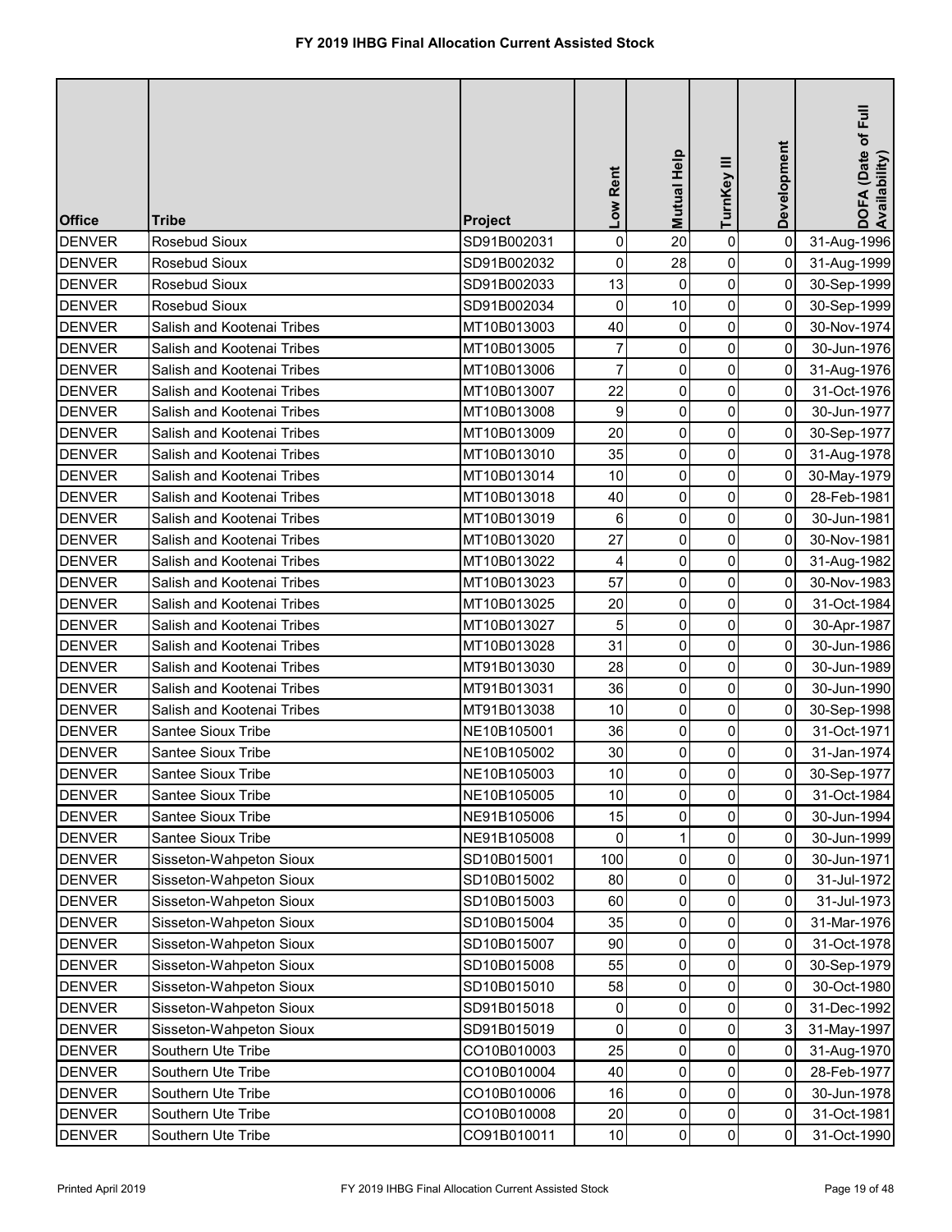# FY 2019 IHBG Final Allocation Current Assisted Stock

| Office | Tribe | Project | Low Rent | Mutual Help | TurnKey III | Development | DOFA (Date of Full Availability) |
|---|---|---|---|---|---|---|---|
| DENVER | Rosebud Sioux | SD91B002031 | 0 | 20 | 0 | 0 | 31-Aug-1996 |
| DENVER | Rosebud Sioux | SD91B002032 | 0 | 28 | 0 | 0 | 31-Aug-1999 |
| DENVER | Rosebud Sioux | SD91B002033 | 13 | 0 | 0 | 0 | 30-Sep-1999 |
| DENVER | Rosebud Sioux | SD91B002034 | 0 | 10 | 0 | 0 | 30-Sep-1999 |
| DENVER | Salish and Kootenai Tribes | MT10B013003 | 40 | 0 | 0 | 0 | 30-Nov-1974 |
| DENVER | Salish and Kootenai Tribes | MT10B013005 | 7 | 0 | 0 | 0 | 30-Jun-1976 |
| DENVER | Salish and Kootenai Tribes | MT10B013006 | 7 | 0 | 0 | 0 | 31-Aug-1976 |
| DENVER | Salish and Kootenai Tribes | MT10B013007 | 22 | 0 | 0 | 0 | 31-Oct-1976 |
| DENVER | Salish and Kootenai Tribes | MT10B013008 | 9 | 0 | 0 | 0 | 30-Jun-1977 |
| DENVER | Salish and Kootenai Tribes | MT10B013009 | 20 | 0 | 0 | 0 | 30-Sep-1977 |
| DENVER | Salish and Kootenai Tribes | MT10B013010 | 35 | 0 | 0 | 0 | 31-Aug-1978 |
| DENVER | Salish and Kootenai Tribes | MT10B013014 | 10 | 0 | 0 | 0 | 30-May-1979 |
| DENVER | Salish and Kootenai Tribes | MT10B013018 | 40 | 0 | 0 | 0 | 28-Feb-1981 |
| DENVER | Salish and Kootenai Tribes | MT10B013019 | 6 | 0 | 0 | 0 | 30-Jun-1981 |
| DENVER | Salish and Kootenai Tribes | MT10B013020 | 27 | 0 | 0 | 0 | 30-Nov-1981 |
| DENVER | Salish and Kootenai Tribes | MT10B013022 | 4 | 0 | 0 | 0 | 31-Aug-1982 |
| DENVER | Salish and Kootenai Tribes | MT10B013023 | 57 | 0 | 0 | 0 | 30-Nov-1983 |
| DENVER | Salish and Kootenai Tribes | MT10B013025 | 20 | 0 | 0 | 0 | 31-Oct-1984 |
| DENVER | Salish and Kootenai Tribes | MT10B013027 | 5 | 0 | 0 | 0 | 30-Apr-1987 |
| DENVER | Salish and Kootenai Tribes | MT10B013028 | 31 | 0 | 0 | 0 | 30-Jun-1986 |
| DENVER | Salish and Kootenai Tribes | MT91B013030 | 28 | 0 | 0 | 0 | 30-Jun-1989 |
| DENVER | Salish and Kootenai Tribes | MT91B013031 | 36 | 0 | 0 | 0 | 30-Jun-1990 |
| DENVER | Salish and Kootenai Tribes | MT91B013038 | 10 | 0 | 0 | 0 | 30-Sep-1998 |
| DENVER | Santee Sioux Tribe | NE10B105001 | 36 | 0 | 0 | 0 | 31-Oct-1971 |
| DENVER | Santee Sioux Tribe | NE10B105002 | 30 | 0 | 0 | 0 | 31-Jan-1974 |
| DENVER | Santee Sioux Tribe | NE10B105003 | 10 | 0 | 0 | 0 | 30-Sep-1977 |
| DENVER | Santee Sioux Tribe | NE10B105005 | 10 | 0 | 0 | 0 | 31-Oct-1984 |
| DENVER | Santee Sioux Tribe | NE91B105006 | 15 | 0 | 0 | 0 | 30-Jun-1994 |
| DENVER | Santee Sioux Tribe | NE91B105008 | 0 | 1 | 0 | 0 | 30-Jun-1999 |
| DENVER | Sisseton-Wahpeton Sioux | SD10B015001 | 100 | 0 | 0 | 0 | 30-Jun-1971 |
| DENVER | Sisseton-Wahpeton Sioux | SD10B015002 | 80 | 0 | 0 | 0 | 31-Jul-1972 |
| DENVER | Sisseton-Wahpeton Sioux | SD10B015003 | 60 | 0 | 0 | 0 | 31-Jul-1973 |
| DENVER | Sisseton-Wahpeton Sioux | SD10B015004 | 35 | 0 | 0 | 0 | 31-Mar-1976 |
| DENVER | Sisseton-Wahpeton Sioux | SD10B015007 | 90 | 0 | 0 | 0 | 31-Oct-1978 |
| DENVER | Sisseton-Wahpeton Sioux | SD10B015008 | 55 | 0 | 0 | 0 | 30-Sep-1979 |
| DENVER | Sisseton-Wahpeton Sioux | SD10B015010 | 58 | 0 | 0 | 0 | 30-Oct-1980 |
| DENVER | Sisseton-Wahpeton Sioux | SD91B015018 | 0 | 0 | 0 | 0 | 31-Dec-1992 |
| DENVER | Sisseton-Wahpeton Sioux | SD91B015019 | 0 | 0 | 0 | 3 | 31-May-1997 |
| DENVER | Southern Ute Tribe | CO10B010003 | 25 | 0 | 0 | 0 | 31-Aug-1970 |
| DENVER | Southern Ute Tribe | CO10B010004 | 40 | 0 | 0 | 0 | 28-Feb-1977 |
| DENVER | Southern Ute Tribe | CO10B010006 | 16 | 0 | 0 | 0 | 30-Jun-1978 |
| DENVER | Southern Ute Tribe | CO10B010008 | 20 | 0 | 0 | 0 | 31-Oct-1981 |
| DENVER | Southern Ute Tribe | CO91B010011 | 10 | 0 | 0 | 0 | 31-Oct-1990 |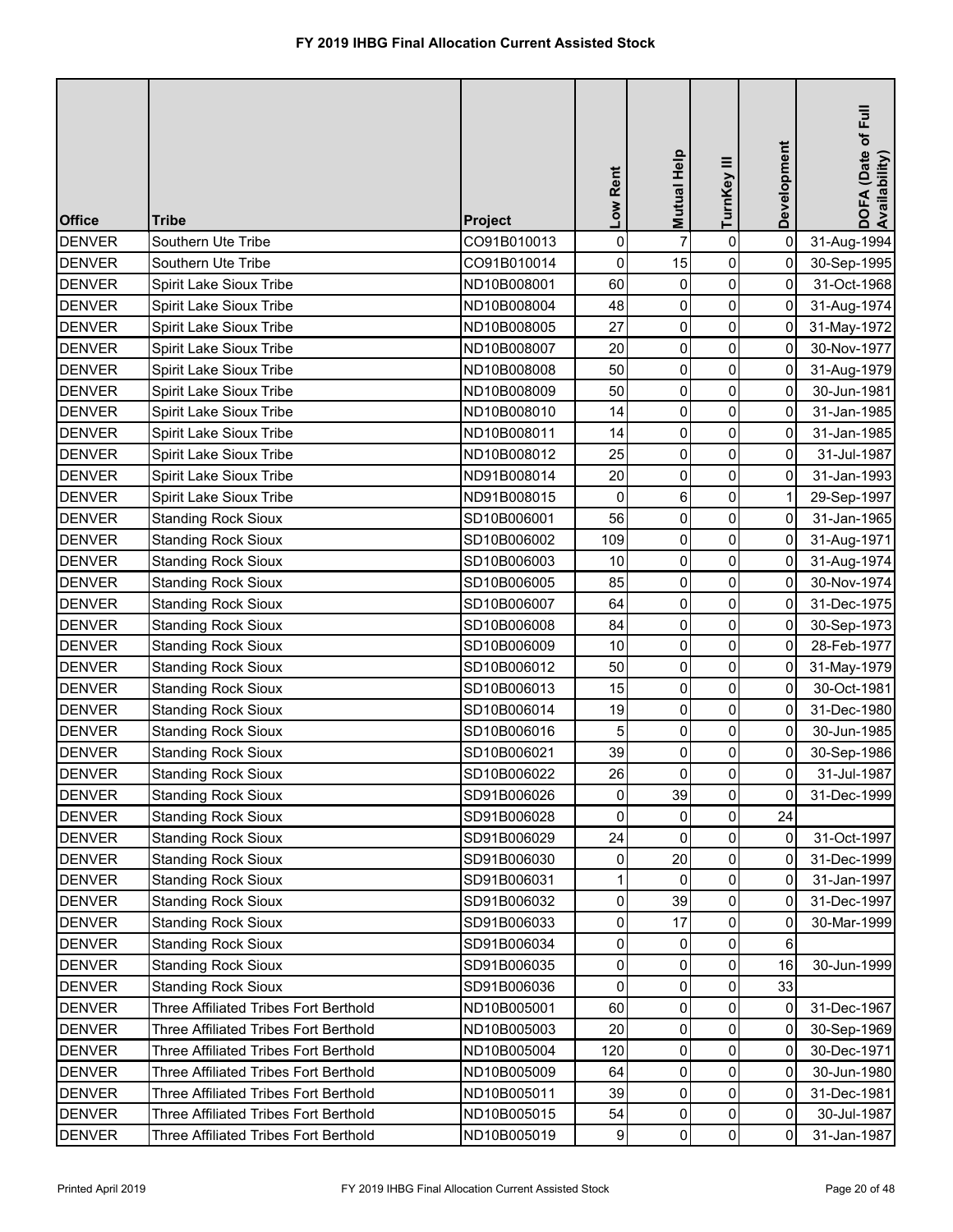# FY 2019 IHBG Final Allocation Current Assisted Stock

| Office | Tribe | Project | Low Rent | Mutual Help | TurnKey III | Development | DOFA (Date of Full Availability) |
|---|---|---|---|---|---|---|---|
| DENVER | Southern Ute Tribe | CO91B010013 | 0 | 7 | 0 | 0 | 31-Aug-1994 |
| DENVER | Southern Ute Tribe | CO91B010014 | 0 | 15 | 0 | 0 | 30-Sep-1995 |
| DENVER | Spirit Lake Sioux Tribe | ND10B008001 | 60 | 0 | 0 | 0 | 31-Oct-1968 |
| DENVER | Spirit Lake Sioux Tribe | ND10B008004 | 48 | 0 | 0 | 0 | 31-Aug-1974 |
| DENVER | Spirit Lake Sioux Tribe | ND10B008005 | 27 | 0 | 0 | 0 | 31-May-1972 |
| DENVER | Spirit Lake Sioux Tribe | ND10B008007 | 20 | 0 | 0 | 0 | 30-Nov-1977 |
| DENVER | Spirit Lake Sioux Tribe | ND10B008008 | 50 | 0 | 0 | 0 | 31-Aug-1979 |
| DENVER | Spirit Lake Sioux Tribe | ND10B008009 | 50 | 0 | 0 | 0 | 30-Jun-1981 |
| DENVER | Spirit Lake Sioux Tribe | ND10B008010 | 14 | 0 | 0 | 0 | 31-Jan-1985 |
| DENVER | Spirit Lake Sioux Tribe | ND10B008011 | 14 | 0 | 0 | 0 | 31-Jan-1985 |
| DENVER | Spirit Lake Sioux Tribe | ND10B008012 | 25 | 0 | 0 | 0 | 31-Jul-1987 |
| DENVER | Spirit Lake Sioux Tribe | ND91B008014 | 20 | 0 | 0 | 0 | 31-Jan-1993 |
| DENVER | Spirit Lake Sioux Tribe | ND91B008015 | 0 | 6 | 0 | 1 | 29-Sep-1997 |
| DENVER | Standing Rock Sioux | SD10B006001 | 56 | 0 | 0 | 0 | 31-Jan-1965 |
| DENVER | Standing Rock Sioux | SD10B006002 | 109 | 0 | 0 | 0 | 31-Aug-1971 |
| DENVER | Standing Rock Sioux | SD10B006003 | 10 | 0 | 0 | 0 | 31-Aug-1974 |
| DENVER | Standing Rock Sioux | SD10B006005 | 85 | 0 | 0 | 0 | 30-Nov-1974 |
| DENVER | Standing Rock Sioux | SD10B006007 | 64 | 0 | 0 | 0 | 31-Dec-1975 |
| DENVER | Standing Rock Sioux | SD10B006008 | 84 | 0 | 0 | 0 | 30-Sep-1973 |
| DENVER | Standing Rock Sioux | SD10B006009 | 10 | 0 | 0 | 0 | 28-Feb-1977 |
| DENVER | Standing Rock Sioux | SD10B006012 | 50 | 0 | 0 | 0 | 31-May-1979 |
| DENVER | Standing Rock Sioux | SD10B006013 | 15 | 0 | 0 | 0 | 30-Oct-1981 |
| DENVER | Standing Rock Sioux | SD10B006014 | 19 | 0 | 0 | 0 | 31-Dec-1980 |
| DENVER | Standing Rock Sioux | SD10B006016 | 5 | 0 | 0 | 0 | 30-Jun-1985 |
| DENVER | Standing Rock Sioux | SD10B006021 | 39 | 0 | 0 | 0 | 30-Sep-1986 |
| DENVER | Standing Rock Sioux | SD10B006022 | 26 | 0 | 0 | 0 | 31-Jul-1987 |
| DENVER | Standing Rock Sioux | SD91B006026 | 0 | 39 | 0 | 0 | 31-Dec-1999 |
| DENVER | Standing Rock Sioux | SD91B006028 | 0 | 0 | 0 | 24 | |
| DENVER | Standing Rock Sioux | SD91B006029 | 24 | 0 | 0 | 0 | 31-Oct-1997 |
| DENVER | Standing Rock Sioux | SD91B006030 | 0 | 20 | 0 | 0 | 31-Dec-1999 |
| DENVER | Standing Rock Sioux | SD91B006031 | 1 | 0 | 0 | 0 | 31-Jan-1997 |
| DENVER | Standing Rock Sioux | SD91B006032 | 0 | 39 | 0 | 0 | 31-Dec-1997 |
| DENVER | Standing Rock Sioux | SD91B006033 | 0 | 17 | 0 | 0 | 30-Mar-1999 |
| DENVER | Standing Rock Sioux | SD91B006034 | 0 | 0 | 0 | 6 | |
| DENVER | Standing Rock Sioux | SD91B006035 | 0 | 0 | 0 | 16 | 30-Jun-1999 |
| DENVER | Standing Rock Sioux | SD91B006036 | 0 | 0 | 0 | 33 | |
| DENVER | Three Affiliated Tribes Fort Berthold | ND10B005001 | 60 | 0 | 0 | 0 | 31-Dec-1967 |
| DENVER | Three Affiliated Tribes Fort Berthold | ND10B005003 | 20 | 0 | 0 | 0 | 30-Sep-1969 |
| DENVER | Three Affiliated Tribes Fort Berthold | ND10B005004 | 120 | 0 | 0 | 0 | 30-Dec-1971 |
| DENVER | Three Affiliated Tribes Fort Berthold | ND10B005009 | 64 | 0 | 0 | 0 | 30-Jun-1980 |
| DENVER | Three Affiliated Tribes Fort Berthold | ND10B005011 | 39 | 0 | 0 | 0 | 31-Dec-1981 |
| DENVER | Three Affiliated Tribes Fort Berthold | ND10B005015 | 54 | 0 | 0 | 0 | 30-Jul-1987 |
| DENVER | Three Affiliated Tribes Fort Berthold | ND10B005019 | 9 | 0 | 0 | 0 | 31-Jan-1987 |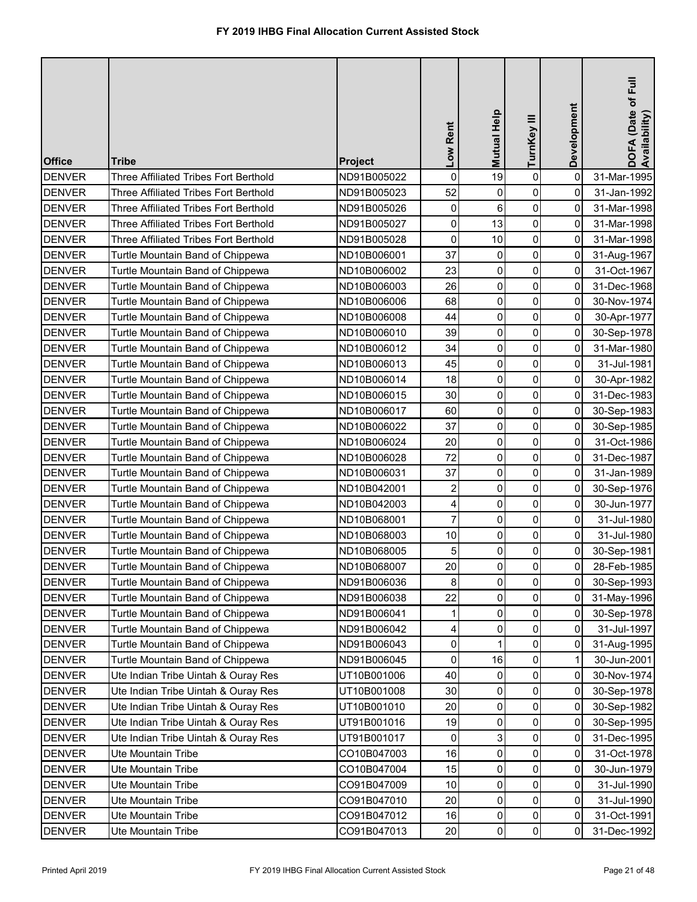# FY 2019 IHBG Final Allocation Current Assisted Stock

| Office | Tribe | Project | Low Rent | Mutual Help | TurnKey III | Development | DOFA (Date of Full Availability) |
|---|---|---|---|---|---|---|---|
| DENVER | Three Affiliated Tribes Fort Berthold | ND91B005022 | 0 | 19 | 0 | 0 | 31-Mar-1995 |
| DENVER | Three Affiliated Tribes Fort Berthold | ND91B005023 | 52 | 0 | 0 | 0 | 31-Jan-1992 |
| DENVER | Three Affiliated Tribes Fort Berthold | ND91B005026 | 0 | 6 | 0 | 0 | 31-Mar-1998 |
| DENVER | Three Affiliated Tribes Fort Berthold | ND91B005027 | 0 | 13 | 0 | 0 | 31-Mar-1998 |
| DENVER | Three Affiliated Tribes Fort Berthold | ND91B005028 | 0 | 10 | 0 | 0 | 31-Mar-1998 |
| DENVER | Turtle Mountain Band of Chippewa | ND10B006001 | 37 | 0 | 0 | 0 | 31-Aug-1967 |
| DENVER | Turtle Mountain Band of Chippewa | ND10B006002 | 23 | 0 | 0 | 0 | 31-Oct-1967 |
| DENVER | Turtle Mountain Band of Chippewa | ND10B006003 | 26 | 0 | 0 | 0 | 31-Dec-1968 |
| DENVER | Turtle Mountain Band of Chippewa | ND10B006006 | 68 | 0 | 0 | 0 | 30-Nov-1974 |
| DENVER | Turtle Mountain Band of Chippewa | ND10B006008 | 44 | 0 | 0 | 0 | 30-Apr-1977 |
| DENVER | Turtle Mountain Band of Chippewa | ND10B006010 | 39 | 0 | 0 | 0 | 30-Sep-1978 |
| DENVER | Turtle Mountain Band of Chippewa | ND10B006012 | 34 | 0 | 0 | 0 | 31-Mar-1980 |
| DENVER | Turtle Mountain Band of Chippewa | ND10B006013 | 45 | 0 | 0 | 0 | 31-Jul-1981 |
| DENVER | Turtle Mountain Band of Chippewa | ND10B006014 | 18 | 0 | 0 | 0 | 30-Apr-1982 |
| DENVER | Turtle Mountain Band of Chippewa | ND10B006015 | 30 | 0 | 0 | 0 | 31-Dec-1983 |
| DENVER | Turtle Mountain Band of Chippewa | ND10B006017 | 60 | 0 | 0 | 0 | 30-Sep-1983 |
| DENVER | Turtle Mountain Band of Chippewa | ND10B006022 | 37 | 0 | 0 | 0 | 30-Sep-1985 |
| DENVER | Turtle Mountain Band of Chippewa | ND10B006024 | 20 | 0 | 0 | 0 | 31-Oct-1986 |
| DENVER | Turtle Mountain Band of Chippewa | ND10B006028 | 72 | 0 | 0 | 0 | 31-Dec-1987 |
| DENVER | Turtle Mountain Band of Chippewa | ND10B006031 | 37 | 0 | 0 | 0 | 31-Jan-1989 |
| DENVER | Turtle Mountain Band of Chippewa | ND10B042001 | 2 | 0 | 0 | 0 | 30-Sep-1976 |
| DENVER | Turtle Mountain Band of Chippewa | ND10B042003 | 4 | 0 | 0 | 0 | 30-Jun-1977 |
| DENVER | Turtle Mountain Band of Chippewa | ND10B068001 | 7 | 0 | 0 | 0 | 31-Jul-1980 |
| DENVER | Turtle Mountain Band of Chippewa | ND10B068003 | 10 | 0 | 0 | 0 | 31-Jul-1980 |
| DENVER | Turtle Mountain Band of Chippewa | ND10B068005 | 5 | 0 | 0 | 0 | 30-Sep-1981 |
| DENVER | Turtle Mountain Band of Chippewa | ND10B068007 | 20 | 0 | 0 | 0 | 28-Feb-1985 |
| DENVER | Turtle Mountain Band of Chippewa | ND91B006036 | 8 | 0 | 0 | 0 | 30-Sep-1993 |
| DENVER | Turtle Mountain Band of Chippewa | ND91B006038 | 22 | 0 | 0 | 0 | 31-May-1996 |
| DENVER | Turtle Mountain Band of Chippewa | ND91B006041 | 1 | 0 | 0 | 0 | 30-Sep-1978 |
| DENVER | Turtle Mountain Band of Chippewa | ND91B006042 | 4 | 0 | 0 | 0 | 31-Jul-1997 |
| DENVER | Turtle Mountain Band of Chippewa | ND91B006043 | 0 | 1 | 0 | 0 | 31-Aug-1995 |
| DENVER | Turtle Mountain Band of Chippewa | ND91B006045 | 0 | 16 | 0 | 1 | 30-Jun-2001 |
| DENVER | Ute Indian Tribe Uintah & Ouray Res | UT10B001006 | 40 | 0 | 0 | 0 | 30-Nov-1974 |
| DENVER | Ute Indian Tribe Uintah & Ouray Res | UT10B001008 | 30 | 0 | 0 | 0 | 30-Sep-1978 |
| DENVER | Ute Indian Tribe Uintah & Ouray Res | UT10B001010 | 20 | 0 | 0 | 0 | 30-Sep-1982 |
| DENVER | Ute Indian Tribe Uintah & Ouray Res | UT91B001016 | 19 | 0 | 0 | 0 | 30-Sep-1995 |
| DENVER | Ute Indian Tribe Uintah & Ouray Res | UT91B001017 | 0 | 3 | 0 | 0 | 31-Dec-1995 |
| DENVER | Ute Mountain Tribe | CO10B047003 | 16 | 0 | 0 | 0 | 31-Oct-1978 |
| DENVER | Ute Mountain Tribe | CO10B047004 | 15 | 0 | 0 | 0 | 30-Jun-1979 |
| DENVER | Ute Mountain Tribe | CO91B047009 | 10 | 0 | 0 | 0 | 31-Jul-1990 |
| DENVER | Ute Mountain Tribe | CO91B047010 | 20 | 0 | 0 | 0 | 31-Jul-1990 |
| DENVER | Ute Mountain Tribe | CO91B047012 | 16 | 0 | 0 | 0 | 31-Oct-1991 |
| DENVER | Ute Mountain Tribe | CO91B047013 | 20 | 0 | 0 | 0 | 31-Dec-1992 |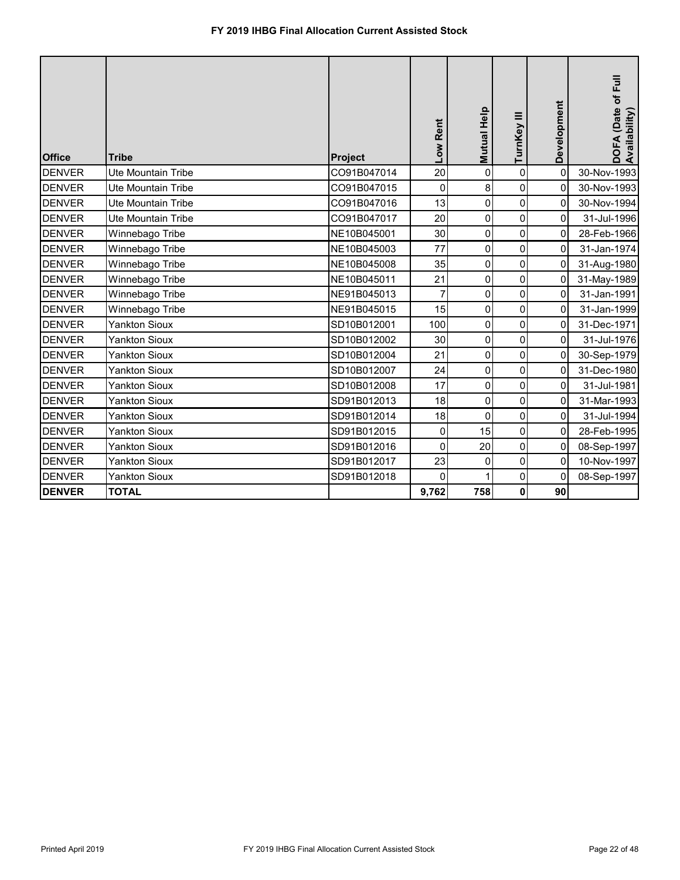## FY 2019 IHBG Final Allocation Current Assisted Stock

| Office | Tribe | Project | Low Rent | Mutual Help | TurnKey III | Development | DOFA (Date of Full Availability) |
|---|---|---|---|---|---|---|---|
| DENVER | Ute Mountain Tribe | CO91B047014 | 20 | 0 | 0 | 0 | 30-Nov-1993 |
| DENVER | Ute Mountain Tribe | CO91B047015 | 0 | 8 | 0 | 0 | 30-Nov-1993 |
| DENVER | Ute Mountain Tribe | CO91B047016 | 13 | 0 | 0 | 0 | 30-Nov-1994 |
| DENVER | Ute Mountain Tribe | CO91B047017 | 20 | 0 | 0 | 0 | 31-Jul-1996 |
| DENVER | Winnebago Tribe | NE10B045001 | 30 | 0 | 0 | 0 | 28-Feb-1966 |
| DENVER | Winnebago Tribe | NE10B045003 | 77 | 0 | 0 | 0 | 31-Jan-1974 |
| DENVER | Winnebago Tribe | NE10B045008 | 35 | 0 | 0 | 0 | 31-Aug-1980 |
| DENVER | Winnebago Tribe | NE10B045011 | 21 | 0 | 0 | 0 | 31-May-1989 |
| DENVER | Winnebago Tribe | NE91B045013 | 7 | 0 | 0 | 0 | 31-Jan-1991 |
| DENVER | Winnebago Tribe | NE91B045015 | 15 | 0 | 0 | 0 | 31-Jan-1999 |
| DENVER | Yankton Sioux | SD10B012001 | 100 | 0 | 0 | 0 | 31-Dec-1971 |
| DENVER | Yankton Sioux | SD10B012002 | 30 | 0 | 0 | 0 | 31-Jul-1976 |
| DENVER | Yankton Sioux | SD10B012004 | 21 | 0 | 0 | 0 | 30-Sep-1979 |
| DENVER | Yankton Sioux | SD10B012007 | 24 | 0 | 0 | 0 | 31-Dec-1980 |
| DENVER | Yankton Sioux | SD10B012008 | 17 | 0 | 0 | 0 | 31-Jul-1981 |
| DENVER | Yankton Sioux | SD91B012013 | 18 | 0 | 0 | 0 | 31-Mar-1993 |
| DENVER | Yankton Sioux | SD91B012014 | 18 | 0 | 0 | 0 | 31-Jul-1994 |
| DENVER | Yankton Sioux | SD91B012015 | 0 | 15 | 0 | 0 | 28-Feb-1995 |
| DENVER | Yankton Sioux | SD91B012016 | 0 | 20 | 0 | 0 | 08-Sep-1997 |
| DENVER | Yankton Sioux | SD91B012017 | 23 | 0 | 0 | 0 | 10-Nov-1997 |
| DENVER | Yankton Sioux | SD91B012018 | 0 | 1 | 0 | 0 | 08-Sep-1997 |
| **DENVER** | **TOTAL** | | **9,762** | **758** | **0** | **90** | |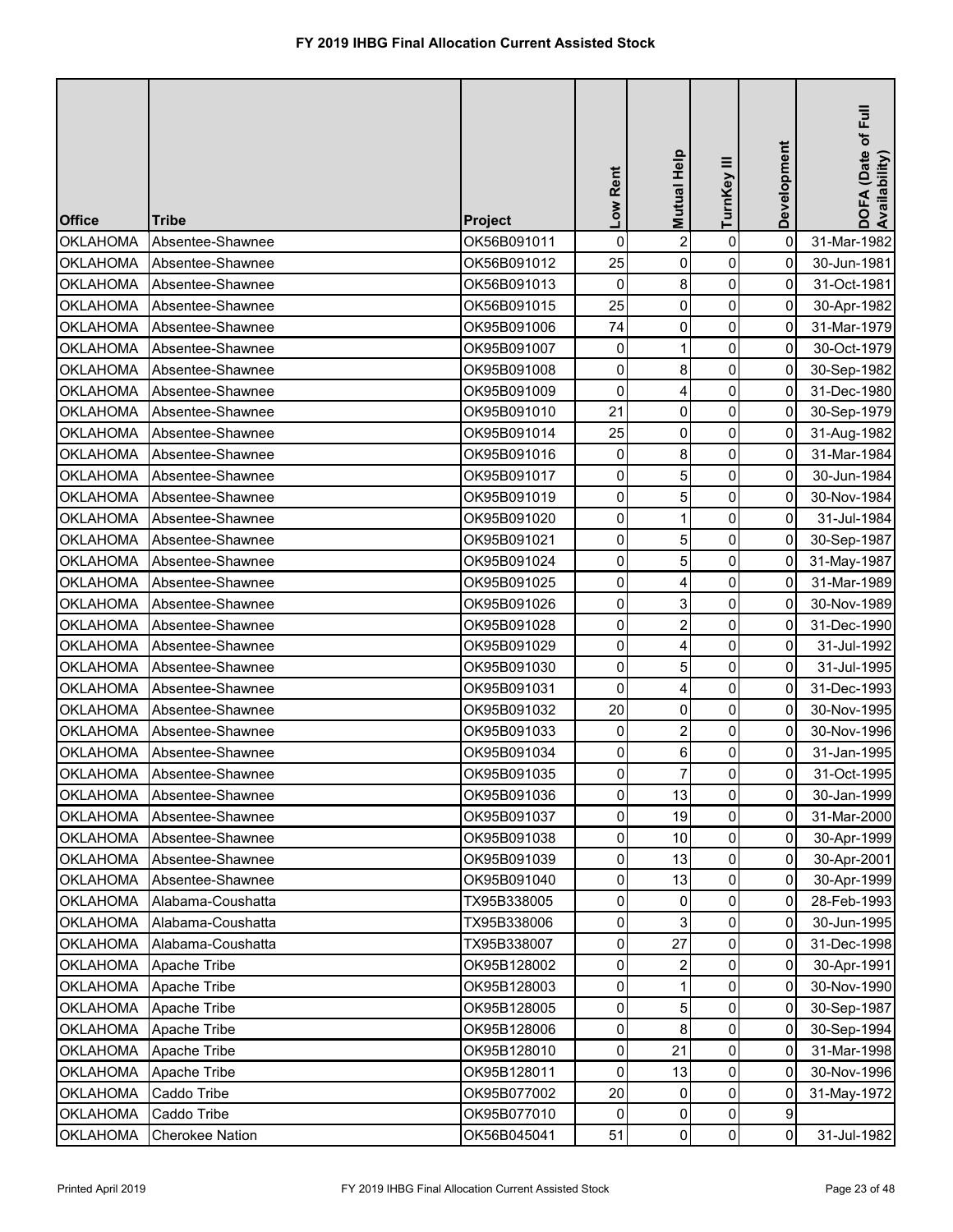# FY 2019 IHBG Final Allocation Current Assisted Stock

| Office | Tribe | Project | Low Rent | Mutual Help | TurnKey III | Development | DOFA (Date of Full Availability) |
|---|---|---|---|---|---|---|---|
| OKLAHOMA | Absentee-Shawnee | OK56B091011 | 0 | 2 | 0 | 0 | 31-Mar-1982 |
| OKLAHOMA | Absentee-Shawnee | OK56B091012 | 25 | 0 | 0 | 0 | 30-Jun-1981 |
| OKLAHOMA | Absentee-Shawnee | OK56B091013 | 0 | 8 | 0 | 0 | 31-Oct-1981 |
| OKLAHOMA | Absentee-Shawnee | OK56B091015 | 25 | 0 | 0 | 0 | 30-Apr-1982 |
| OKLAHOMA | Absentee-Shawnee | OK95B091006 | 74 | 0 | 0 | 0 | 31-Mar-1979 |
| OKLAHOMA | Absentee-Shawnee | OK95B091007 | 0 | 1 | 0 | 0 | 30-Oct-1979 |
| OKLAHOMA | Absentee-Shawnee | OK95B091008 | 0 | 8 | 0 | 0 | 30-Sep-1982 |
| OKLAHOMA | Absentee-Shawnee | OK95B091009 | 0 | 4 | 0 | 0 | 31-Dec-1980 |
| OKLAHOMA | Absentee-Shawnee | OK95B091010 | 21 | 0 | 0 | 0 | 30-Sep-1979 |
| OKLAHOMA | Absentee-Shawnee | OK95B091014 | 25 | 0 | 0 | 0 | 31-Aug-1982 |
| OKLAHOMA | Absentee-Shawnee | OK95B091016 | 0 | 8 | 0 | 0 | 31-Mar-1984 |
| OKLAHOMA | Absentee-Shawnee | OK95B091017 | 0 | 5 | 0 | 0 | 30-Jun-1984 |
| OKLAHOMA | Absentee-Shawnee | OK95B091019 | 0 | 5 | 0 | 0 | 30-Nov-1984 |
| OKLAHOMA | Absentee-Shawnee | OK95B091020 | 0 | 1 | 0 | 0 | 31-Jul-1984 |
| OKLAHOMA | Absentee-Shawnee | OK95B091021 | 0 | 5 | 0 | 0 | 30-Sep-1987 |
| OKLAHOMA | Absentee-Shawnee | OK95B091024 | 0 | 5 | 0 | 0 | 31-May-1987 |
| OKLAHOMA | Absentee-Shawnee | OK95B091025 | 0 | 4 | 0 | 0 | 31-Mar-1989 |
| OKLAHOMA | Absentee-Shawnee | OK95B091026 | 0 | 3 | 0 | 0 | 30-Nov-1989 |
| OKLAHOMA | Absentee-Shawnee | OK95B091028 | 0 | 2 | 0 | 0 | 31-Dec-1990 |
| OKLAHOMA | Absentee-Shawnee | OK95B091029 | 0 | 4 | 0 | 0 | 31-Jul-1992 |
| OKLAHOMA | Absentee-Shawnee | OK95B091030 | 0 | 5 | 0 | 0 | 31-Jul-1995 |
| OKLAHOMA | Absentee-Shawnee | OK95B091031 | 0 | 4 | 0 | 0 | 31-Dec-1993 |
| OKLAHOMA | Absentee-Shawnee | OK95B091032 | 20 | 0 | 0 | 0 | 30-Nov-1995 |
| OKLAHOMA | Absentee-Shawnee | OK95B091033 | 0 | 2 | 0 | 0 | 30-Nov-1996 |
| OKLAHOMA | Absentee-Shawnee | OK95B091034 | 0 | 6 | 0 | 0 | 31-Jan-1995 |
| OKLAHOMA | Absentee-Shawnee | OK95B091035 | 0 | 7 | 0 | 0 | 31-Oct-1995 |
| OKLAHOMA | Absentee-Shawnee | OK95B091036 | 0 | 13 | 0 | 0 | 30-Jan-1999 |
| OKLAHOMA | Absentee-Shawnee | OK95B091037 | 0 | 19 | 0 | 0 | 31-Mar-2000 |
| OKLAHOMA | Absentee-Shawnee | OK95B091038 | 0 | 10 | 0 | 0 | 30-Apr-1999 |
| OKLAHOMA | Absentee-Shawnee | OK95B091039 | 0 | 13 | 0 | 0 | 30-Apr-2001 |
| OKLAHOMA | Absentee-Shawnee | OK95B091040 | 0 | 13 | 0 | 0 | 30-Apr-1999 |
| OKLAHOMA | Alabama-Coushatta | TX95B338005 | 0 | 0 | 0 | 0 | 28-Feb-1993 |
| OKLAHOMA | Alabama-Coushatta | TX95B338006 | 0 | 3 | 0 | 0 | 30-Jun-1995 |
| OKLAHOMA | Alabama-Coushatta | TX95B338007 | 0 | 27 | 0 | 0 | 31-Dec-1998 |
| OKLAHOMA | Apache Tribe | OK95B128002 | 0 | 2 | 0 | 0 | 30-Apr-1991 |
| OKLAHOMA | Apache Tribe | OK95B128003 | 0 | 1 | 0 | 0 | 30-Nov-1990 |
| OKLAHOMA | Apache Tribe | OK95B128005 | 0 | 5 | 0 | 0 | 30-Sep-1987 |
| OKLAHOMA | Apache Tribe | OK95B128006 | 0 | 8 | 0 | 0 | 30-Sep-1994 |
| OKLAHOMA | Apache Tribe | OK95B128010 | 0 | 21 | 0 | 0 | 31-Mar-1998 |
| OKLAHOMA | Apache Tribe | OK95B128011 | 0 | 13 | 0 | 0 | 30-Nov-1996 |
| OKLAHOMA | Caddo Tribe | OK95B077002 | 20 | 0 | 0 | 0 | 31-May-1972 |
| OKLAHOMA | Caddo Tribe | OK95B077010 | 0 | 0 | 0 | 9 | |
| OKLAHOMA | Cherokee Nation | OK56B045041 | 51 | 0 | 0 | 0 | 31-Jul-1982 |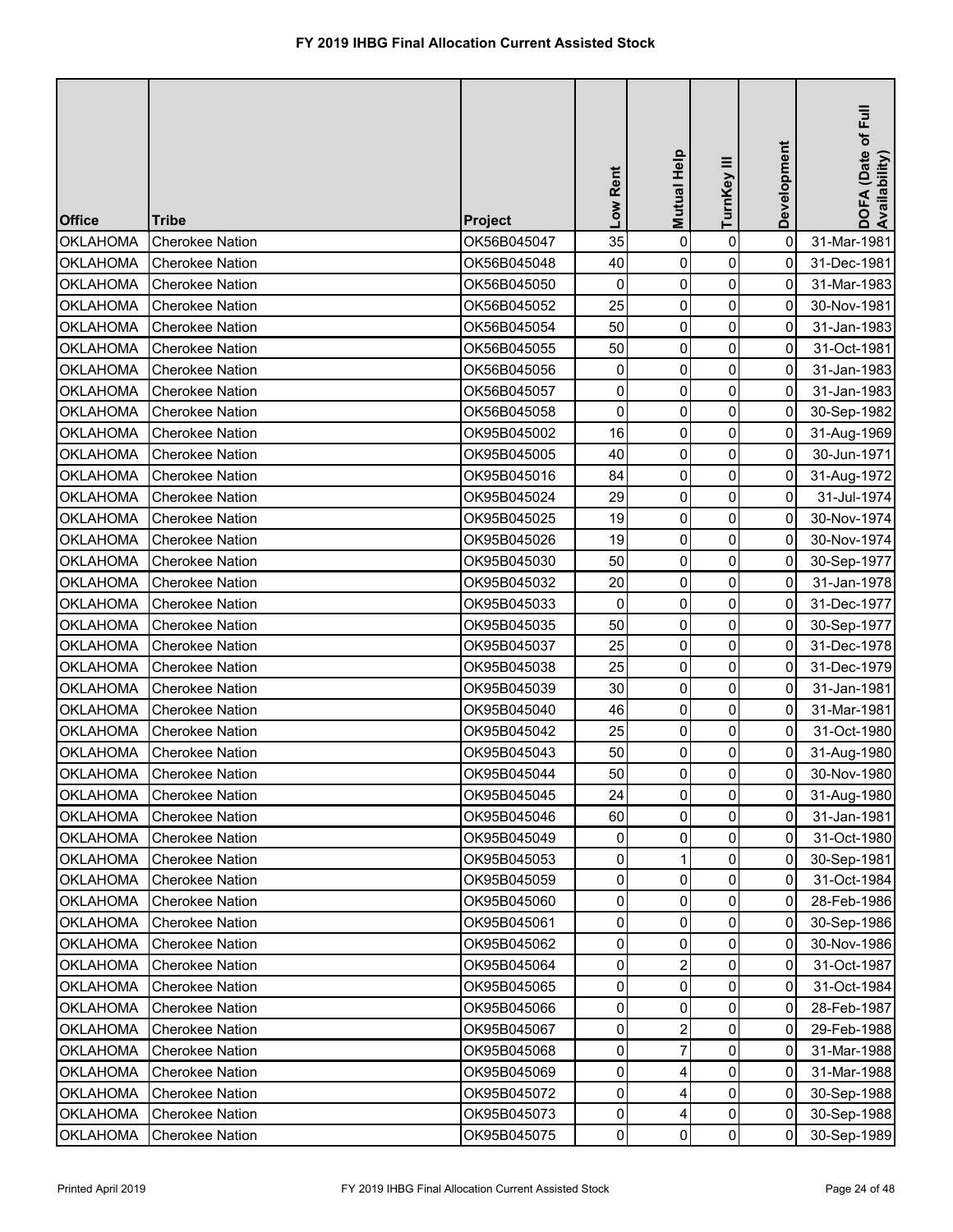# FY 2019 IHBG Final Allocation Current Assisted Stock

| Office | Tribe | Project | Low Rent | Mutual Help | TurnKey III | Development | DOFA (Date of Full Availability) |
|---|---|---|---|---|---|---|---|
| OKLAHOMA | Cherokee Nation | OK56B045047 | 35 | 0 | 0 | 0 | 31-Mar-1981 |
| OKLAHOMA | Cherokee Nation | OK56B045048 | 40 | 0 | 0 | 0 | 31-Dec-1981 |
| OKLAHOMA | Cherokee Nation | OK56B045050 | 0 | 0 | 0 | 0 | 31-Mar-1983 |
| OKLAHOMA | Cherokee Nation | OK56B045052 | 25 | 0 | 0 | 0 | 30-Nov-1981 |
| OKLAHOMA | Cherokee Nation | OK56B045054 | 50 | 0 | 0 | 0 | 31-Jan-1983 |
| OKLAHOMA | Cherokee Nation | OK56B045055 | 50 | 0 | 0 | 0 | 31-Oct-1981 |
| OKLAHOMA | Cherokee Nation | OK56B045056 | 0 | 0 | 0 | 0 | 31-Jan-1983 |
| OKLAHOMA | Cherokee Nation | OK56B045057 | 0 | 0 | 0 | 0 | 31-Jan-1983 |
| OKLAHOMA | Cherokee Nation | OK56B045058 | 0 | 0 | 0 | 0 | 30-Sep-1982 |
| OKLAHOMA | Cherokee Nation | OK95B045002 | 16 | 0 | 0 | 0 | 31-Aug-1969 |
| OKLAHOMA | Cherokee Nation | OK95B045005 | 40 | 0 | 0 | 0 | 30-Jun-1971 |
| OKLAHOMA | Cherokee Nation | OK95B045016 | 84 | 0 | 0 | 0 | 31-Aug-1972 |
| OKLAHOMA | Cherokee Nation | OK95B045024 | 29 | 0 | 0 | 0 | 31-Jul-1974 |
| OKLAHOMA | Cherokee Nation | OK95B045025 | 19 | 0 | 0 | 0 | 30-Nov-1974 |
| OKLAHOMA | Cherokee Nation | OK95B045026 | 19 | 0 | 0 | 0 | 30-Nov-1974 |
| OKLAHOMA | Cherokee Nation | OK95B045030 | 50 | 0 | 0 | 0 | 30-Sep-1977 |
| OKLAHOMA | Cherokee Nation | OK95B045032 | 20 | 0 | 0 | 0 | 31-Jan-1978 |
| OKLAHOMA | Cherokee Nation | OK95B045033 | 0 | 0 | 0 | 0 | 31-Dec-1977 |
| OKLAHOMA | Cherokee Nation | OK95B045035 | 50 | 0 | 0 | 0 | 30-Sep-1977 |
| OKLAHOMA | Cherokee Nation | OK95B045037 | 25 | 0 | 0 | 0 | 31-Dec-1978 |
| OKLAHOMA | Cherokee Nation | OK95B045038 | 25 | 0 | 0 | 0 | 31-Dec-1979 |
| OKLAHOMA | Cherokee Nation | OK95B045039 | 30 | 0 | 0 | 0 | 31-Jan-1981 |
| OKLAHOMA | Cherokee Nation | OK95B045040 | 46 | 0 | 0 | 0 | 31-Mar-1981 |
| OKLAHOMA | Cherokee Nation | OK95B045042 | 25 | 0 | 0 | 0 | 31-Oct-1980 |
| OKLAHOMA | Cherokee Nation | OK95B045043 | 50 | 0 | 0 | 0 | 31-Aug-1980 |
| OKLAHOMA | Cherokee Nation | OK95B045044 | 50 | 0 | 0 | 0 | 30-Nov-1980 |
| OKLAHOMA | Cherokee Nation | OK95B045045 | 24 | 0 | 0 | 0 | 31-Aug-1980 |
| OKLAHOMA | Cherokee Nation | OK95B045046 | 60 | 0 | 0 | 0 | 31-Jan-1981 |
| OKLAHOMA | Cherokee Nation | OK95B045049 | 0 | 0 | 0 | 0 | 31-Oct-1980 |
| OKLAHOMA | Cherokee Nation | OK95B045053 | 0 | 1 | 0 | 0 | 30-Sep-1981 |
| OKLAHOMA | Cherokee Nation | OK95B045059 | 0 | 0 | 0 | 0 | 31-Oct-1984 |
| OKLAHOMA | Cherokee Nation | OK95B045060 | 0 | 0 | 0 | 0 | 28-Feb-1986 |
| OKLAHOMA | Cherokee Nation | OK95B045061 | 0 | 0 | 0 | 0 | 30-Sep-1986 |
| OKLAHOMA | Cherokee Nation | OK95B045062 | 0 | 0 | 0 | 0 | 30-Nov-1986 |
| OKLAHOMA | Cherokee Nation | OK95B045064 | 0 | 2 | 0 | 0 | 31-Oct-1987 |
| OKLAHOMA | Cherokee Nation | OK95B045065 | 0 | 0 | 0 | 0 | 31-Oct-1984 |
| OKLAHOMA | Cherokee Nation | OK95B045066 | 0 | 0 | 0 | 0 | 28-Feb-1987 |
| OKLAHOMA | Cherokee Nation | OK95B045067 | 0 | 2 | 0 | 0 | 29-Feb-1988 |
| OKLAHOMA | Cherokee Nation | OK95B045068 | 0 | 7 | 0 | 0 | 31-Mar-1988 |
| OKLAHOMA | Cherokee Nation | OK95B045069 | 0 | 4 | 0 | 0 | 31-Mar-1988 |
| OKLAHOMA | Cherokee Nation | OK95B045072 | 0 | 4 | 0 | 0 | 30-Sep-1988 |
| OKLAHOMA | Cherokee Nation | OK95B045073 | 0 | 4 | 0 | 0 | 30-Sep-1988 |
| OKLAHOMA | Cherokee Nation | OK95B045075 | 0 | 0 | 0 | 0 | 30-Sep-1989 |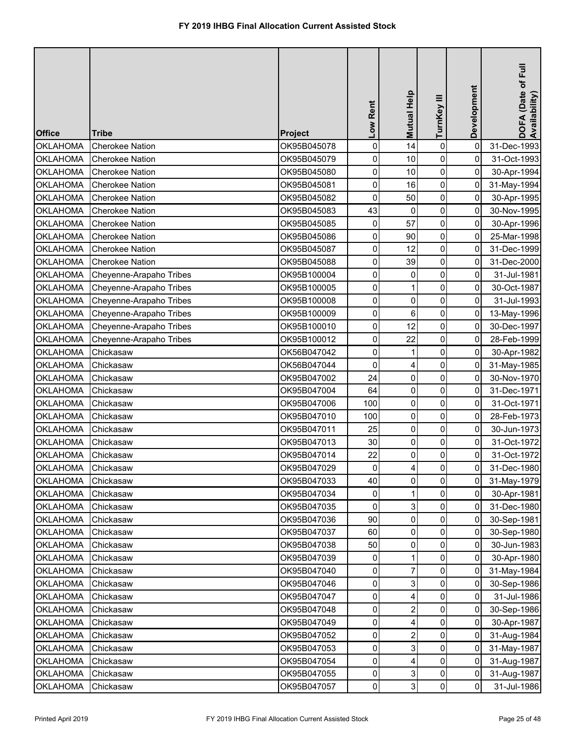# FY 2019 IHBG Final Allocation Current Assisted Stock

| Office | Tribe | Project | Low Rent | Mutual Help | TurnKey III | Development | DOFA (Date of Full Availability) |
|---|---|---|---|---|---|---|---|
| OKLAHOMA | Cherokee Nation | OK95B045078 | 0 | 14 | 0 | 0 | 31-Dec-1993 |
| OKLAHOMA | Cherokee Nation | OK95B045079 | 0 | 10 | 0 | 0 | 31-Oct-1993 |
| OKLAHOMA | Cherokee Nation | OK95B045080 | 0 | 10 | 0 | 0 | 30-Apr-1994 |
| OKLAHOMA | Cherokee Nation | OK95B045081 | 0 | 16 | 0 | 0 | 31-May-1994 |
| OKLAHOMA | Cherokee Nation | OK95B045082 | 0 | 50 | 0 | 0 | 30-Apr-1995 |
| OKLAHOMA | Cherokee Nation | OK95B045083 | 43 | 0 | 0 | 0 | 30-Nov-1995 |
| OKLAHOMA | Cherokee Nation | OK95B045085 | 0 | 57 | 0 | 0 | 30-Apr-1996 |
| OKLAHOMA | Cherokee Nation | OK95B045086 | 0 | 90 | 0 | 0 | 25-Mar-1998 |
| OKLAHOMA | Cherokee Nation | OK95B045087 | 0 | 12 | 0 | 0 | 31-Dec-1999 |
| OKLAHOMA | Cherokee Nation | OK95B045088 | 0 | 39 | 0 | 0 | 31-Dec-2000 |
| OKLAHOMA | Cheyenne-Arapaho Tribes | OK95B100004 | 0 | 0 | 0 | 0 | 31-Jul-1981 |
| OKLAHOMA | Cheyenne-Arapaho Tribes | OK95B100005 | 0 | 1 | 0 | 0 | 30-Oct-1987 |
| OKLAHOMA | Cheyenne-Arapaho Tribes | OK95B100008 | 0 | 0 | 0 | 0 | 31-Jul-1993 |
| OKLAHOMA | Cheyenne-Arapaho Tribes | OK95B100009 | 0 | 6 | 0 | 0 | 13-May-1996 |
| OKLAHOMA | Cheyenne-Arapaho Tribes | OK95B100010 | 0 | 12 | 0 | 0 | 30-Dec-1997 |
| OKLAHOMA | Cheyenne-Arapaho Tribes | OK95B100012 | 0 | 22 | 0 | 0 | 28-Feb-1999 |
| OKLAHOMA | Chickasaw | OK56B047042 | 0 | 1 | 0 | 0 | 30-Apr-1982 |
| OKLAHOMA | Chickasaw | OK56B047044 | 0 | 4 | 0 | 0 | 31-May-1985 |
| OKLAHOMA | Chickasaw | OK95B047002 | 24 | 0 | 0 | 0 | 30-Nov-1970 |
| OKLAHOMA | Chickasaw | OK95B047004 | 64 | 0 | 0 | 0 | 31-Dec-1971 |
| OKLAHOMA | Chickasaw | OK95B047006 | 100 | 0 | 0 | 0 | 31-Oct-1971 |
| OKLAHOMA | Chickasaw | OK95B047010 | 100 | 0 | 0 | 0 | 28-Feb-1973 |
| OKLAHOMA | Chickasaw | OK95B047011 | 25 | 0 | 0 | 0 | 30-Jun-1973 |
| OKLAHOMA | Chickasaw | OK95B047013 | 30 | 0 | 0 | 0 | 31-Oct-1972 |
| OKLAHOMA | Chickasaw | OK95B047014 | 22 | 0 | 0 | 0 | 31-Oct-1972 |
| OKLAHOMA | Chickasaw | OK95B047029 | 0 | 4 | 0 | 0 | 31-Dec-1980 |
| OKLAHOMA | Chickasaw | OK95B047033 | 40 | 0 | 0 | 0 | 31-May-1979 |
| OKLAHOMA | Chickasaw | OK95B047034 | 0 | 1 | 0 | 0 | 30-Apr-1981 |
| OKLAHOMA | Chickasaw | OK95B047035 | 0 | 3 | 0 | 0 | 31-Dec-1980 |
| OKLAHOMA | Chickasaw | OK95B047036 | 90 | 0 | 0 | 0 | 30-Sep-1981 |
| OKLAHOMA | Chickasaw | OK95B047037 | 60 | 0 | 0 | 0 | 30-Sep-1980 |
| OKLAHOMA | Chickasaw | OK95B047038 | 50 | 0 | 0 | 0 | 30-Jun-1983 |
| OKLAHOMA | Chickasaw | OK95B047039 | 0 | 1 | 0 | 0 | 30-Apr-1980 |
| OKLAHOMA | Chickasaw | OK95B047040 | 0 | 7 | 0 | 0 | 31-May-1984 |
| OKLAHOMA | Chickasaw | OK95B047046 | 0 | 3 | 0 | 0 | 30-Sep-1986 |
| OKLAHOMA | Chickasaw | OK95B047047 | 0 | 4 | 0 | 0 | 31-Jul-1986 |
| OKLAHOMA | Chickasaw | OK95B047048 | 0 | 2 | 0 | 0 | 30-Sep-1986 |
| OKLAHOMA | Chickasaw | OK95B047049 | 0 | 4 | 0 | 0 | 30-Apr-1987 |
| OKLAHOMA | Chickasaw | OK95B047052 | 0 | 2 | 0 | 0 | 31-Aug-1984 |
| OKLAHOMA | Chickasaw | OK95B047053 | 0 | 3 | 0 | 0 | 31-May-1987 |
| OKLAHOMA | Chickasaw | OK95B047054 | 0 | 4 | 0 | 0 | 31-Aug-1987 |
| OKLAHOMA | Chickasaw | OK95B047055 | 0 | 3 | 0 | 0 | 31-Aug-1987 |
| OKLAHOMA | Chickasaw | OK95B047057 | 0 | 3 | 0 | 0 | 31-Jul-1986 |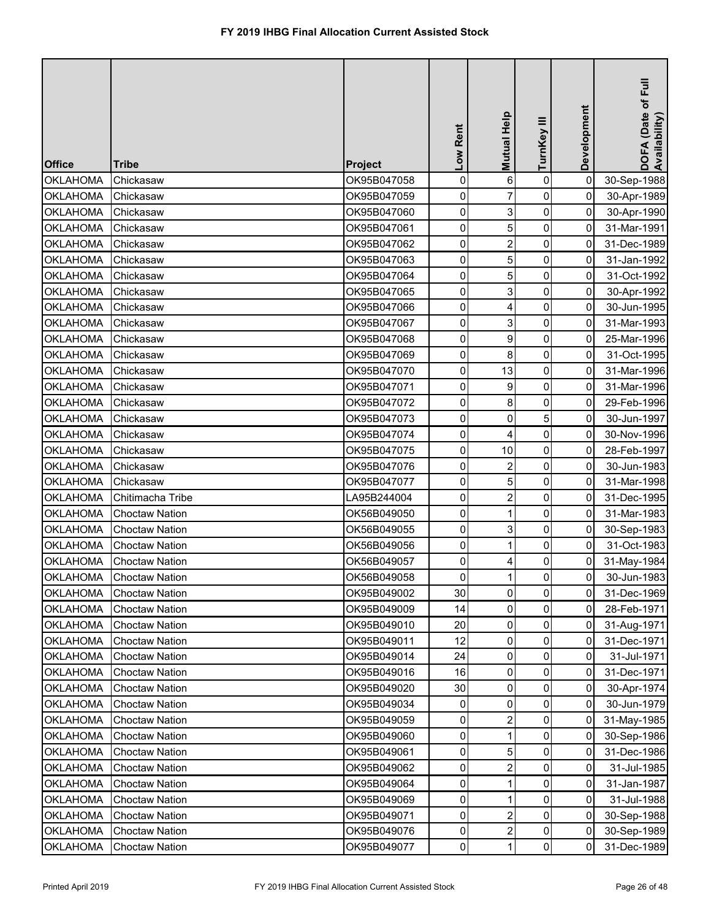# FY 2019 IHBG Final Allocation Current Assisted Stock

| Office | Tribe | Project | Low Rent | Mutual Help | TurnKey III | Development | DOFA (Date of Full Availability) |
|---|---|---|---|---|---|---|---|
| OKLAHOMA | Chickasaw | OK95B047058 | 0 | 6 | 0 | 0 | 30-Sep-1988 |
| OKLAHOMA | Chickasaw | OK95B047059 | 0 | 7 | 0 | 0 | 30-Apr-1989 |
| OKLAHOMA | Chickasaw | OK95B047060 | 0 | 3 | 0 | 0 | 30-Apr-1990 |
| OKLAHOMA | Chickasaw | OK95B047061 | 0 | 5 | 0 | 0 | 31-Mar-1991 |
| OKLAHOMA | Chickasaw | OK95B047062 | 0 | 2 | 0 | 0 | 31-Dec-1989 |
| OKLAHOMA | Chickasaw | OK95B047063 | 0 | 5 | 0 | 0 | 31-Jan-1992 |
| OKLAHOMA | Chickasaw | OK95B047064 | 0 | 5 | 0 | 0 | 31-Oct-1992 |
| OKLAHOMA | Chickasaw | OK95B047065 | 0 | 3 | 0 | 0 | 30-Apr-1992 |
| OKLAHOMA | Chickasaw | OK95B047066 | 0 | 4 | 0 | 0 | 30-Jun-1995 |
| OKLAHOMA | Chickasaw | OK95B047067 | 0 | 3 | 0 | 0 | 31-Mar-1993 |
| OKLAHOMA | Chickasaw | OK95B047068 | 0 | 9 | 0 | 0 | 25-Mar-1996 |
| OKLAHOMA | Chickasaw | OK95B047069 | 0 | 8 | 0 | 0 | 31-Oct-1995 |
| OKLAHOMA | Chickasaw | OK95B047070 | 0 | 13 | 0 | 0 | 31-Mar-1996 |
| OKLAHOMA | Chickasaw | OK95B047071 | 0 | 9 | 0 | 0 | 31-Mar-1996 |
| OKLAHOMA | Chickasaw | OK95B047072 | 0 | 8 | 0 | 0 | 29-Feb-1996 |
| OKLAHOMA | Chickasaw | OK95B047073 | 0 | 0 | 5 | 0 | 30-Jun-1997 |
| OKLAHOMA | Chickasaw | OK95B047074 | 0 | 4 | 0 | 0 | 30-Nov-1996 |
| OKLAHOMA | Chickasaw | OK95B047075 | 0 | 10 | 0 | 0 | 28-Feb-1997 |
| OKLAHOMA | Chickasaw | OK95B047076 | 0 | 2 | 0 | 0 | 30-Jun-1983 |
| OKLAHOMA | Chickasaw | OK95B047077 | 0 | 5 | 0 | 0 | 31-Mar-1998 |
| OKLAHOMA | Chitimacha Tribe | LA95B244004 | 0 | 2 | 0 | 0 | 31-Dec-1995 |
| OKLAHOMA | Choctaw Nation | OK56B049050 | 0 | 1 | 0 | 0 | 31-Mar-1983 |
| OKLAHOMA | Choctaw Nation | OK56B049055 | 0 | 3 | 0 | 0 | 30-Sep-1983 |
| OKLAHOMA | Choctaw Nation | OK56B049056 | 0 | 1 | 0 | 0 | 31-Oct-1983 |
| OKLAHOMA | Choctaw Nation | OK56B049057 | 0 | 4 | 0 | 0 | 31-May-1984 |
| OKLAHOMA | Choctaw Nation | OK56B049058 | 0 | 1 | 0 | 0 | 30-Jun-1983 |
| OKLAHOMA | Choctaw Nation | OK95B049002 | 30 | 0 | 0 | 0 | 31-Dec-1969 |
| OKLAHOMA | Choctaw Nation | OK95B049009 | 14 | 0 | 0 | 0 | 28-Feb-1971 |
| OKLAHOMA | Choctaw Nation | OK95B049010 | 20 | 0 | 0 | 0 | 31-Aug-1971 |
| OKLAHOMA | Choctaw Nation | OK95B049011 | 12 | 0 | 0 | 0 | 31-Dec-1971 |
| OKLAHOMA | Choctaw Nation | OK95B049014 | 24 | 0 | 0 | 0 | 31-Jul-1971 |
| OKLAHOMA | Choctaw Nation | OK95B049016 | 16 | 0 | 0 | 0 | 31-Dec-1971 |
| OKLAHOMA | Choctaw Nation | OK95B049020 | 30 | 0 | 0 | 0 | 30-Apr-1974 |
| OKLAHOMA | Choctaw Nation | OK95B049034 | 0 | 0 | 0 | 0 | 30-Jun-1979 |
| OKLAHOMA | Choctaw Nation | OK95B049059 | 0 | 2 | 0 | 0 | 31-May-1985 |
| OKLAHOMA | Choctaw Nation | OK95B049060 | 0 | 1 | 0 | 0 | 30-Sep-1986 |
| OKLAHOMA | Choctaw Nation | OK95B049061 | 0 | 5 | 0 | 0 | 31-Dec-1986 |
| OKLAHOMA | Choctaw Nation | OK95B049062 | 0 | 2 | 0 | 0 | 31-Jul-1985 |
| OKLAHOMA | Choctaw Nation | OK95B049064 | 0 | 1 | 0 | 0 | 31-Jan-1987 |
| OKLAHOMA | Choctaw Nation | OK95B049069 | 0 | 1 | 0 | 0 | 31-Jul-1988 |
| OKLAHOMA | Choctaw Nation | OK95B049071 | 0 | 2 | 0 | 0 | 30-Sep-1988 |
| OKLAHOMA | Choctaw Nation | OK95B049076 | 0 | 2 | 0 | 0 | 30-Sep-1989 |
| OKLAHOMA | Choctaw Nation | OK95B049077 | 0 | 1 | 0 | 0 | 31-Dec-1989 |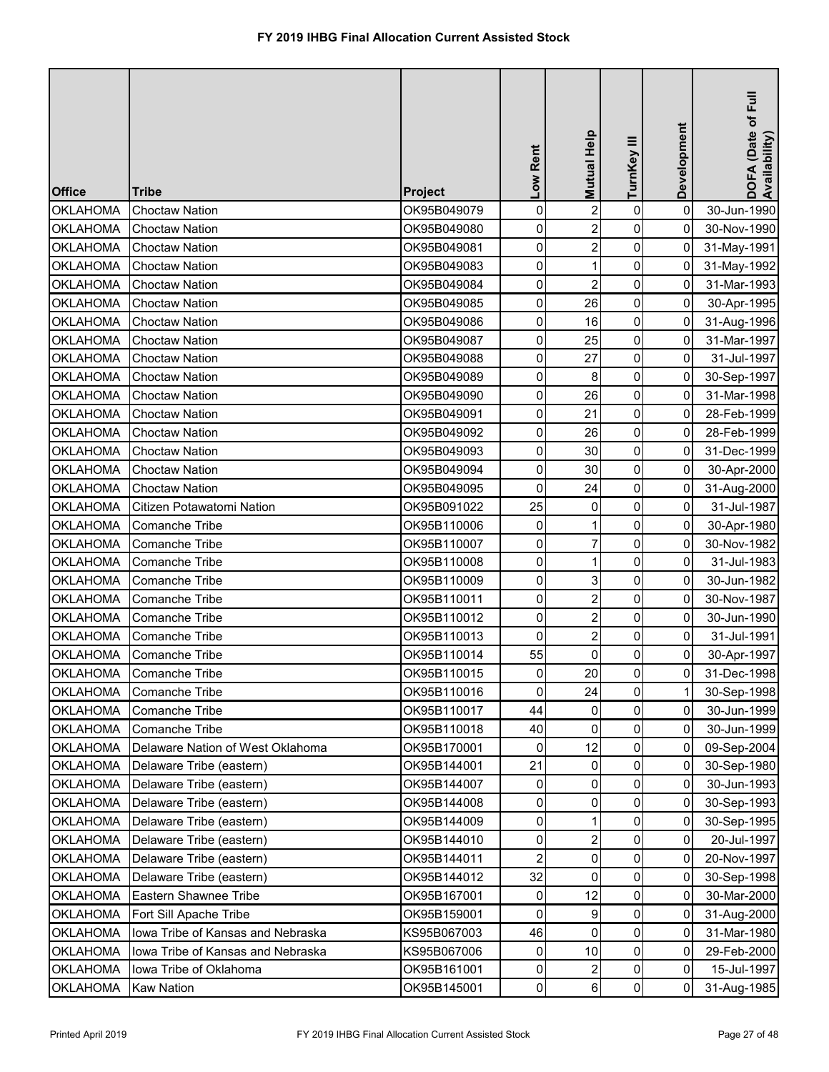# FY 2019 IHBG Final Allocation Current Assisted Stock

| Office | Tribe | Project | Low Rent | Mutual Help | TurnKey III | Development | DOFA (Date of Full Availability) |
|---|---|---|---|---|---|---|---|
| OKLAHOMA | Choctaw Nation | OK95B049079 | 0 | 2 | 0 | 0 | 30-Jun-1990 |
| OKLAHOMA | Choctaw Nation | OK95B049080 | 0 | 2 | 0 | 0 | 30-Nov-1990 |
| OKLAHOMA | Choctaw Nation | OK95B049081 | 0 | 2 | 0 | 0 | 31-May-1991 |
| OKLAHOMA | Choctaw Nation | OK95B049083 | 0 | 1 | 0 | 0 | 31-May-1992 |
| OKLAHOMA | Choctaw Nation | OK95B049084 | 0 | 2 | 0 | 0 | 31-Mar-1993 |
| OKLAHOMA | Choctaw Nation | OK95B049085 | 0 | 26 | 0 | 0 | 30-Apr-1995 |
| OKLAHOMA | Choctaw Nation | OK95B049086 | 0 | 16 | 0 | 0 | 31-Aug-1996 |
| OKLAHOMA | Choctaw Nation | OK95B049087 | 0 | 25 | 0 | 0 | 31-Mar-1997 |
| OKLAHOMA | Choctaw Nation | OK95B049088 | 0 | 27 | 0 | 0 | 31-Jul-1997 |
| OKLAHOMA | Choctaw Nation | OK95B049089 | 0 | 8 | 0 | 0 | 30-Sep-1997 |
| OKLAHOMA | Choctaw Nation | OK95B049090 | 0 | 26 | 0 | 0 | 31-Mar-1998 |
| OKLAHOMA | Choctaw Nation | OK95B049091 | 0 | 21 | 0 | 0 | 28-Feb-1999 |
| OKLAHOMA | Choctaw Nation | OK95B049092 | 0 | 26 | 0 | 0 | 28-Feb-1999 |
| OKLAHOMA | Choctaw Nation | OK95B049093 | 0 | 30 | 0 | 0 | 31-Dec-1999 |
| OKLAHOMA | Choctaw Nation | OK95B049094 | 0 | 30 | 0 | 0 | 30-Apr-2000 |
| OKLAHOMA | Choctaw Nation | OK95B049095 | 0 | 24 | 0 | 0 | 31-Aug-2000 |
| OKLAHOMA | Citizen Potawatomi Nation | OK95B091022 | 25 | 0 | 0 | 0 | 31-Jul-1987 |
| OKLAHOMA | Comanche Tribe | OK95B110006 | 0 | 1 | 0 | 0 | 30-Apr-1980 |
| OKLAHOMA | Comanche Tribe | OK95B110007 | 0 | 7 | 0 | 0 | 30-Nov-1982 |
| OKLAHOMA | Comanche Tribe | OK95B110008 | 0 | 1 | 0 | 0 | 31-Jul-1983 |
| OKLAHOMA | Comanche Tribe | OK95B110009 | 0 | 3 | 0 | 0 | 30-Jun-1982 |
| OKLAHOMA | Comanche Tribe | OK95B110011 | 0 | 2 | 0 | 0 | 30-Nov-1987 |
| OKLAHOMA | Comanche Tribe | OK95B110012 | 0 | 2 | 0 | 0 | 30-Jun-1990 |
| OKLAHOMA | Comanche Tribe | OK95B110013 | 0 | 2 | 0 | 0 | 31-Jul-1991 |
| OKLAHOMA | Comanche Tribe | OK95B110014 | 55 | 0 | 0 | 0 | 30-Apr-1997 |
| OKLAHOMA | Comanche Tribe | OK95B110015 | 0 | 20 | 0 | 0 | 31-Dec-1998 |
| OKLAHOMA | Comanche Tribe | OK95B110016 | 0 | 24 | 0 | 1 | 30-Sep-1998 |
| OKLAHOMA | Comanche Tribe | OK95B110017 | 44 | 0 | 0 | 0 | 30-Jun-1999 |
| OKLAHOMA | Comanche Tribe | OK95B110018 | 40 | 0 | 0 | 0 | 30-Jun-1999 |
| OKLAHOMA | Delaware Nation of West Oklahoma | OK95B170001 | 0 | 12 | 0 | 0 | 09-Sep-2004 |
| OKLAHOMA | Delaware Tribe (eastern) | OK95B144001 | 21 | 0 | 0 | 0 | 30-Sep-1980 |
| OKLAHOMA | Delaware Tribe (eastern) | OK95B144007 | 0 | 0 | 0 | 0 | 30-Jun-1993 |
| OKLAHOMA | Delaware Tribe (eastern) | OK95B144008 | 0 | 0 | 0 | 0 | 30-Sep-1993 |
| OKLAHOMA | Delaware Tribe (eastern) | OK95B144009 | 0 | 1 | 0 | 0 | 30-Sep-1995 |
| OKLAHOMA | Delaware Tribe (eastern) | OK95B144010 | 0 | 2 | 0 | 0 | 20-Jul-1997 |
| OKLAHOMA | Delaware Tribe (eastern) | OK95B144011 | 2 | 0 | 0 | 0 | 20-Nov-1997 |
| OKLAHOMA | Delaware Tribe (eastern) | OK95B144012 | 32 | 0 | 0 | 0 | 30-Sep-1998 |
| OKLAHOMA | Eastern Shawnee Tribe | OK95B167001 | 0 | 12 | 0 | 0 | 30-Mar-2000 |
| OKLAHOMA | Fort Sill Apache Tribe | OK95B159001 | 0 | 9 | 0 | 0 | 31-Aug-2000 |
| OKLAHOMA | Iowa Tribe of Kansas and Nebraska | KS95B067003 | 46 | 0 | 0 | 0 | 31-Mar-1980 |
| OKLAHOMA | Iowa Tribe of Kansas and Nebraska | KS95B067006 | 0 | 10 | 0 | 0 | 29-Feb-2000 |
| OKLAHOMA | Iowa Tribe of Oklahoma | OK95B161001 | 0 | 2 | 0 | 0 | 15-Jul-1997 |
| OKLAHOMA | Kaw Nation | OK95B145001 | 0 | 6 | 0 | 0 | 31-Aug-1985 |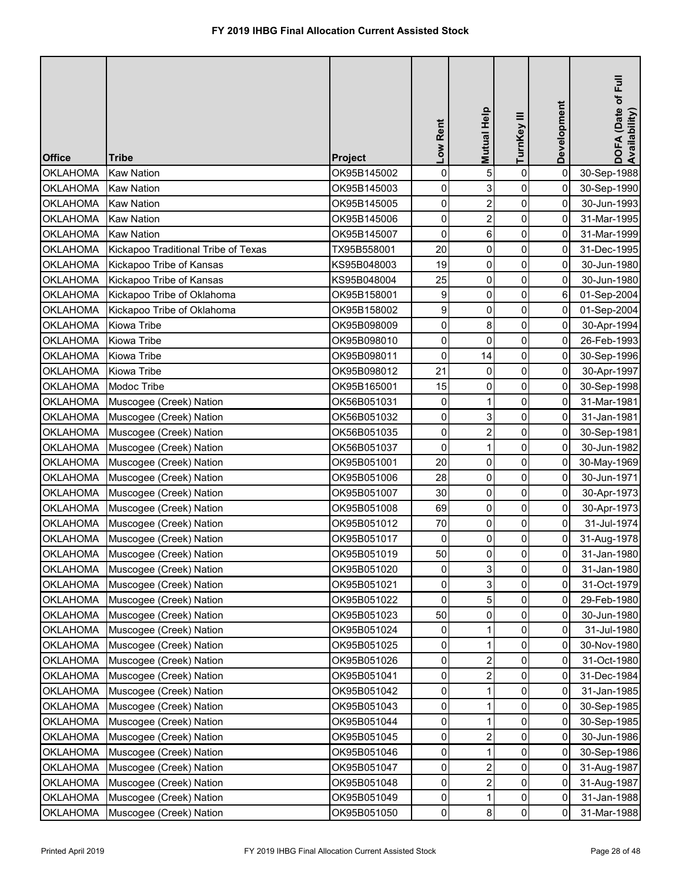# FY 2019 IHBG Final Allocation Current Assisted Stock

| Office | Tribe | Project | Low Rent | Mutual Help | TurnKey III | Development | DOFA (Date of Full Availability) |
|---|---|---|---|---|---|---|---|
| OKLAHOMA | Kaw Nation | OK95B145002 | 0 | 5 | 0 | 0 | 30-Sep-1988 |
| OKLAHOMA | Kaw Nation | OK95B145003 | 0 | 3 | 0 | 0 | 30-Sep-1990 |
| OKLAHOMA | Kaw Nation | OK95B145005 | 0 | 2 | 0 | 0 | 30-Jun-1993 |
| OKLAHOMA | Kaw Nation | OK95B145006 | 0 | 2 | 0 | 0 | 31-Mar-1995 |
| OKLAHOMA | Kaw Nation | OK95B145007 | 0 | 6 | 0 | 0 | 31-Mar-1999 |
| OKLAHOMA | Kickapoo Traditional Tribe of Texas | TX95B558001 | 20 | 0 | 0 | 0 | 31-Dec-1995 |
| OKLAHOMA | Kickapoo Tribe of Kansas | KS95B048003 | 19 | 0 | 0 | 0 | 30-Jun-1980 |
| OKLAHOMA | Kickapoo Tribe of Kansas | KS95B048004 | 25 | 0 | 0 | 0 | 30-Jun-1980 |
| OKLAHOMA | Kickapoo Tribe of Oklahoma | OK95B158001 | 9 | 0 | 0 | 6 | 01-Sep-2004 |
| OKLAHOMA | Kickapoo Tribe of Oklahoma | OK95B158002 | 9 | 0 | 0 | 0 | 01-Sep-2004 |
| OKLAHOMA | Kiowa Tribe | OK95B098009 | 0 | 8 | 0 | 0 | 30-Apr-1994 |
| OKLAHOMA | Kiowa Tribe | OK95B098010 | 0 | 0 | 0 | 0 | 26-Feb-1993 |
| OKLAHOMA | Kiowa Tribe | OK95B098011 | 0 | 14 | 0 | 0 | 30-Sep-1996 |
| OKLAHOMA | Kiowa Tribe | OK95B098012 | 21 | 0 | 0 | 0 | 30-Apr-1997 |
| OKLAHOMA | Modoc Tribe | OK95B165001 | 15 | 0 | 0 | 0 | 30-Sep-1998 |
| OKLAHOMA | Muscogee (Creek) Nation | OK56B051031 | 0 | 1 | 0 | 0 | 31-Mar-1981 |
| OKLAHOMA | Muscogee (Creek) Nation | OK56B051032 | 0 | 3 | 0 | 0 | 31-Jan-1981 |
| OKLAHOMA | Muscogee (Creek) Nation | OK56B051035 | 0 | 2 | 0 | 0 | 30-Sep-1981 |
| OKLAHOMA | Muscogee (Creek) Nation | OK56B051037 | 0 | 1 | 0 | 0 | 30-Jun-1982 |
| OKLAHOMA | Muscogee (Creek) Nation | OK95B051001 | 20 | 0 | 0 | 0 | 30-May-1969 |
| OKLAHOMA | Muscogee (Creek) Nation | OK95B051006 | 28 | 0 | 0 | 0 | 30-Jun-1971 |
| OKLAHOMA | Muscogee (Creek) Nation | OK95B051007 | 30 | 0 | 0 | 0 | 30-Apr-1973 |
| OKLAHOMA | Muscogee (Creek) Nation | OK95B051008 | 69 | 0 | 0 | 0 | 30-Apr-1973 |
| OKLAHOMA | Muscogee (Creek) Nation | OK95B051012 | 70 | 0 | 0 | 0 | 31-Jul-1974 |
| OKLAHOMA | Muscogee (Creek) Nation | OK95B051017 | 0 | 0 | 0 | 0 | 31-Aug-1978 |
| OKLAHOMA | Muscogee (Creek) Nation | OK95B051019 | 50 | 0 | 0 | 0 | 31-Jan-1980 |
| OKLAHOMA | Muscogee (Creek) Nation | OK95B051020 | 0 | 3 | 0 | 0 | 31-Jan-1980 |
| OKLAHOMA | Muscogee (Creek) Nation | OK95B051021 | 0 | 3 | 0 | 0 | 31-Oct-1979 |
| OKLAHOMA | Muscogee (Creek) Nation | OK95B051022 | 0 | 5 | 0 | 0 | 29-Feb-1980 |
| OKLAHOMA | Muscogee (Creek) Nation | OK95B051023 | 50 | 0 | 0 | 0 | 30-Jun-1980 |
| OKLAHOMA | Muscogee (Creek) Nation | OK95B051024 | 0 | 1 | 0 | 0 | 31-Jul-1980 |
| OKLAHOMA | Muscogee (Creek) Nation | OK95B051025 | 0 | 1 | 0 | 0 | 30-Nov-1980 |
| OKLAHOMA | Muscogee (Creek) Nation | OK95B051026 | 0 | 2 | 0 | 0 | 31-Oct-1980 |
| OKLAHOMA | Muscogee (Creek) Nation | OK95B051041 | 0 | 2 | 0 | 0 | 31-Dec-1984 |
| OKLAHOMA | Muscogee (Creek) Nation | OK95B051042 | 0 | 1 | 0 | 0 | 31-Jan-1985 |
| OKLAHOMA | Muscogee (Creek) Nation | OK95B051043 | 0 | 1 | 0 | 0 | 30-Sep-1985 |
| OKLAHOMA | Muscogee (Creek) Nation | OK95B051044 | 0 | 1 | 0 | 0 | 30-Sep-1985 |
| OKLAHOMA | Muscogee (Creek) Nation | OK95B051045 | 0 | 2 | 0 | 0 | 30-Jun-1986 |
| OKLAHOMA | Muscogee (Creek) Nation | OK95B051046 | 0 | 1 | 0 | 0 | 30-Sep-1986 |
| OKLAHOMA | Muscogee (Creek) Nation | OK95B051047 | 0 | 2 | 0 | 0 | 31-Aug-1987 |
| OKLAHOMA | Muscogee (Creek) Nation | OK95B051048 | 0 | 2 | 0 | 0 | 31-Aug-1987 |
| OKLAHOMA | Muscogee (Creek) Nation | OK95B051049 | 0 | 1 | 0 | 0 | 31-Jan-1988 |
| OKLAHOMA | Muscogee (Creek) Nation | OK95B051050 | 0 | 8 | 0 | 0 | 31-Mar-1988 |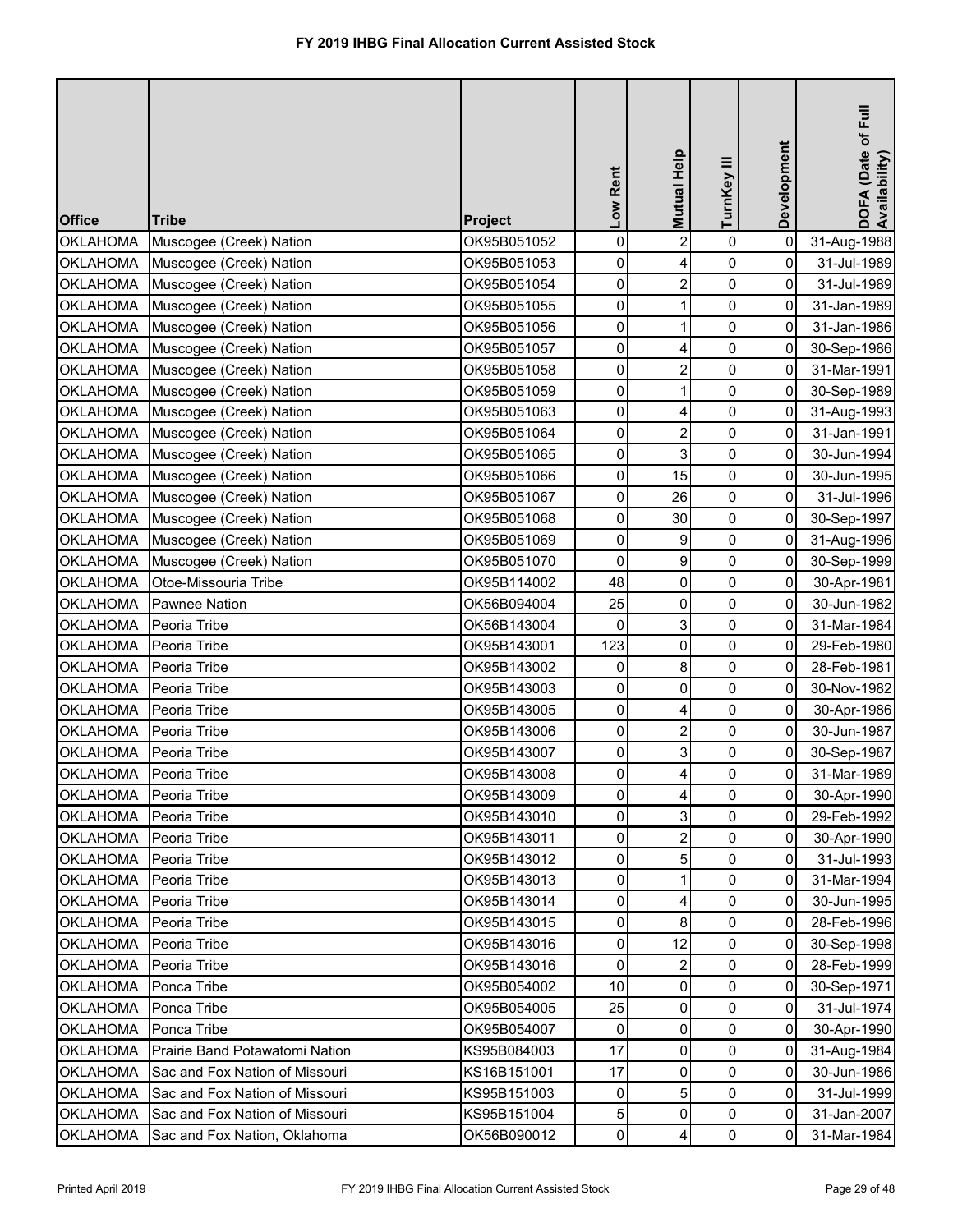# FY 2019 IHBG Final Allocation Current Assisted Stock

| Office | Tribe | Project | Low Rent | Mutual Help | TurnKey III | Development | DOFA (Date of Full Availability) |
|---|---|---|---|---|---|---|---|
| OKLAHOMA | Muscogee (Creek) Nation | OK95B051052 | 0 | 2 | 0 | 0 | 31-Aug-1988 |
| OKLAHOMA | Muscogee (Creek) Nation | OK95B051053 | 0 | 4 | 0 | 0 | 31-Jul-1989 |
| OKLAHOMA | Muscogee (Creek) Nation | OK95B051054 | 0 | 2 | 0 | 0 | 31-Jul-1989 |
| OKLAHOMA | Muscogee (Creek) Nation | OK95B051055 | 0 | 1 | 0 | 0 | 31-Jan-1989 |
| OKLAHOMA | Muscogee (Creek) Nation | OK95B051056 | 0 | 1 | 0 | 0 | 31-Jan-1986 |
| OKLAHOMA | Muscogee (Creek) Nation | OK95B051057 | 0 | 4 | 0 | 0 | 30-Sep-1986 |
| OKLAHOMA | Muscogee (Creek) Nation | OK95B051058 | 0 | 2 | 0 | 0 | 31-Mar-1991 |
| OKLAHOMA | Muscogee (Creek) Nation | OK95B051059 | 0 | 1 | 0 | 0 | 30-Sep-1989 |
| OKLAHOMA | Muscogee (Creek) Nation | OK95B051063 | 0 | 4 | 0 | 0 | 31-Aug-1993 |
| OKLAHOMA | Muscogee (Creek) Nation | OK95B051064 | 0 | 2 | 0 | 0 | 31-Jan-1991 |
| OKLAHOMA | Muscogee (Creek) Nation | OK95B051065 | 0 | 3 | 0 | 0 | 30-Jun-1994 |
| OKLAHOMA | Muscogee (Creek) Nation | OK95B051066 | 0 | 15 | 0 | 0 | 30-Jun-1995 |
| OKLAHOMA | Muscogee (Creek) Nation | OK95B051067 | 0 | 26 | 0 | 0 | 31-Jul-1996 |
| OKLAHOMA | Muscogee (Creek) Nation | OK95B051068 | 0 | 30 | 0 | 0 | 30-Sep-1997 |
| OKLAHOMA | Muscogee (Creek) Nation | OK95B051069 | 0 | 9 | 0 | 0 | 31-Aug-1996 |
| OKLAHOMA | Muscogee (Creek) Nation | OK95B051070 | 0 | 9 | 0 | 0 | 30-Sep-1999 |
| OKLAHOMA | Otoe-Missouria Tribe | OK95B114002 | 48 | 0 | 0 | 0 | 30-Apr-1981 |
| OKLAHOMA | Pawnee Nation | OK56B094004 | 25 | 0 | 0 | 0 | 30-Jun-1982 |
| OKLAHOMA | Peoria Tribe | OK56B143004 | 0 | 3 | 0 | 0 | 31-Mar-1984 |
| OKLAHOMA | Peoria Tribe | OK95B143001 | 123 | 0 | 0 | 0 | 29-Feb-1980 |
| OKLAHOMA | Peoria Tribe | OK95B143002 | 0 | 8 | 0 | 0 | 28-Feb-1981 |
| OKLAHOMA | Peoria Tribe | OK95B143003 | 0 | 0 | 0 | 0 | 30-Nov-1982 |
| OKLAHOMA | Peoria Tribe | OK95B143005 | 0 | 4 | 0 | 0 | 30-Apr-1986 |
| OKLAHOMA | Peoria Tribe | OK95B143006 | 0 | 2 | 0 | 0 | 30-Jun-1987 |
| OKLAHOMA | Peoria Tribe | OK95B143007 | 0 | 3 | 0 | 0 | 30-Sep-1987 |
| OKLAHOMA | Peoria Tribe | OK95B143008 | 0 | 4 | 0 | 0 | 31-Mar-1989 |
| OKLAHOMA | Peoria Tribe | OK95B143009 | 0 | 4 | 0 | 0 | 30-Apr-1990 |
| OKLAHOMA | Peoria Tribe | OK95B143010 | 0 | 3 | 0 | 0 | 29-Feb-1992 |
| OKLAHOMA | Peoria Tribe | OK95B143011 | 0 | 2 | 0 | 0 | 30-Apr-1990 |
| OKLAHOMA | Peoria Tribe | OK95B143012 | 0 | 5 | 0 | 0 | 31-Jul-1993 |
| OKLAHOMA | Peoria Tribe | OK95B143013 | 0 | 1 | 0 | 0 | 31-Mar-1994 |
| OKLAHOMA | Peoria Tribe | OK95B143014 | 0 | 4 | 0 | 0 | 30-Jun-1995 |
| OKLAHOMA | Peoria Tribe | OK95B143015 | 0 | 8 | 0 | 0 | 28-Feb-1996 |
| OKLAHOMA | Peoria Tribe | OK95B143016 | 0 | 12 | 0 | 0 | 30-Sep-1998 |
| OKLAHOMA | Peoria Tribe | OK95B143016 | 0 | 2 | 0 | 0 | 28-Feb-1999 |
| OKLAHOMA | Ponca Tribe | OK95B054002 | 10 | 0 | 0 | 0 | 30-Sep-1971 |
| OKLAHOMA | Ponca Tribe | OK95B054005 | 25 | 0 | 0 | 0 | 31-Jul-1974 |
| OKLAHOMA | Ponca Tribe | OK95B054007 | 0 | 0 | 0 | 0 | 30-Apr-1990 |
| OKLAHOMA | Prairie Band Potawatomi Nation | KS95B084003 | 17 | 0 | 0 | 0 | 31-Aug-1984 |
| OKLAHOMA | Sac and Fox Nation of Missouri | KS16B151001 | 17 | 0 | 0 | 0 | 30-Jun-1986 |
| OKLAHOMA | Sac and Fox Nation of Missouri | KS95B151003 | 0 | 5 | 0 | 0 | 31-Jul-1999 |
| OKLAHOMA | Sac and Fox Nation of Missouri | KS95B151004 | 5 | 0 | 0 | 0 | 31-Jan-2007 |
| OKLAHOMA | Sac and Fox Nation, Oklahoma | OK56B090012 | 0 | 4 | 0 | 0 | 31-Mar-1984 |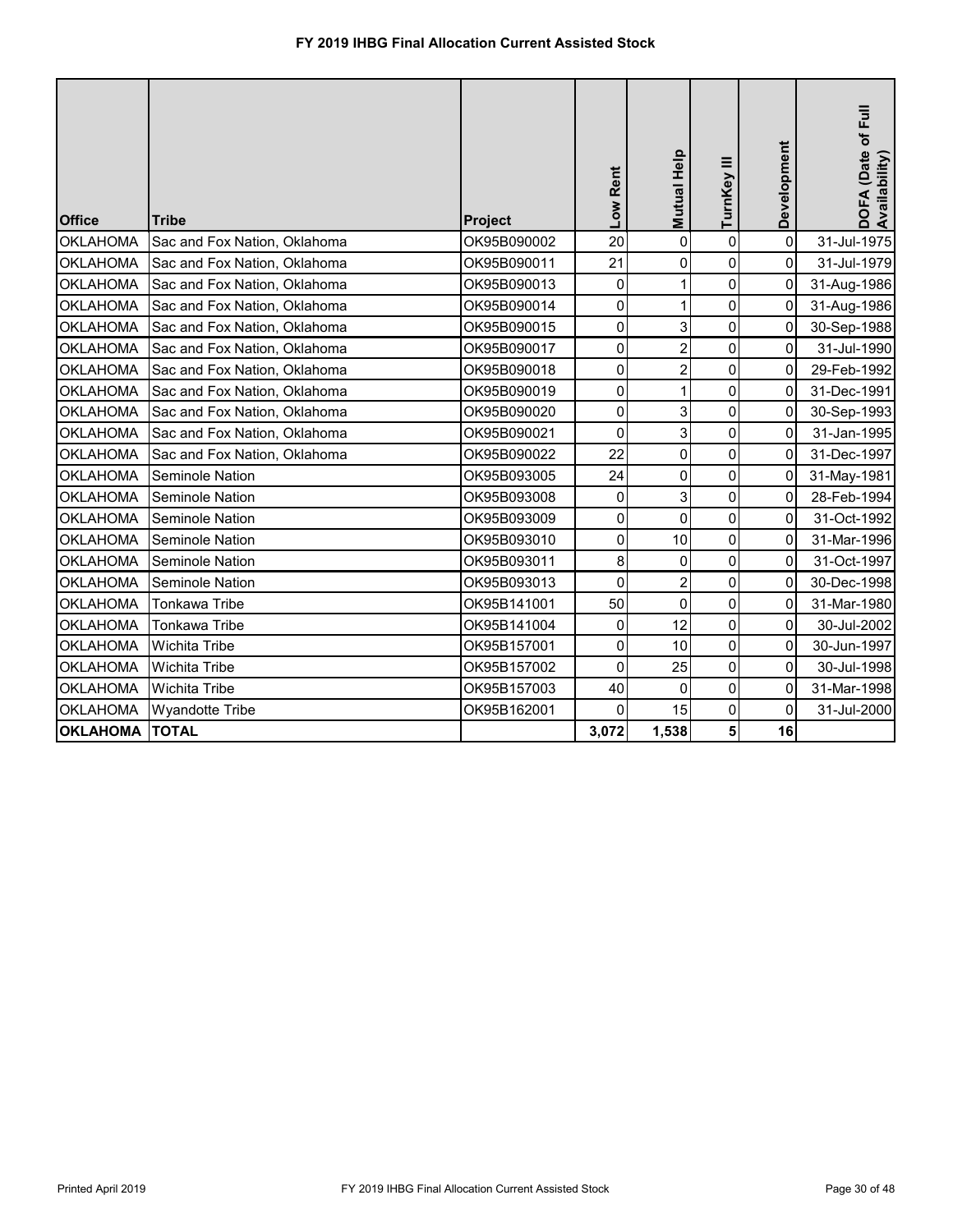# FY 2019 IHBG Final Allocation Current Assisted Stock

| Office | Tribe | Project | Low Rent | Mutual Help | TurnKey III | Development | DOFA (Date of Full Availability) |
|---|---|---|---|---|---|---|---|
| OKLAHOMA | Sac and Fox Nation, Oklahoma | OK95B090002 | 20 | 0 | 0 | 0 | 31-Jul-1975 |
| OKLAHOMA | Sac and Fox Nation, Oklahoma | OK95B090011 | 21 | 0 | 0 | 0 | 31-Jul-1979 |
| OKLAHOMA | Sac and Fox Nation, Oklahoma | OK95B090013 | 0 | 1 | 0 | 0 | 31-Aug-1986 |
| OKLAHOMA | Sac and Fox Nation, Oklahoma | OK95B090014 | 0 | 1 | 0 | 0 | 31-Aug-1986 |
| OKLAHOMA | Sac and Fox Nation, Oklahoma | OK95B090015 | 0 | 3 | 0 | 0 | 30-Sep-1988 |
| OKLAHOMA | Sac and Fox Nation, Oklahoma | OK95B090017 | 0 | 2 | 0 | 0 | 31-Jul-1990 |
| OKLAHOMA | Sac and Fox Nation, Oklahoma | OK95B090018 | 0 | 2 | 0 | 0 | 29-Feb-1992 |
| OKLAHOMA | Sac and Fox Nation, Oklahoma | OK95B090019 | 0 | 1 | 0 | 0 | 31-Dec-1991 |
| OKLAHOMA | Sac and Fox Nation, Oklahoma | OK95B090020 | 0 | 3 | 0 | 0 | 30-Sep-1993 |
| OKLAHOMA | Sac and Fox Nation, Oklahoma | OK95B090021 | 0 | 3 | 0 | 0 | 31-Jan-1995 |
| OKLAHOMA | Sac and Fox Nation, Oklahoma | OK95B090022 | 22 | 0 | 0 | 0 | 31-Dec-1997 |
| OKLAHOMA | Seminole Nation | OK95B093005 | 24 | 0 | 0 | 0 | 31-May-1981 |
| OKLAHOMA | Seminole Nation | OK95B093008 | 0 | 3 | 0 | 0 | 28-Feb-1994 |
| OKLAHOMA | Seminole Nation | OK95B093009 | 0 | 0 | 0 | 0 | 31-Oct-1992 |
| OKLAHOMA | Seminole Nation | OK95B093010 | 0 | 10 | 0 | 0 | 31-Mar-1996 |
| OKLAHOMA | Seminole Nation | OK95B093011 | 8 | 0 | 0 | 0 | 31-Oct-1997 |
| OKLAHOMA | Seminole Nation | OK95B093013 | 0 | 2 | 0 | 0 | 30-Dec-1998 |
| OKLAHOMA | Tonkawa Tribe | OK95B141001 | 50 | 0 | 0 | 0 | 31-Mar-1980 |
| OKLAHOMA | Tonkawa Tribe | OK95B141004 | 0 | 12 | 0 | 0 | 30-Jul-2002 |
| OKLAHOMA | Wichita Tribe | OK95B157001 | 0 | 10 | 0 | 0 | 30-Jun-1997 |
| OKLAHOMA | Wichita Tribe | OK95B157002 | 0 | 25 | 0 | 0 | 30-Jul-1998 |
| OKLAHOMA | Wichita Tribe | OK95B157003 | 40 | 0 | 0 | 0 | 31-Mar-1998 |
| OKLAHOMA | Wyandotte Tribe | OK95B162001 | 0 | 15 | 0 | 0 | 31-Jul-2000 |
| **OKLAHOMA** | **TOTAL** | | **3,072** | **1,538** | **5** | **16** | |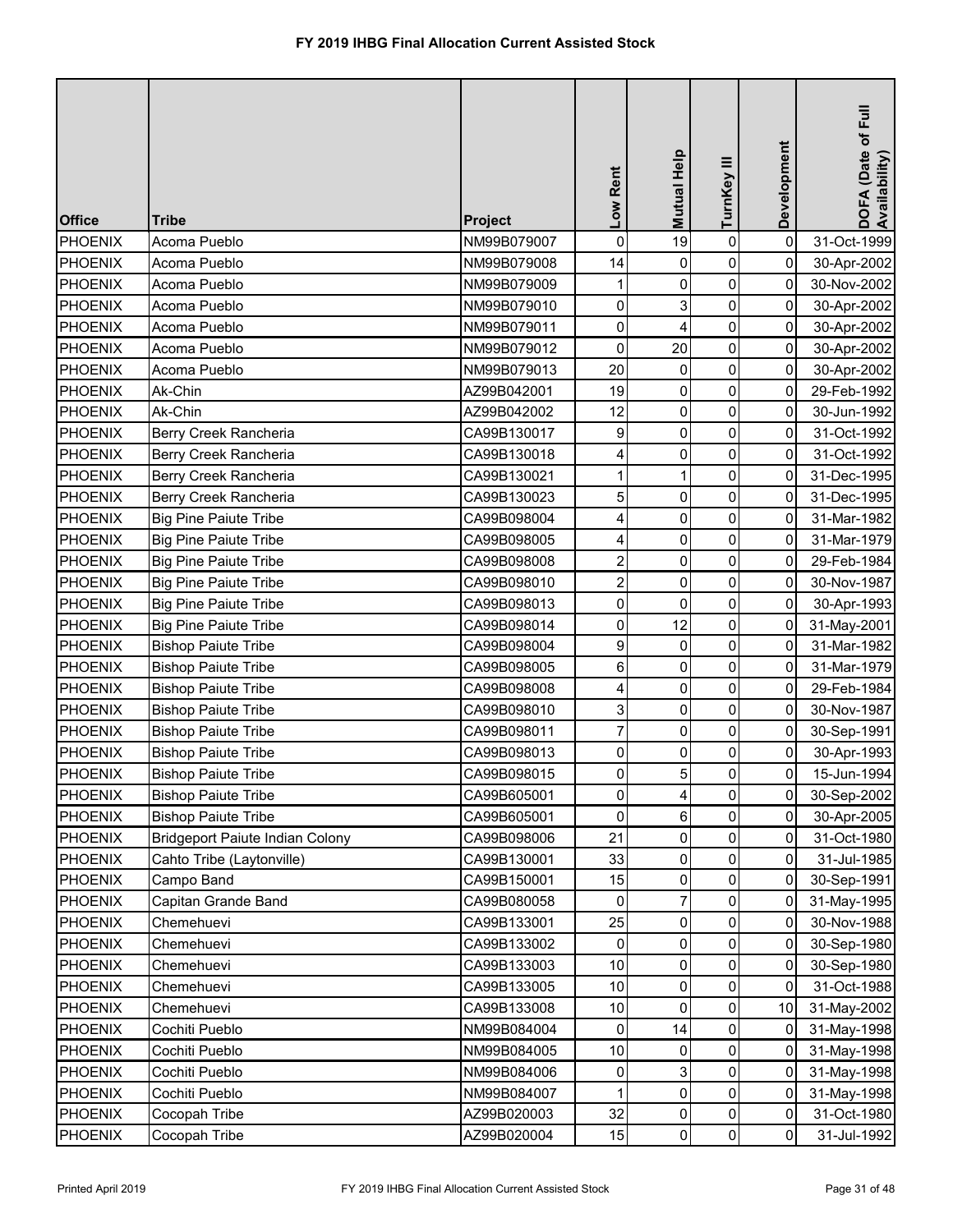# FY 2019 IHBG Final Allocation Current Assisted Stock

| Office | Tribe | Project | Low Rent | Mutual Help | TurnKey III | Development | DOFA (Date of Full Availability) |
|---|---|---|---|---|---|---|---|
| PHOENIX | Acoma Pueblo | NM99B079007 | 0 | 19 | 0 | 0 | 31-Oct-1999 |
| PHOENIX | Acoma Pueblo | NM99B079008 | 14 | 0 | 0 | 0 | 30-Apr-2002 |
| PHOENIX | Acoma Pueblo | NM99B079009 | 1 | 0 | 0 | 0 | 30-Nov-2002 |
| PHOENIX | Acoma Pueblo | NM99B079010 | 0 | 3 | 0 | 0 | 30-Apr-2002 |
| PHOENIX | Acoma Pueblo | NM99B079011 | 0 | 4 | 0 | 0 | 30-Apr-2002 |
| PHOENIX | Acoma Pueblo | NM99B079012 | 0 | 20 | 0 | 0 | 30-Apr-2002 |
| PHOENIX | Acoma Pueblo | NM99B079013 | 20 | 0 | 0 | 0 | 30-Apr-2002 |
| PHOENIX | Ak-Chin | AZ99B042001 | 19 | 0 | 0 | 0 | 29-Feb-1992 |
| PHOENIX | Ak-Chin | AZ99B042002 | 12 | 0 | 0 | 0 | 30-Jun-1992 |
| PHOENIX | Berry Creek Rancheria | CA99B130017 | 9 | 0 | 0 | 0 | 31-Oct-1992 |
| PHOENIX | Berry Creek Rancheria | CA99B130018 | 4 | 0 | 0 | 0 | 31-Oct-1992 |
| PHOENIX | Berry Creek Rancheria | CA99B130021 | 1 | 1 | 0 | 0 | 31-Dec-1995 |
| PHOENIX | Berry Creek Rancheria | CA99B130023 | 5 | 0 | 0 | 0 | 31-Dec-1995 |
| PHOENIX | Big Pine Paiute Tribe | CA99B098004 | 4 | 0 | 0 | 0 | 31-Mar-1982 |
| PHOENIX | Big Pine Paiute Tribe | CA99B098005 | 4 | 0 | 0 | 0 | 31-Mar-1979 |
| PHOENIX | Big Pine Paiute Tribe | CA99B098008 | 2 | 0 | 0 | 0 | 29-Feb-1984 |
| PHOENIX | Big Pine Paiute Tribe | CA99B098010 | 2 | 0 | 0 | 0 | 30-Nov-1987 |
| PHOENIX | Big Pine Paiute Tribe | CA99B098013 | 0 | 0 | 0 | 0 | 30-Apr-1993 |
| PHOENIX | Big Pine Paiute Tribe | CA99B098014 | 0 | 12 | 0 | 0 | 31-May-2001 |
| PHOENIX | Bishop Paiute Tribe | CA99B098004 | 9 | 0 | 0 | 0 | 31-Mar-1982 |
| PHOENIX | Bishop Paiute Tribe | CA99B098005 | 6 | 0 | 0 | 0 | 31-Mar-1979 |
| PHOENIX | Bishop Paiute Tribe | CA99B098008 | 4 | 0 | 0 | 0 | 29-Feb-1984 |
| PHOENIX | Bishop Paiute Tribe | CA99B098010 | 3 | 0 | 0 | 0 | 30-Nov-1987 |
| PHOENIX | Bishop Paiute Tribe | CA99B098011 | 7 | 0 | 0 | 0 | 30-Sep-1991 |
| PHOENIX | Bishop Paiute Tribe | CA99B098013 | 0 | 0 | 0 | 0 | 30-Apr-1993 |
| PHOENIX | Bishop Paiute Tribe | CA99B098015 | 0 | 5 | 0 | 0 | 15-Jun-1994 |
| PHOENIX | Bishop Paiute Tribe | CA99B605001 | 0 | 4 | 0 | 0 | 30-Sep-2002 |
| PHOENIX | Bishop Paiute Tribe | CA99B605001 | 0 | 6 | 0 | 0 | 30-Apr-2005 |
| PHOENIX | Bridgeport Paiute Indian Colony | CA99B098006 | 21 | 0 | 0 | 0 | 31-Oct-1980 |
| PHOENIX | Cahto Tribe (Laytonville) | CA99B130001 | 33 | 0 | 0 | 0 | 31-Jul-1985 |
| PHOENIX | Campo Band | CA99B150001 | 15 | 0 | 0 | 0 | 30-Sep-1991 |
| PHOENIX | Capitan Grande Band | CA99B080058 | 0 | 7 | 0 | 0 | 31-May-1995 |
| PHOENIX | Chemehuevi | CA99B133001 | 25 | 0 | 0 | 0 | 30-Nov-1988 |
| PHOENIX | Chemehuevi | CA99B133002 | 0 | 0 | 0 | 0 | 30-Sep-1980 |
| PHOENIX | Chemehuevi | CA99B133003 | 10 | 0 | 0 | 0 | 30-Sep-1980 |
| PHOENIX | Chemehuevi | CA99B133005 | 10 | 0 | 0 | 0 | 31-Oct-1988 |
| PHOENIX | Chemehuevi | CA99B133008 | 10 | 0 | 0 | 10 | 31-May-2002 |
| PHOENIX | Cochiti Pueblo | NM99B084004 | 0 | 14 | 0 | 0 | 31-May-1998 |
| PHOENIX | Cochiti Pueblo | NM99B084005 | 10 | 0 | 0 | 0 | 31-May-1998 |
| PHOENIX | Cochiti Pueblo | NM99B084006 | 0 | 3 | 0 | 0 | 31-May-1998 |
| PHOENIX | Cochiti Pueblo | NM99B084007 | 1 | 0 | 0 | 0 | 31-May-1998 |
| PHOENIX | Cocopah Tribe | AZ99B020003 | 32 | 0 | 0 | 0 | 31-Oct-1980 |
| PHOENIX | Cocopah Tribe | AZ99B020004 | 15 | 0 | 0 | 0 | 31-Jul-1992 |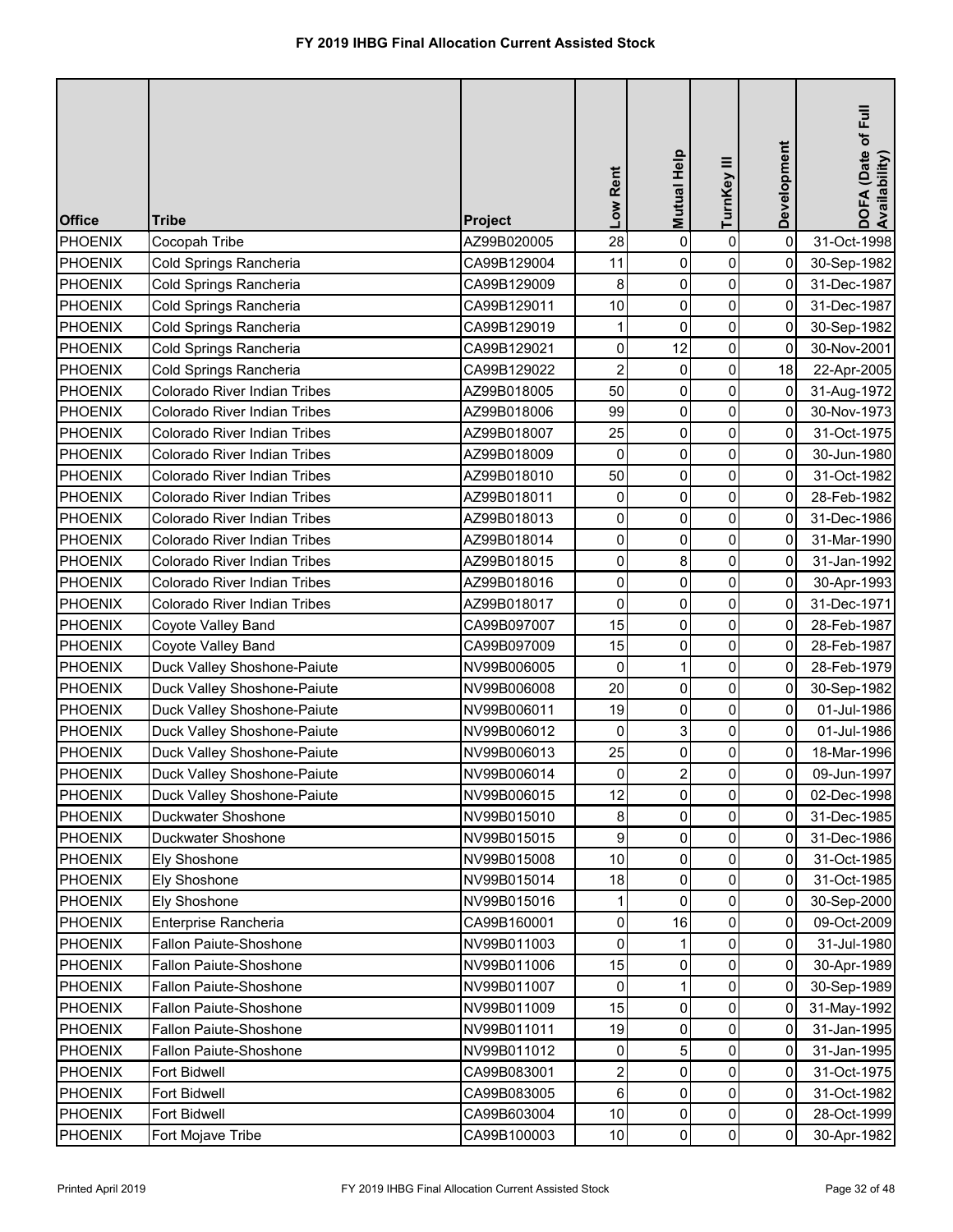# FY 2019 IHBG Final Allocation Current Assisted Stock

| Office | Tribe | Project | Low Rent | Mutual Help | TurnKey III | Development | DOFA (Date of Full Availability) |
|---|---|---|---|---|---|---|---|
| PHOENIX | Cocopah Tribe | AZ99B020005 | 28 | 0 | 0 | 0 | 31-Oct-1998 |
| PHOENIX | Cold Springs Rancheria | CA99B129004 | 11 | 0 | 0 | 0 | 30-Sep-1982 |
| PHOENIX | Cold Springs Rancheria | CA99B129009 | 8 | 0 | 0 | 0 | 31-Dec-1987 |
| PHOENIX | Cold Springs Rancheria | CA99B129011 | 10 | 0 | 0 | 0 | 31-Dec-1987 |
| PHOENIX | Cold Springs Rancheria | CA99B129019 | 1 | 0 | 0 | 0 | 30-Sep-1982 |
| PHOENIX | Cold Springs Rancheria | CA99B129021 | 0 | 12 | 0 | 0 | 30-Nov-2001 |
| PHOENIX | Cold Springs Rancheria | CA99B129022 | 2 | 0 | 0 | 18 | 22-Apr-2005 |
| PHOENIX | Colorado River Indian Tribes | AZ99B018005 | 50 | 0 | 0 | 0 | 31-Aug-1972 |
| PHOENIX | Colorado River Indian Tribes | AZ99B018006 | 99 | 0 | 0 | 0 | 30-Nov-1973 |
| PHOENIX | Colorado River Indian Tribes | AZ99B018007 | 25 | 0 | 0 | 0 | 31-Oct-1975 |
| PHOENIX | Colorado River Indian Tribes | AZ99B018009 | 0 | 0 | 0 | 0 | 30-Jun-1980 |
| PHOENIX | Colorado River Indian Tribes | AZ99B018010 | 50 | 0 | 0 | 0 | 31-Oct-1982 |
| PHOENIX | Colorado River Indian Tribes | AZ99B018011 | 0 | 0 | 0 | 0 | 28-Feb-1982 |
| PHOENIX | Colorado River Indian Tribes | AZ99B018013 | 0 | 0 | 0 | 0 | 31-Dec-1986 |
| PHOENIX | Colorado River Indian Tribes | AZ99B018014 | 0 | 0 | 0 | 0 | 31-Mar-1990 |
| PHOENIX | Colorado River Indian Tribes | AZ99B018015 | 0 | 8 | 0 | 0 | 31-Jan-1992 |
| PHOENIX | Colorado River Indian Tribes | AZ99B018016 | 0 | 0 | 0 | 0 | 30-Apr-1993 |
| PHOENIX | Colorado River Indian Tribes | AZ99B018017 | 0 | 0 | 0 | 0 | 31-Dec-1971 |
| PHOENIX | Coyote Valley Band | CA99B097007 | 15 | 0 | 0 | 0 | 28-Feb-1987 |
| PHOENIX | Coyote Valley Band | CA99B097009 | 15 | 0 | 0 | 0 | 28-Feb-1987 |
| PHOENIX | Duck Valley Shoshone-Paiute | NV99B006005 | 0 | 1 | 0 | 0 | 28-Feb-1979 |
| PHOENIX | Duck Valley Shoshone-Paiute | NV99B006008 | 20 | 0 | 0 | 0 | 30-Sep-1982 |
| PHOENIX | Duck Valley Shoshone-Paiute | NV99B006011 | 19 | 0 | 0 | 0 | 01-Jul-1986 |
| PHOENIX | Duck Valley Shoshone-Paiute | NV99B006012 | 0 | 3 | 0 | 0 | 01-Jul-1986 |
| PHOENIX | Duck Valley Shoshone-Paiute | NV99B006013 | 25 | 0 | 0 | 0 | 18-Mar-1996 |
| PHOENIX | Duck Valley Shoshone-Paiute | NV99B006014 | 0 | 2 | 0 | 0 | 09-Jun-1997 |
| PHOENIX | Duck Valley Shoshone-Paiute | NV99B006015 | 12 | 0 | 0 | 0 | 02-Dec-1998 |
| PHOENIX | Duckwater Shoshone | NV99B015010 | 8 | 0 | 0 | 0 | 31-Dec-1985 |
| PHOENIX | Duckwater Shoshone | NV99B015015 | 9 | 0 | 0 | 0 | 31-Dec-1986 |
| PHOENIX | Ely Shoshone | NV99B015008 | 10 | 0 | 0 | 0 | 31-Oct-1985 |
| PHOENIX | Ely Shoshone | NV99B015014 | 18 | 0 | 0 | 0 | 31-Oct-1985 |
| PHOENIX | Ely Shoshone | NV99B015016 | 1 | 0 | 0 | 0 | 30-Sep-2000 |
| PHOENIX | Enterprise Rancheria | CA99B160001 | 0 | 16 | 0 | 0 | 09-Oct-2009 |
| PHOENIX | Fallon Paiute-Shoshone | NV99B011003 | 0 | 1 | 0 | 0 | 31-Jul-1980 |
| PHOENIX | Fallon Paiute-Shoshone | NV99B011006 | 15 | 0 | 0 | 0 | 30-Apr-1989 |
| PHOENIX | Fallon Paiute-Shoshone | NV99B011007 | 0 | 1 | 0 | 0 | 30-Sep-1989 |
| PHOENIX | Fallon Paiute-Shoshone | NV99B011009 | 15 | 0 | 0 | 0 | 31-May-1992 |
| PHOENIX | Fallon Paiute-Shoshone | NV99B011011 | 19 | 0 | 0 | 0 | 31-Jan-1995 |
| PHOENIX | Fallon Paiute-Shoshone | NV99B011012 | 0 | 5 | 0 | 0 | 31-Jan-1995 |
| PHOENIX | Fort Bidwell | CA99B083001 | 2 | 0 | 0 | 0 | 31-Oct-1975 |
| PHOENIX | Fort Bidwell | CA99B083005 | 6 | 0 | 0 | 0 | 31-Oct-1982 |
| PHOENIX | Fort Bidwell | CA99B603004 | 10 | 0 | 0 | 0 | 28-Oct-1999 |
| PHOENIX | Fort Mojave Tribe | CA99B100003 | 10 | 0 | 0 | 0 | 30-Apr-1982 |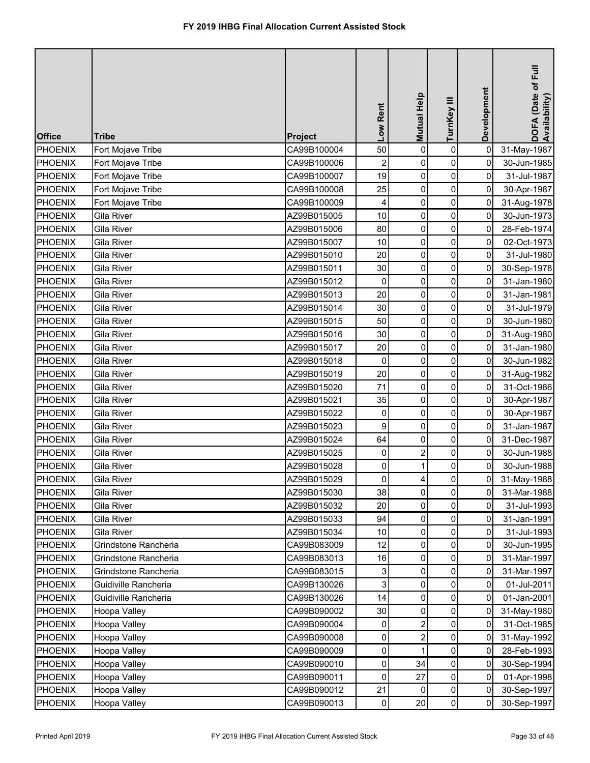# FY 2019 IHBG Final Allocation Current Assisted Stock

| Office | Tribe | Project | Low Rent | Mutual Help | TurnKey III | Development | DOFA (Date of Full Availability) |
|---|---|---|---|---|---|---|---|
| PHOENIX | Fort Mojave Tribe | CA99B100004 | 50 | 0 | 0 | 0 | 31-May-1987 |
| PHOENIX | Fort Mojave Tribe | CA99B100006 | 2 | 0 | 0 | 0 | 30-Jun-1985 |
| PHOENIX | Fort Mojave Tribe | CA99B100007 | 19 | 0 | 0 | 0 | 31-Jul-1987 |
| PHOENIX | Fort Mojave Tribe | CA99B100008 | 25 | 0 | 0 | 0 | 30-Apr-1987 |
| PHOENIX | Fort Mojave Tribe | CA99B100009 | 4 | 0 | 0 | 0 | 31-Aug-1978 |
| PHOENIX | Gila River | AZ99B015005 | 10 | 0 | 0 | 0 | 30-Jun-1973 |
| PHOENIX | Gila River | AZ99B015006 | 80 | 0 | 0 | 0 | 28-Feb-1974 |
| PHOENIX | Gila River | AZ99B015007 | 10 | 0 | 0 | 0 | 02-Oct-1973 |
| PHOENIX | Gila River | AZ99B015010 | 20 | 0 | 0 | 0 | 31-Jul-1980 |
| PHOENIX | Gila River | AZ99B015011 | 30 | 0 | 0 | 0 | 30-Sep-1978 |
| PHOENIX | Gila River | AZ99B015012 | 0 | 0 | 0 | 0 | 31-Jan-1980 |
| PHOENIX | Gila River | AZ99B015013 | 20 | 0 | 0 | 0 | 31-Jan-1981 |
| PHOENIX | Gila River | AZ99B015014 | 30 | 0 | 0 | 0 | 31-Jul-1979 |
| PHOENIX | Gila River | AZ99B015015 | 50 | 0 | 0 | 0 | 30-Jun-1980 |
| PHOENIX | Gila River | AZ99B015016 | 30 | 0 | 0 | 0 | 31-Aug-1980 |
| PHOENIX | Gila River | AZ99B015017 | 20 | 0 | 0 | 0 | 31-Jan-1980 |
| PHOENIX | Gila River | AZ99B015018 | 0 | 0 | 0 | 0 | 30-Jun-1982 |
| PHOENIX | Gila River | AZ99B015019 | 20 | 0 | 0 | 0 | 31-Aug-1982 |
| PHOENIX | Gila River | AZ99B015020 | 71 | 0 | 0 | 0 | 31-Oct-1986 |
| PHOENIX | Gila River | AZ99B015021 | 35 | 0 | 0 | 0 | 30-Apr-1987 |
| PHOENIX | Gila River | AZ99B015022 | 0 | 0 | 0 | 0 | 30-Apr-1987 |
| PHOENIX | Gila River | AZ99B015023 | 9 | 0 | 0 | 0 | 31-Jan-1987 |
| PHOENIX | Gila River | AZ99B015024 | 64 | 0 | 0 | 0 | 31-Dec-1987 |
| PHOENIX | Gila River | AZ99B015025 | 0 | 2 | 0 | 0 | 30-Jun-1988 |
| PHOENIX | Gila River | AZ99B015028 | 0 | 1 | 0 | 0 | 30-Jun-1988 |
| PHOENIX | Gila River | AZ99B015029 | 0 | 4 | 0 | 0 | 31-May-1988 |
| PHOENIX | Gila River | AZ99B015030 | 38 | 0 | 0 | 0 | 31-Mar-1988 |
| PHOENIX | Gila River | AZ99B015032 | 20 | 0 | 0 | 0 | 31-Jul-1993 |
| PHOENIX | Gila River | AZ99B015033 | 94 | 0 | 0 | 0 | 31-Jan-1991 |
| PHOENIX | Gila River | AZ99B015034 | 10 | 0 | 0 | 0 | 31-Jul-1993 |
| PHOENIX | Grindstone Rancheria | CA99B083009 | 12 | 0 | 0 | 0 | 30-Jun-1995 |
| PHOENIX | Grindstone Rancheria | CA99B083013 | 16 | 0 | 0 | 0 | 31-Mar-1997 |
| PHOENIX | Grindstone Rancheria | CA99B083015 | 3 | 0 | 0 | 0 | 31-Mar-1997 |
| PHOENIX | Guidiville Rancheria | CA99B130026 | 3 | 0 | 0 | 0 | 01-Jul-2011 |
| PHOENIX | Guidiville Rancheria | CA99B130026 | 14 | 0 | 0 | 0 | 01-Jan-2001 |
| PHOENIX | Hoopa Valley | CA99B090002 | 30 | 0 | 0 | 0 | 31-May-1980 |
| PHOENIX | Hoopa Valley | CA99B090004 | 0 | 2 | 0 | 0 | 31-Oct-1985 |
| PHOENIX | Hoopa Valley | CA99B090008 | 0 | 2 | 0 | 0 | 31-May-1992 |
| PHOENIX | Hoopa Valley | CA99B090009 | 0 | 1 | 0 | 0 | 28-Feb-1993 |
| PHOENIX | Hoopa Valley | CA99B090010 | 0 | 34 | 0 | 0 | 30-Sep-1994 |
| PHOENIX | Hoopa Valley | CA99B090011 | 0 | 27 | 0 | 0 | 01-Apr-1998 |
| PHOENIX | Hoopa Valley | CA99B090012 | 21 | 0 | 0 | 0 | 30-Sep-1997 |
| PHOENIX | Hoopa Valley | CA99B090013 | 0 | 20 | 0 | 0 | 30-Sep-1997 |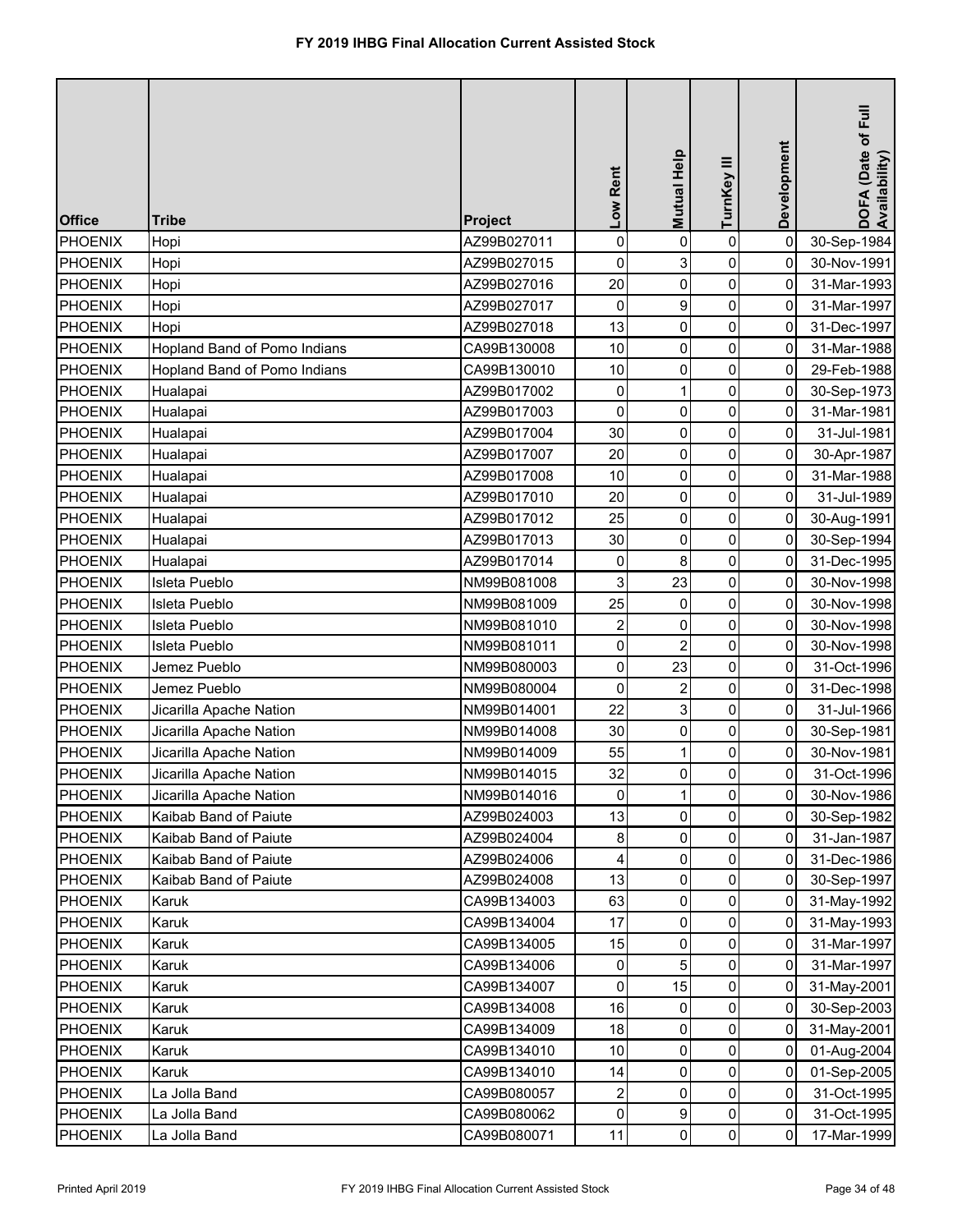# FY 2019 IHBG Final Allocation Current Assisted Stock

| Office | Tribe | Project | Low Rent | Mutual Help | TurnKey III | Development | DOFA (Date of Full Availability) |
|---|---|---|---|---|---|---|---|
| PHOENIX | Hopi | AZ99B027011 | 0 | 0 | 0 | 0 | 30-Sep-1984 |
| PHOENIX | Hopi | AZ99B027015 | 0 | 3 | 0 | 0 | 30-Nov-1991 |
| PHOENIX | Hopi | AZ99B027016 | 20 | 0 | 0 | 0 | 31-Mar-1993 |
| PHOENIX | Hopi | AZ99B027017 | 0 | 9 | 0 | 0 | 31-Mar-1997 |
| PHOENIX | Hopi | AZ99B027018 | 13 | 0 | 0 | 0 | 31-Dec-1997 |
| PHOENIX | Hopland Band of Pomo Indians | CA99B130008 | 10 | 0 | 0 | 0 | 31-Mar-1988 |
| PHOENIX | Hopland Band of Pomo Indians | CA99B130010 | 10 | 0 | 0 | 0 | 29-Feb-1988 |
| PHOENIX | Hualapai | AZ99B017002 | 0 | 1 | 0 | 0 | 30-Sep-1973 |
| PHOENIX | Hualapai | AZ99B017003 | 0 | 0 | 0 | 0 | 31-Mar-1981 |
| PHOENIX | Hualapai | AZ99B017004 | 30 | 0 | 0 | 0 | 31-Jul-1981 |
| PHOENIX | Hualapai | AZ99B017007 | 20 | 0 | 0 | 0 | 30-Apr-1987 |
| PHOENIX | Hualapai | AZ99B017008 | 10 | 0 | 0 | 0 | 31-Mar-1988 |
| PHOENIX | Hualapai | AZ99B017010 | 20 | 0 | 0 | 0 | 31-Jul-1989 |
| PHOENIX | Hualapai | AZ99B017012 | 25 | 0 | 0 | 0 | 30-Aug-1991 |
| PHOENIX | Hualapai | AZ99B017013 | 30 | 0 | 0 | 0 | 30-Sep-1994 |
| PHOENIX | Hualapai | AZ99B017014 | 0 | 8 | 0 | 0 | 31-Dec-1995 |
| PHOENIX | Isleta Pueblo | NM99B081008 | 3 | 23 | 0 | 0 | 30-Nov-1998 |
| PHOENIX | Isleta Pueblo | NM99B081009 | 25 | 0 | 0 | 0 | 30-Nov-1998 |
| PHOENIX | Isleta Pueblo | NM99B081010 | 2 | 0 | 0 | 0 | 30-Nov-1998 |
| PHOENIX | Isleta Pueblo | NM99B081011 | 0 | 2 | 0 | 0 | 30-Nov-1998 |
| PHOENIX | Jemez Pueblo | NM99B080003 | 0 | 23 | 0 | 0 | 31-Oct-1996 |
| PHOENIX | Jemez Pueblo | NM99B080004 | 0 | 2 | 0 | 0 | 31-Dec-1998 |
| PHOENIX | Jicarilla Apache Nation | NM99B014001 | 22 | 3 | 0 | 0 | 31-Jul-1966 |
| PHOENIX | Jicarilla Apache Nation | NM99B014008 | 30 | 0 | 0 | 0 | 30-Sep-1981 |
| PHOENIX | Jicarilla Apache Nation | NM99B014009 | 55 | 1 | 0 | 0 | 30-Nov-1981 |
| PHOENIX | Jicarilla Apache Nation | NM99B014015 | 32 | 0 | 0 | 0 | 31-Oct-1996 |
| PHOENIX | Jicarilla Apache Nation | NM99B014016 | 0 | 1 | 0 | 0 | 30-Nov-1986 |
| PHOENIX | Kaibab Band of Paiute | AZ99B024003 | 13 | 0 | 0 | 0 | 30-Sep-1982 |
| PHOENIX | Kaibab Band of Paiute | AZ99B024004 | 8 | 0 | 0 | 0 | 31-Jan-1987 |
| PHOENIX | Kaibab Band of Paiute | AZ99B024006 | 4 | 0 | 0 | 0 | 31-Dec-1986 |
| PHOENIX | Kaibab Band of Paiute | AZ99B024008 | 13 | 0 | 0 | 0 | 30-Sep-1997 |
| PHOENIX | Karuk | CA99B134003 | 63 | 0 | 0 | 0 | 31-May-1992 |
| PHOENIX | Karuk | CA99B134004 | 17 | 0 | 0 | 0 | 31-May-1993 |
| PHOENIX | Karuk | CA99B134005 | 15 | 0 | 0 | 0 | 31-Mar-1997 |
| PHOENIX | Karuk | CA99B134006 | 0 | 5 | 0 | 0 | 31-Mar-1997 |
| PHOENIX | Karuk | CA99B134007 | 0 | 15 | 0 | 0 | 31-May-2001 |
| PHOENIX | Karuk | CA99B134008 | 16 | 0 | 0 | 0 | 30-Sep-2003 |
| PHOENIX | Karuk | CA99B134009 | 18 | 0 | 0 | 0 | 31-May-2001 |
| PHOENIX | Karuk | CA99B134010 | 10 | 0 | 0 | 0 | 01-Aug-2004 |
| PHOENIX | Karuk | CA99B134010 | 14 | 0 | 0 | 0 | 01-Sep-2005 |
| PHOENIX | La Jolla Band | CA99B080057 | 2 | 0 | 0 | 0 | 31-Oct-1995 |
| PHOENIX | La Jolla Band | CA99B080062 | 0 | 9 | 0 | 0 | 31-Oct-1995 |
| PHOENIX | La Jolla Band | CA99B080071 | 11 | 0 | 0 | 0 | 17-Mar-1999 |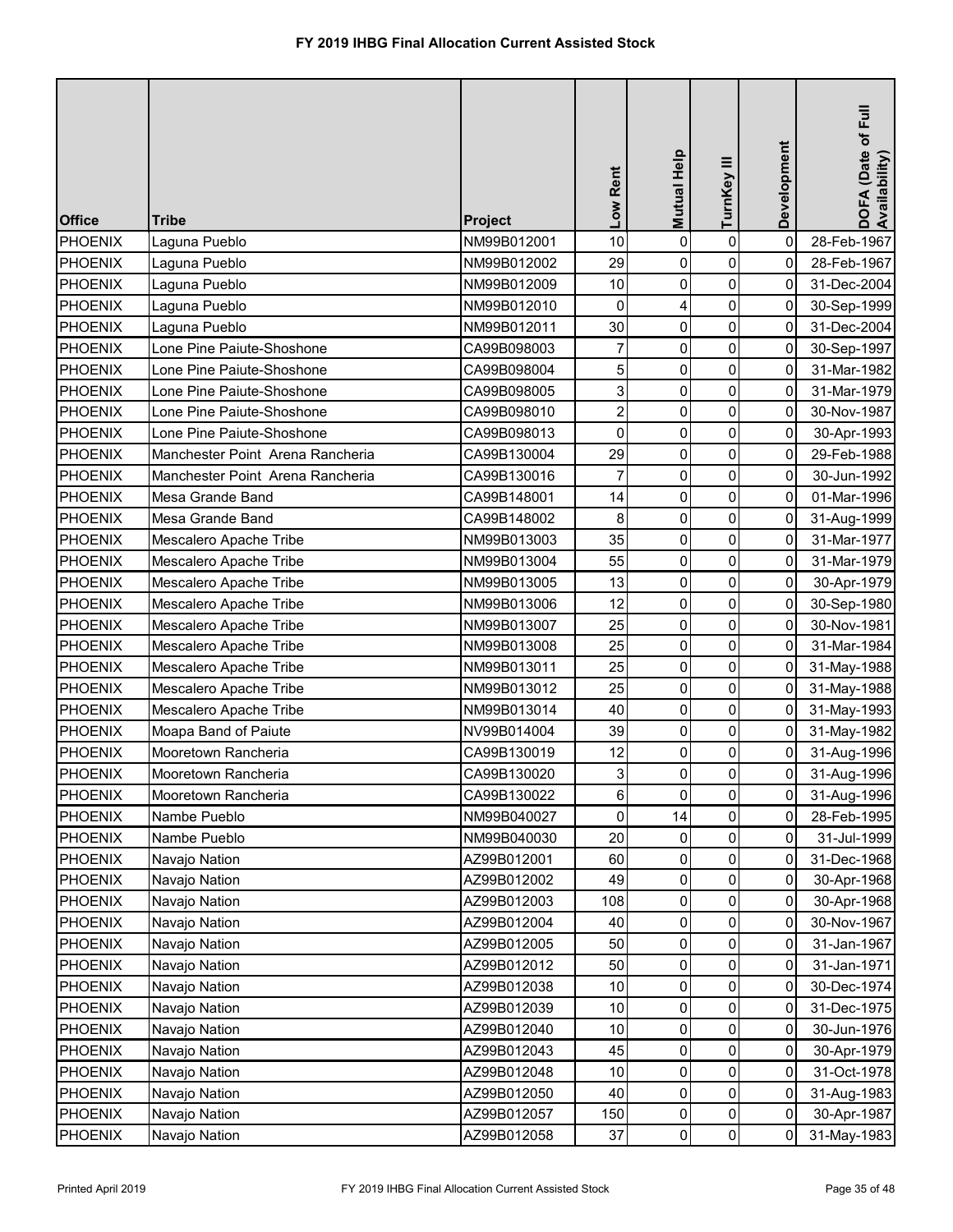# FY 2019 IHBG Final Allocation Current Assisted Stock

| Office | Tribe | Project | Low Rent | Mutual Help | TurnKey III | Development | DOFA (Date of Full Availability) |
|---|---|---|---|---|---|---|---|
| PHOENIX | Laguna Pueblo | NM99B012001 | 10 | 0 | 0 | 0 | 28-Feb-1967 |
| PHOENIX | Laguna Pueblo | NM99B012002 | 29 | 0 | 0 | 0 | 28-Feb-1967 |
| PHOENIX | Laguna Pueblo | NM99B012009 | 10 | 0 | 0 | 0 | 31-Dec-2004 |
| PHOENIX | Laguna Pueblo | NM99B012010 | 0 | 4 | 0 | 0 | 30-Sep-1999 |
| PHOENIX | Laguna Pueblo | NM99B012011 | 30 | 0 | 0 | 0 | 31-Dec-2004 |
| PHOENIX | Lone Pine Paiute-Shoshone | CA99B098003 | 7 | 0 | 0 | 0 | 30-Sep-1997 |
| PHOENIX | Lone Pine Paiute-Shoshone | CA99B098004 | 5 | 0 | 0 | 0 | 31-Mar-1982 |
| PHOENIX | Lone Pine Paiute-Shoshone | CA99B098005 | 3 | 0 | 0 | 0 | 31-Mar-1979 |
| PHOENIX | Lone Pine Paiute-Shoshone | CA99B098010 | 2 | 0 | 0 | 0 | 30-Nov-1987 |
| PHOENIX | Lone Pine Paiute-Shoshone | CA99B098013 | 0 | 0 | 0 | 0 | 30-Apr-1993 |
| PHOENIX | Manchester Point Arena Rancheria | CA99B130004 | 29 | 0 | 0 | 0 | 29-Feb-1988 |
| PHOENIX | Manchester Point Arena Rancheria | CA99B130016 | 7 | 0 | 0 | 0 | 30-Jun-1992 |
| PHOENIX | Mesa Grande Band | CA99B148001 | 14 | 0 | 0 | 0 | 01-Mar-1996 |
| PHOENIX | Mesa Grande Band | CA99B148002 | 8 | 0 | 0 | 0 | 31-Aug-1999 |
| PHOENIX | Mescalero Apache Tribe | NM99B013003 | 35 | 0 | 0 | 0 | 31-Mar-1977 |
| PHOENIX | Mescalero Apache Tribe | NM99B013004 | 55 | 0 | 0 | 0 | 31-Mar-1979 |
| PHOENIX | Mescalero Apache Tribe | NM99B013005 | 13 | 0 | 0 | 0 | 30-Apr-1979 |
| PHOENIX | Mescalero Apache Tribe | NM99B013006 | 12 | 0 | 0 | 0 | 30-Sep-1980 |
| PHOENIX | Mescalero Apache Tribe | NM99B013007 | 25 | 0 | 0 | 0 | 30-Nov-1981 |
| PHOENIX | Mescalero Apache Tribe | NM99B013008 | 25 | 0 | 0 | 0 | 31-Mar-1984 |
| PHOENIX | Mescalero Apache Tribe | NM99B013011 | 25 | 0 | 0 | 0 | 31-May-1988 |
| PHOENIX | Mescalero Apache Tribe | NM99B013012 | 25 | 0 | 0 | 0 | 31-May-1988 |
| PHOENIX | Mescalero Apache Tribe | NM99B013014 | 40 | 0 | 0 | 0 | 31-May-1993 |
| PHOENIX | Moapa Band of Paiute | NV99B014004 | 39 | 0 | 0 | 0 | 31-May-1982 |
| PHOENIX | Mooretown Rancheria | CA99B130019 | 12 | 0 | 0 | 0 | 31-Aug-1996 |
| PHOENIX | Mooretown Rancheria | CA99B130020 | 3 | 0 | 0 | 0 | 31-Aug-1996 |
| PHOENIX | Mooretown Rancheria | CA99B130022 | 6 | 0 | 0 | 0 | 31-Aug-1996 |
| PHOENIX | Nambe Pueblo | NM99B040027 | 0 | 14 | 0 | 0 | 28-Feb-1995 |
| PHOENIX | Nambe Pueblo | NM99B040030 | 20 | 0 | 0 | 0 | 31-Jul-1999 |
| PHOENIX | Navajo Nation | AZ99B012001 | 60 | 0 | 0 | 0 | 31-Dec-1968 |
| PHOENIX | Navajo Nation | AZ99B012002 | 49 | 0 | 0 | 0 | 30-Apr-1968 |
| PHOENIX | Navajo Nation | AZ99B012003 | 108 | 0 | 0 | 0 | 30-Apr-1968 |
| PHOENIX | Navajo Nation | AZ99B012004 | 40 | 0 | 0 | 0 | 30-Nov-1967 |
| PHOENIX | Navajo Nation | AZ99B012005 | 50 | 0 | 0 | 0 | 31-Jan-1967 |
| PHOENIX | Navajo Nation | AZ99B012012 | 50 | 0 | 0 | 0 | 31-Jan-1971 |
| PHOENIX | Navajo Nation | AZ99B012038 | 10 | 0 | 0 | 0 | 30-Dec-1974 |
| PHOENIX | Navajo Nation | AZ99B012039 | 10 | 0 | 0 | 0 | 31-Dec-1975 |
| PHOENIX | Navajo Nation | AZ99B012040 | 10 | 0 | 0 | 0 | 30-Jun-1976 |
| PHOENIX | Navajo Nation | AZ99B012043 | 45 | 0 | 0 | 0 | 30-Apr-1979 |
| PHOENIX | Navajo Nation | AZ99B012048 | 10 | 0 | 0 | 0 | 31-Oct-1978 |
| PHOENIX | Navajo Nation | AZ99B012050 | 40 | 0 | 0 | 0 | 31-Aug-1983 |
| PHOENIX | Navajo Nation | AZ99B012057 | 150 | 0 | 0 | 0 | 30-Apr-1987 |
| PHOENIX | Navajo Nation | AZ99B012058 | 37 | 0 | 0 | 0 | 31-May-1983 |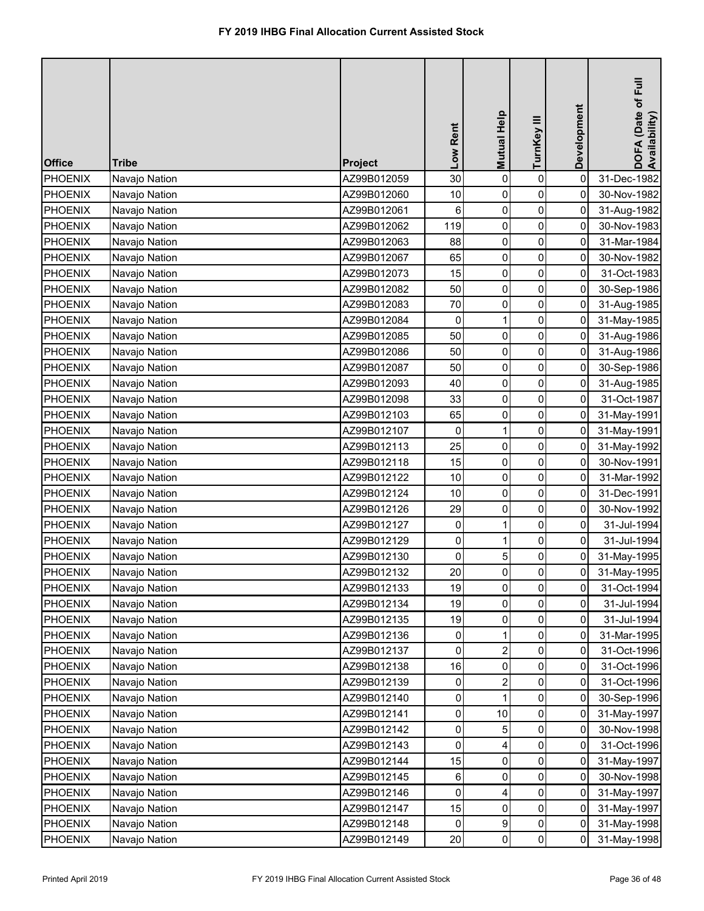# FY 2019 IHBG Final Allocation Current Assisted Stock

| Office | Tribe | Project | Low Rent | Mutual Help | TurnKey III | Development | DOFA (Date of Full Availability) |
|---|---|---|---|---|---|---|---|
| PHOENIX | Navajo Nation | AZ99B012059 | 30 | 0 | 0 | 0 | 31-Dec-1982 |
| PHOENIX | Navajo Nation | AZ99B012060 | 10 | 0 | 0 | 0 | 30-Nov-1982 |
| PHOENIX | Navajo Nation | AZ99B012061 | 6 | 0 | 0 | 0 | 31-Aug-1982 |
| PHOENIX | Navajo Nation | AZ99B012062 | 119 | 0 | 0 | 0 | 30-Nov-1983 |
| PHOENIX | Navajo Nation | AZ99B012063 | 88 | 0 | 0 | 0 | 31-Mar-1984 |
| PHOENIX | Navajo Nation | AZ99B012067 | 65 | 0 | 0 | 0 | 30-Nov-1982 |
| PHOENIX | Navajo Nation | AZ99B012073 | 15 | 0 | 0 | 0 | 31-Oct-1983 |
| PHOENIX | Navajo Nation | AZ99B012082 | 50 | 0 | 0 | 0 | 30-Sep-1986 |
| PHOENIX | Navajo Nation | AZ99B012083 | 70 | 0 | 0 | 0 | 31-Aug-1985 |
| PHOENIX | Navajo Nation | AZ99B012084 | 0 | 1 | 0 | 0 | 31-May-1985 |
| PHOENIX | Navajo Nation | AZ99B012085 | 50 | 0 | 0 | 0 | 31-Aug-1986 |
| PHOENIX | Navajo Nation | AZ99B012086 | 50 | 0 | 0 | 0 | 31-Aug-1986 |
| PHOENIX | Navajo Nation | AZ99B012087 | 50 | 0 | 0 | 0 | 30-Sep-1986 |
| PHOENIX | Navajo Nation | AZ99B012093 | 40 | 0 | 0 | 0 | 31-Aug-1985 |
| PHOENIX | Navajo Nation | AZ99B012098 | 33 | 0 | 0 | 0 | 31-Oct-1987 |
| PHOENIX | Navajo Nation | AZ99B012103 | 65 | 0 | 0 | 0 | 31-May-1991 |
| PHOENIX | Navajo Nation | AZ99B012107 | 0 | 1 | 0 | 0 | 31-May-1991 |
| PHOENIX | Navajo Nation | AZ99B012113 | 25 | 0 | 0 | 0 | 31-May-1992 |
| PHOENIX | Navajo Nation | AZ99B012118 | 15 | 0 | 0 | 0 | 30-Nov-1991 |
| PHOENIX | Navajo Nation | AZ99B012122 | 10 | 0 | 0 | 0 | 31-Mar-1992 |
| PHOENIX | Navajo Nation | AZ99B012124 | 10 | 0 | 0 | 0 | 31-Dec-1991 |
| PHOENIX | Navajo Nation | AZ99B012126 | 29 | 0 | 0 | 0 | 30-Nov-1992 |
| PHOENIX | Navajo Nation | AZ99B012127 | 0 | 1 | 0 | 0 | 31-Jul-1994 |
| PHOENIX | Navajo Nation | AZ99B012129 | 0 | 1 | 0 | 0 | 31-Jul-1994 |
| PHOENIX | Navajo Nation | AZ99B012130 | 0 | 5 | 0 | 0 | 31-May-1995 |
| PHOENIX | Navajo Nation | AZ99B012132 | 20 | 0 | 0 | 0 | 31-May-1995 |
| PHOENIX | Navajo Nation | AZ99B012133 | 19 | 0 | 0 | 0 | 31-Oct-1994 |
| PHOENIX | Navajo Nation | AZ99B012134 | 19 | 0 | 0 | 0 | 31-Jul-1994 |
| PHOENIX | Navajo Nation | AZ99B012135 | 19 | 0 | 0 | 0 | 31-Jul-1994 |
| PHOENIX | Navajo Nation | AZ99B012136 | 0 | 1 | 0 | 0 | 31-Mar-1995 |
| PHOENIX | Navajo Nation | AZ99B012137 | 0 | 2 | 0 | 0 | 31-Oct-1996 |
| PHOENIX | Navajo Nation | AZ99B012138 | 16 | 0 | 0 | 0 | 31-Oct-1996 |
| PHOENIX | Navajo Nation | AZ99B012139 | 0 | 2 | 0 | 0 | 31-Oct-1996 |
| PHOENIX | Navajo Nation | AZ99B012140 | 0 | 1 | 0 | 0 | 30-Sep-1996 |
| PHOENIX | Navajo Nation | AZ99B012141 | 0 | 10 | 0 | 0 | 31-May-1997 |
| PHOENIX | Navajo Nation | AZ99B012142 | 0 | 5 | 0 | 0 | 30-Nov-1998 |
| PHOENIX | Navajo Nation | AZ99B012143 | 0 | 4 | 0 | 0 | 31-Oct-1996 |
| PHOENIX | Navajo Nation | AZ99B012144 | 15 | 0 | 0 | 0 | 31-May-1997 |
| PHOENIX | Navajo Nation | AZ99B012145 | 6 | 0 | 0 | 0 | 30-Nov-1998 |
| PHOENIX | Navajo Nation | AZ99B012146 | 0 | 4 | 0 | 0 | 31-May-1997 |
| PHOENIX | Navajo Nation | AZ99B012147 | 15 | 0 | 0 | 0 | 31-May-1997 |
| PHOENIX | Navajo Nation | AZ99B012148 | 0 | 9 | 0 | 0 | 31-May-1998 |
| PHOENIX | Navajo Nation | AZ99B012149 | 20 | 0 | 0 | 0 | 31-May-1998 |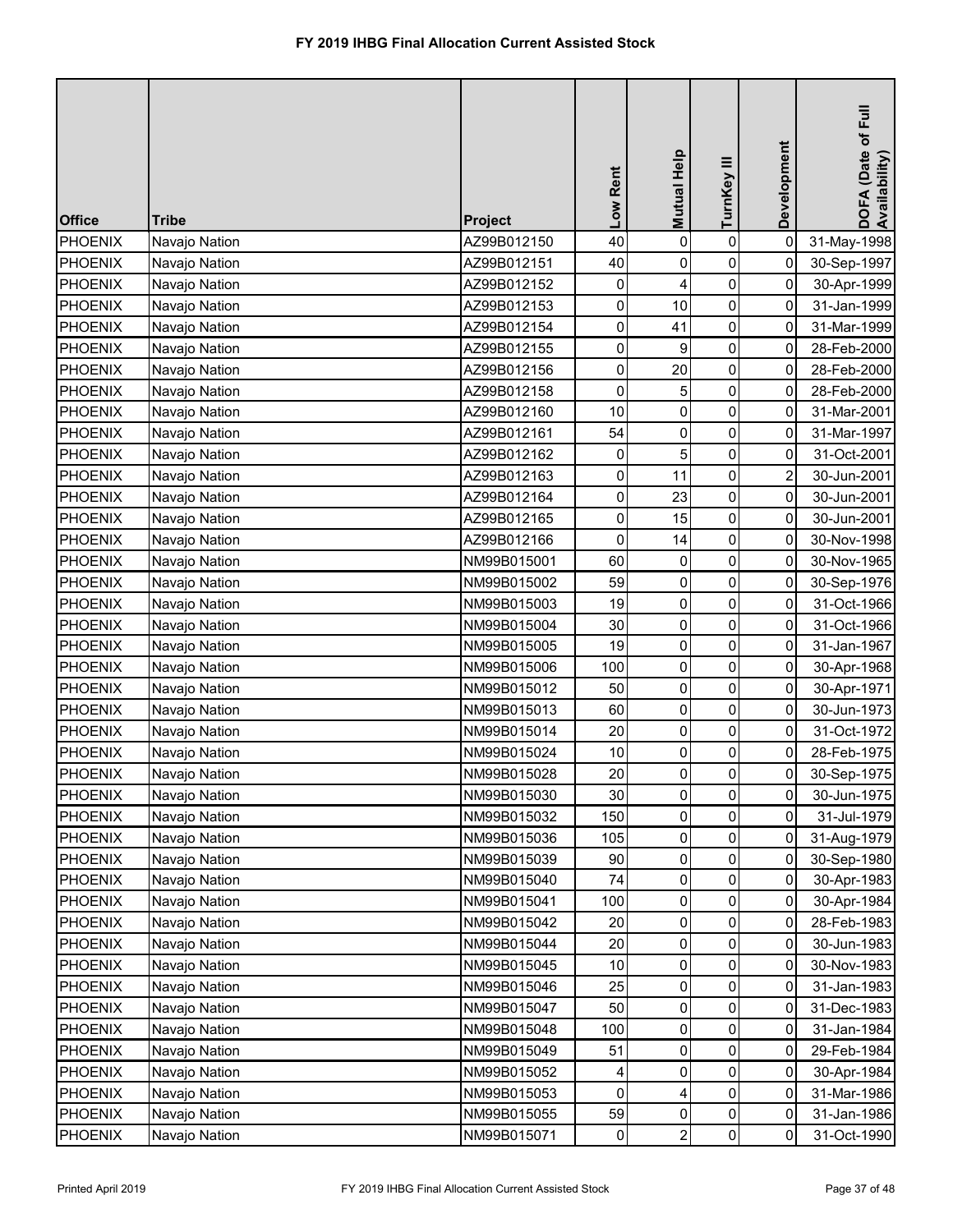# FY 2019 IHBG Final Allocation Current Assisted Stock

| Office | Tribe | Project | Low Rent | Mutual Help | TurnKey III | Development | DOFA (Date of Full Availability) |
|---|---|---|---|---|---|---|---|
| PHOENIX | Navajo Nation | AZ99B012150 | 40 | 0 | 0 | 0 | 31-May-1998 |
| PHOENIX | Navajo Nation | AZ99B012151 | 40 | 0 | 0 | 0 | 30-Sep-1997 |
| PHOENIX | Navajo Nation | AZ99B012152 | 0 | 4 | 0 | 0 | 30-Apr-1999 |
| PHOENIX | Navajo Nation | AZ99B012153 | 0 | 10 | 0 | 0 | 31-Jan-1999 |
| PHOENIX | Navajo Nation | AZ99B012154 | 0 | 41 | 0 | 0 | 31-Mar-1999 |
| PHOENIX | Navajo Nation | AZ99B012155 | 0 | 9 | 0 | 0 | 28-Feb-2000 |
| PHOENIX | Navajo Nation | AZ99B012156 | 0 | 20 | 0 | 0 | 28-Feb-2000 |
| PHOENIX | Navajo Nation | AZ99B012158 | 0 | 5 | 0 | 0 | 28-Feb-2000 |
| PHOENIX | Navajo Nation | AZ99B012160 | 10 | 0 | 0 | 0 | 31-Mar-2001 |
| PHOENIX | Navajo Nation | AZ99B012161 | 54 | 0 | 0 | 0 | 31-Mar-1997 |
| PHOENIX | Navajo Nation | AZ99B012162 | 0 | 5 | 0 | 0 | 31-Oct-2001 |
| PHOENIX | Navajo Nation | AZ99B012163 | 0 | 11 | 0 | 2 | 30-Jun-2001 |
| PHOENIX | Navajo Nation | AZ99B012164 | 0 | 23 | 0 | 0 | 30-Jun-2001 |
| PHOENIX | Navajo Nation | AZ99B012165 | 0 | 15 | 0 | 0 | 30-Jun-2001 |
| PHOENIX | Navajo Nation | AZ99B012166 | 0 | 14 | 0 | 0 | 30-Nov-1998 |
| PHOENIX | Navajo Nation | NM99B015001 | 60 | 0 | 0 | 0 | 30-Nov-1965 |
| PHOENIX | Navajo Nation | NM99B015002 | 59 | 0 | 0 | 0 | 30-Sep-1976 |
| PHOENIX | Navajo Nation | NM99B015003 | 19 | 0 | 0 | 0 | 31-Oct-1966 |
| PHOENIX | Navajo Nation | NM99B015004 | 30 | 0 | 0 | 0 | 31-Oct-1966 |
| PHOENIX | Navajo Nation | NM99B015005 | 19 | 0 | 0 | 0 | 31-Jan-1967 |
| PHOENIX | Navajo Nation | NM99B015006 | 100 | 0 | 0 | 0 | 30-Apr-1968 |
| PHOENIX | Navajo Nation | NM99B015012 | 50 | 0 | 0 | 0 | 30-Apr-1971 |
| PHOENIX | Navajo Nation | NM99B015013 | 60 | 0 | 0 | 0 | 30-Jun-1973 |
| PHOENIX | Navajo Nation | NM99B015014 | 20 | 0 | 0 | 0 | 31-Oct-1972 |
| PHOENIX | Navajo Nation | NM99B015024 | 10 | 0 | 0 | 0 | 28-Feb-1975 |
| PHOENIX | Navajo Nation | NM99B015028 | 20 | 0 | 0 | 0 | 30-Sep-1975 |
| PHOENIX | Navajo Nation | NM99B015030 | 30 | 0 | 0 | 0 | 30-Jun-1975 |
| PHOENIX | Navajo Nation | NM99B015032 | 150 | 0 | 0 | 0 | 31-Jul-1979 |
| PHOENIX | Navajo Nation | NM99B015036 | 105 | 0 | 0 | 0 | 31-Aug-1979 |
| PHOENIX | Navajo Nation | NM99B015039 | 90 | 0 | 0 | 0 | 30-Sep-1980 |
| PHOENIX | Navajo Nation | NM99B015040 | 74 | 0 | 0 | 0 | 30-Apr-1983 |
| PHOENIX | Navajo Nation | NM99B015041 | 100 | 0 | 0 | 0 | 30-Apr-1984 |
| PHOENIX | Navajo Nation | NM99B015042 | 20 | 0 | 0 | 0 | 28-Feb-1983 |
| PHOENIX | Navajo Nation | NM99B015044 | 20 | 0 | 0 | 0 | 30-Jun-1983 |
| PHOENIX | Navajo Nation | NM99B015045 | 10 | 0 | 0 | 0 | 30-Nov-1983 |
| PHOENIX | Navajo Nation | NM99B015046 | 25 | 0 | 0 | 0 | 31-Jan-1983 |
| PHOENIX | Navajo Nation | NM99B015047 | 50 | 0 | 0 | 0 | 31-Dec-1983 |
| PHOENIX | Navajo Nation | NM99B015048 | 100 | 0 | 0 | 0 | 31-Jan-1984 |
| PHOENIX | Navajo Nation | NM99B015049 | 51 | 0 | 0 | 0 | 29-Feb-1984 |
| PHOENIX | Navajo Nation | NM99B015052 | 4 | 0 | 0 | 0 | 30-Apr-1984 |
| PHOENIX | Navajo Nation | NM99B015053 | 0 | 4 | 0 | 0 | 31-Mar-1986 |
| PHOENIX | Navajo Nation | NM99B015055 | 59 | 0 | 0 | 0 | 31-Jan-1986 |
| PHOENIX | Navajo Nation | NM99B015071 | 0 | 2 | 0 | 0 | 31-Oct-1990 |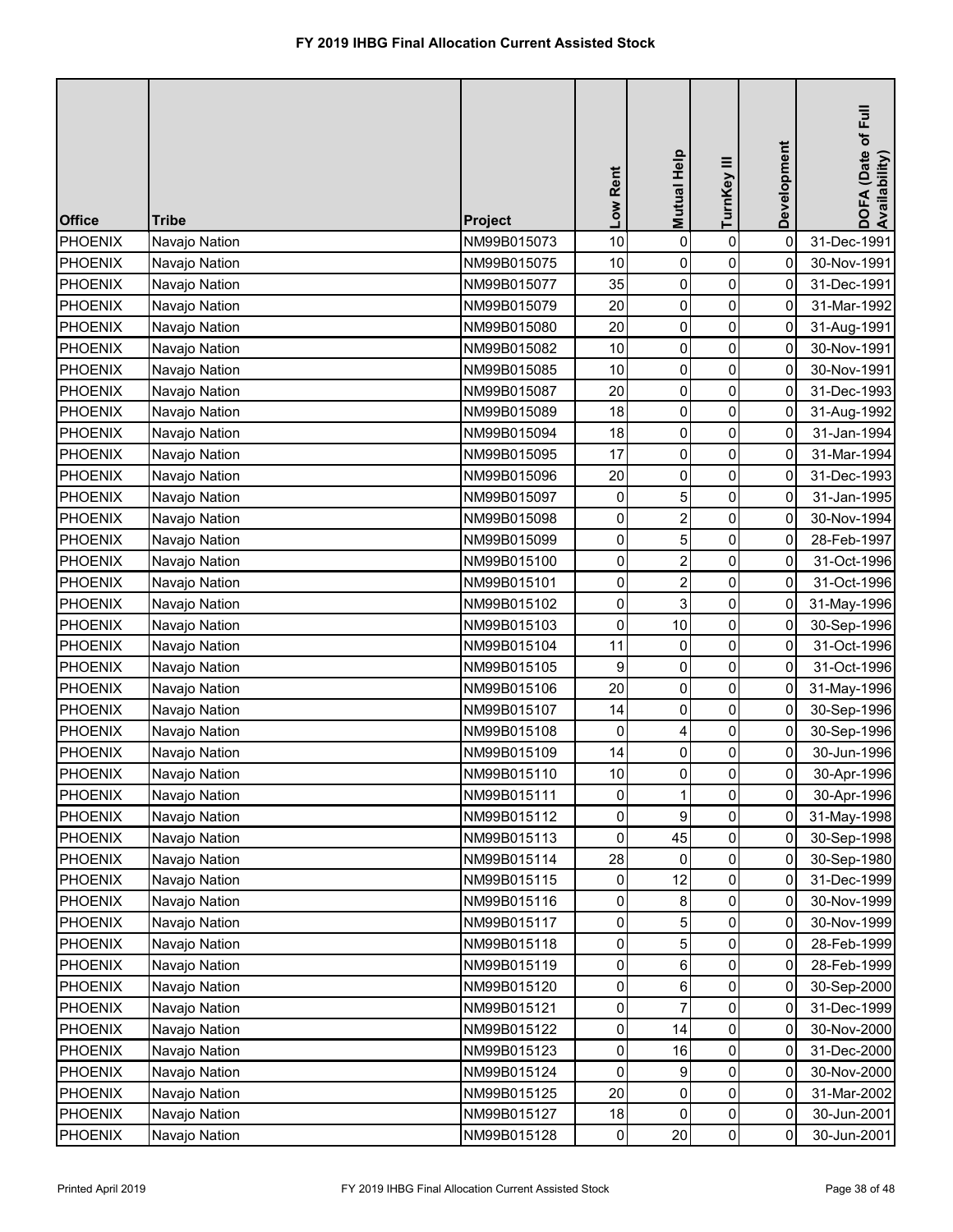# FY 2019 IHBG Final Allocation Current Assisted Stock

| Office | Tribe | Project | Low Rent | Mutual Help | TurnKey III | Development | DOFA (Date of Full Availability) |
|---|---|---|---|---|---|---|---|
| PHOENIX | Navajo Nation | NM99B015073 | 10 | 0 | 0 | 0 | 31-Dec-1991 |
| PHOENIX | Navajo Nation | NM99B015075 | 10 | 0 | 0 | 0 | 30-Nov-1991 |
| PHOENIX | Navajo Nation | NM99B015077 | 35 | 0 | 0 | 0 | 31-Dec-1991 |
| PHOENIX | Navajo Nation | NM99B015079 | 20 | 0 | 0 | 0 | 31-Mar-1992 |
| PHOENIX | Navajo Nation | NM99B015080 | 20 | 0 | 0 | 0 | 31-Aug-1991 |
| PHOENIX | Navajo Nation | NM99B015082 | 10 | 0 | 0 | 0 | 30-Nov-1991 |
| PHOENIX | Navajo Nation | NM99B015085 | 10 | 0 | 0 | 0 | 30-Nov-1991 |
| PHOENIX | Navajo Nation | NM99B015087 | 20 | 0 | 0 | 0 | 31-Dec-1993 |
| PHOENIX | Navajo Nation | NM99B015089 | 18 | 0 | 0 | 0 | 31-Aug-1992 |
| PHOENIX | Navajo Nation | NM99B015094 | 18 | 0 | 0 | 0 | 31-Jan-1994 |
| PHOENIX | Navajo Nation | NM99B015095 | 17 | 0 | 0 | 0 | 31-Mar-1994 |
| PHOENIX | Navajo Nation | NM99B015096 | 20 | 0 | 0 | 0 | 31-Dec-1993 |
| PHOENIX | Navajo Nation | NM99B015097 | 0 | 5 | 0 | 0 | 31-Jan-1995 |
| PHOENIX | Navajo Nation | NM99B015098 | 0 | 2 | 0 | 0 | 30-Nov-1994 |
| PHOENIX | Navajo Nation | NM99B015099 | 0 | 5 | 0 | 0 | 28-Feb-1997 |
| PHOENIX | Navajo Nation | NM99B015100 | 0 | 2 | 0 | 0 | 31-Oct-1996 |
| PHOENIX | Navajo Nation | NM99B015101 | 0 | 2 | 0 | 0 | 31-Oct-1996 |
| PHOENIX | Navajo Nation | NM99B015102 | 0 | 3 | 0 | 0 | 31-May-1996 |
| PHOENIX | Navajo Nation | NM99B015103 | 0 | 10 | 0 | 0 | 30-Sep-1996 |
| PHOENIX | Navajo Nation | NM99B015104 | 11 | 0 | 0 | 0 | 31-Oct-1996 |
| PHOENIX | Navajo Nation | NM99B015105 | 9 | 0 | 0 | 0 | 31-Oct-1996 |
| PHOENIX | Navajo Nation | NM99B015106 | 20 | 0 | 0 | 0 | 31-May-1996 |
| PHOENIX | Navajo Nation | NM99B015107 | 14 | 0 | 0 | 0 | 30-Sep-1996 |
| PHOENIX | Navajo Nation | NM99B015108 | 0 | 4 | 0 | 0 | 30-Sep-1996 |
| PHOENIX | Navajo Nation | NM99B015109 | 14 | 0 | 0 | 0 | 30-Jun-1996 |
| PHOENIX | Navajo Nation | NM99B015110 | 10 | 0 | 0 | 0 | 30-Apr-1996 |
| PHOENIX | Navajo Nation | NM99B015111 | 0 | 1 | 0 | 0 | 30-Apr-1996 |
| PHOENIX | Navajo Nation | NM99B015112 | 0 | 9 | 0 | 0 | 31-May-1998 |
| PHOENIX | Navajo Nation | NM99B015113 | 0 | 45 | 0 | 0 | 30-Sep-1998 |
| PHOENIX | Navajo Nation | NM99B015114 | 28 | 0 | 0 | 0 | 30-Sep-1980 |
| PHOENIX | Navajo Nation | NM99B015115 | 0 | 12 | 0 | 0 | 31-Dec-1999 |
| PHOENIX | Navajo Nation | NM99B015116 | 0 | 8 | 0 | 0 | 30-Nov-1999 |
| PHOENIX | Navajo Nation | NM99B015117 | 0 | 5 | 0 | 0 | 30-Nov-1999 |
| PHOENIX | Navajo Nation | NM99B015118 | 0 | 5 | 0 | 0 | 28-Feb-1999 |
| PHOENIX | Navajo Nation | NM99B015119 | 0 | 6 | 0 | 0 | 28-Feb-1999 |
| PHOENIX | Navajo Nation | NM99B015120 | 0 | 6 | 0 | 0 | 30-Sep-2000 |
| PHOENIX | Navajo Nation | NM99B015121 | 0 | 7 | 0 | 0 | 31-Dec-1999 |
| PHOENIX | Navajo Nation | NM99B015122 | 0 | 14 | 0 | 0 | 30-Nov-2000 |
| PHOENIX | Navajo Nation | NM99B015123 | 0 | 16 | 0 | 0 | 31-Dec-2000 |
| PHOENIX | Navajo Nation | NM99B015124 | 0 | 9 | 0 | 0 | 30-Nov-2000 |
| PHOENIX | Navajo Nation | NM99B015125 | 20 | 0 | 0 | 0 | 31-Mar-2002 |
| PHOENIX | Navajo Nation | NM99B015127 | 18 | 0 | 0 | 0 | 30-Jun-2001 |
| PHOENIX | Navajo Nation | NM99B015128 | 0 | 20 | 0 | 0 | 30-Jun-2001 |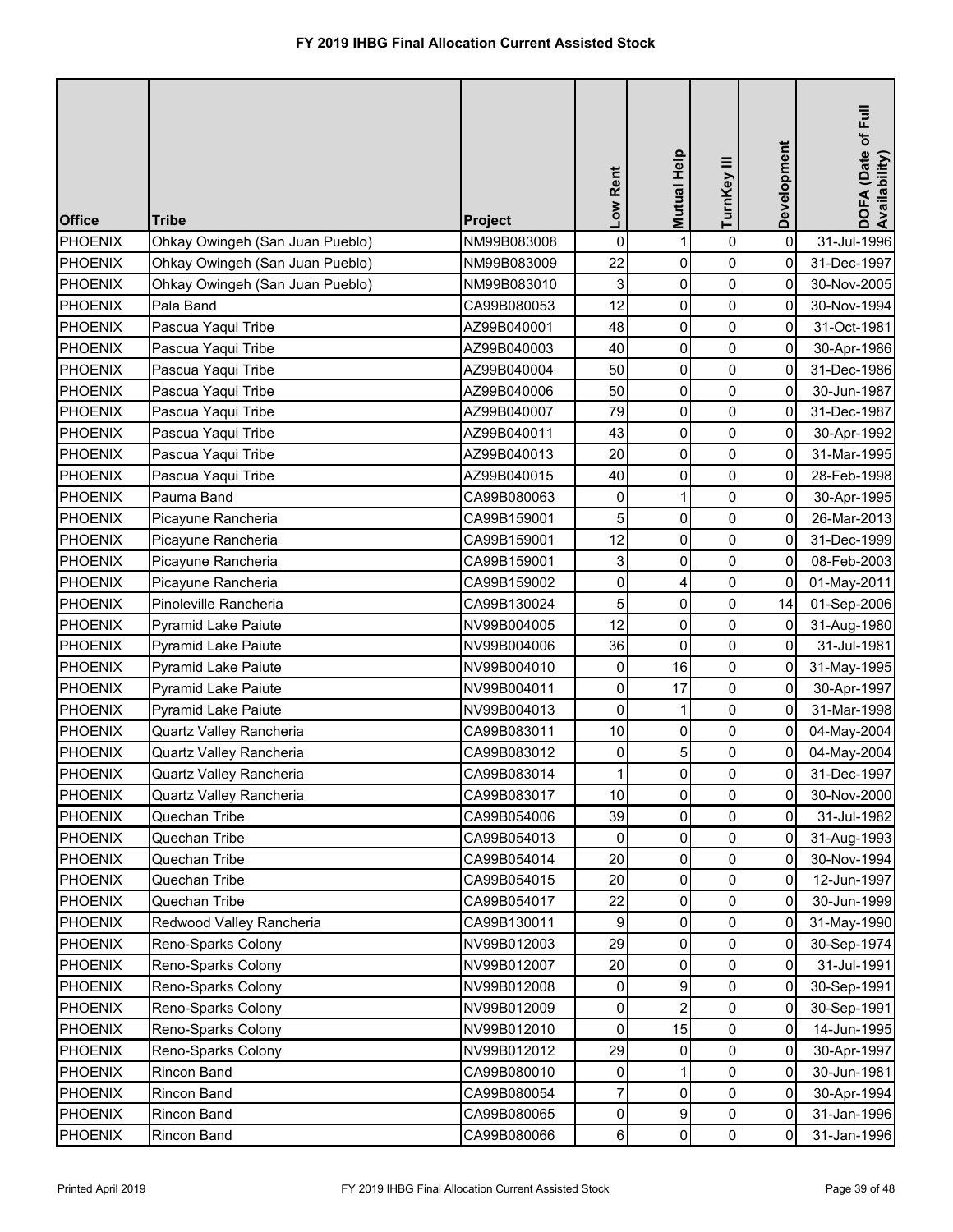# FY 2019 IHBG Final Allocation Current Assisted Stock

| Office | Tribe | Project | Low Rent | Mutual Help | TurnKey III | Development | DOFA (Date of Full Availability) |
|---|---|---|---|---|---|---|---|
| PHOENIX | Ohkay Owingeh (San Juan Pueblo) | NM99B083008 | 0 | 1 | 0 | 0 | 31-Jul-1996 |
| PHOENIX | Ohkay Owingeh (San Juan Pueblo) | NM99B083009 | 22 | 0 | 0 | 0 | 31-Dec-1997 |
| PHOENIX | Ohkay Owingeh (San Juan Pueblo) | NM99B083010 | 3 | 0 | 0 | 0 | 30-Nov-2005 |
| PHOENIX | Pala Band | CA99B080053 | 12 | 0 | 0 | 0 | 30-Nov-1994 |
| PHOENIX | Pascua Yaqui Tribe | AZ99B040001 | 48 | 0 | 0 | 0 | 31-Oct-1981 |
| PHOENIX | Pascua Yaqui Tribe | AZ99B040003 | 40 | 0 | 0 | 0 | 30-Apr-1986 |
| PHOENIX | Pascua Yaqui Tribe | AZ99B040004 | 50 | 0 | 0 | 0 | 31-Dec-1986 |
| PHOENIX | Pascua Yaqui Tribe | AZ99B040006 | 50 | 0 | 0 | 0 | 30-Jun-1987 |
| PHOENIX | Pascua Yaqui Tribe | AZ99B040007 | 79 | 0 | 0 | 0 | 31-Dec-1987 |
| PHOENIX | Pascua Yaqui Tribe | AZ99B040011 | 43 | 0 | 0 | 0 | 30-Apr-1992 |
| PHOENIX | Pascua Yaqui Tribe | AZ99B040013 | 20 | 0 | 0 | 0 | 31-Mar-1995 |
| PHOENIX | Pascua Yaqui Tribe | AZ99B040015 | 40 | 0 | 0 | 0 | 28-Feb-1998 |
| PHOENIX | Pauma Band | CA99B080063 | 0 | 1 | 0 | 0 | 30-Apr-1995 |
| PHOENIX | Picayune Rancheria | CA99B159001 | 5 | 0 | 0 | 0 | 26-Mar-2013 |
| PHOENIX | Picayune Rancheria | CA99B159001 | 12 | 0 | 0 | 0 | 31-Dec-1999 |
| PHOENIX | Picayune Rancheria | CA99B159001 | 3 | 0 | 0 | 0 | 08-Feb-2003 |
| PHOENIX | Picayune Rancheria | CA99B159002 | 0 | 4 | 0 | 0 | 01-May-2011 |
| PHOENIX | Pinoleville Rancheria | CA99B130024 | 5 | 0 | 0 | 14 | 01-Sep-2006 |
| PHOENIX | Pyramid Lake Paiute | NV99B004005 | 12 | 0 | 0 | 0 | 31-Aug-1980 |
| PHOENIX | Pyramid Lake Paiute | NV99B004006 | 36 | 0 | 0 | 0 | 31-Jul-1981 |
| PHOENIX | Pyramid Lake Paiute | NV99B004010 | 0 | 16 | 0 | 0 | 31-May-1995 |
| PHOENIX | Pyramid Lake Paiute | NV99B004011 | 0 | 17 | 0 | 0 | 30-Apr-1997 |
| PHOENIX | Pyramid Lake Paiute | NV99B004013 | 0 | 1 | 0 | 0 | 31-Mar-1998 |
| PHOENIX | Quartz Valley Rancheria | CA99B083011 | 10 | 0 | 0 | 0 | 04-May-2004 |
| PHOENIX | Quartz Valley Rancheria | CA99B083012 | 0 | 5 | 0 | 0 | 04-May-2004 |
| PHOENIX | Quartz Valley Rancheria | CA99B083014 | 1 | 0 | 0 | 0 | 31-Dec-1997 |
| PHOENIX | Quartz Valley Rancheria | CA99B083017 | 10 | 0 | 0 | 0 | 30-Nov-2000 |
| PHOENIX | Quechan Tribe | CA99B054006 | 39 | 0 | 0 | 0 | 31-Jul-1982 |
| PHOENIX | Quechan Tribe | CA99B054013 | 0 | 0 | 0 | 0 | 31-Aug-1993 |
| PHOENIX | Quechan Tribe | CA99B054014 | 20 | 0 | 0 | 0 | 30-Nov-1994 |
| PHOENIX | Quechan Tribe | CA99B054015 | 20 | 0 | 0 | 0 | 12-Jun-1997 |
| PHOENIX | Quechan Tribe | CA99B054017 | 22 | 0 | 0 | 0 | 30-Jun-1999 |
| PHOENIX | Redwood Valley Rancheria | CA99B130011 | 9 | 0 | 0 | 0 | 31-May-1990 |
| PHOENIX | Reno-Sparks Colony | NV99B012003 | 29 | 0 | 0 | 0 | 30-Sep-1974 |
| PHOENIX | Reno-Sparks Colony | NV99B012007 | 20 | 0 | 0 | 0 | 31-Jul-1991 |
| PHOENIX | Reno-Sparks Colony | NV99B012008 | 0 | 9 | 0 | 0 | 30-Sep-1991 |
| PHOENIX | Reno-Sparks Colony | NV99B012009 | 0 | 2 | 0 | 0 | 30-Sep-1991 |
| PHOENIX | Reno-Sparks Colony | NV99B012010 | 0 | 15 | 0 | 0 | 14-Jun-1995 |
| PHOENIX | Reno-Sparks Colony | NV99B012012 | 29 | 0 | 0 | 0 | 30-Apr-1997 |
| PHOENIX | Rincon Band | CA99B080010 | 0 | 1 | 0 | 0 | 30-Jun-1981 |
| PHOENIX | Rincon Band | CA99B080054 | 7 | 0 | 0 | 0 | 30-Apr-1994 |
| PHOENIX | Rincon Band | CA99B080065 | 0 | 9 | 0 | 0 | 31-Jan-1996 |
| PHOENIX | Rincon Band | CA99B080066 | 6 | 0 | 0 | 0 | 31-Jan-1996 |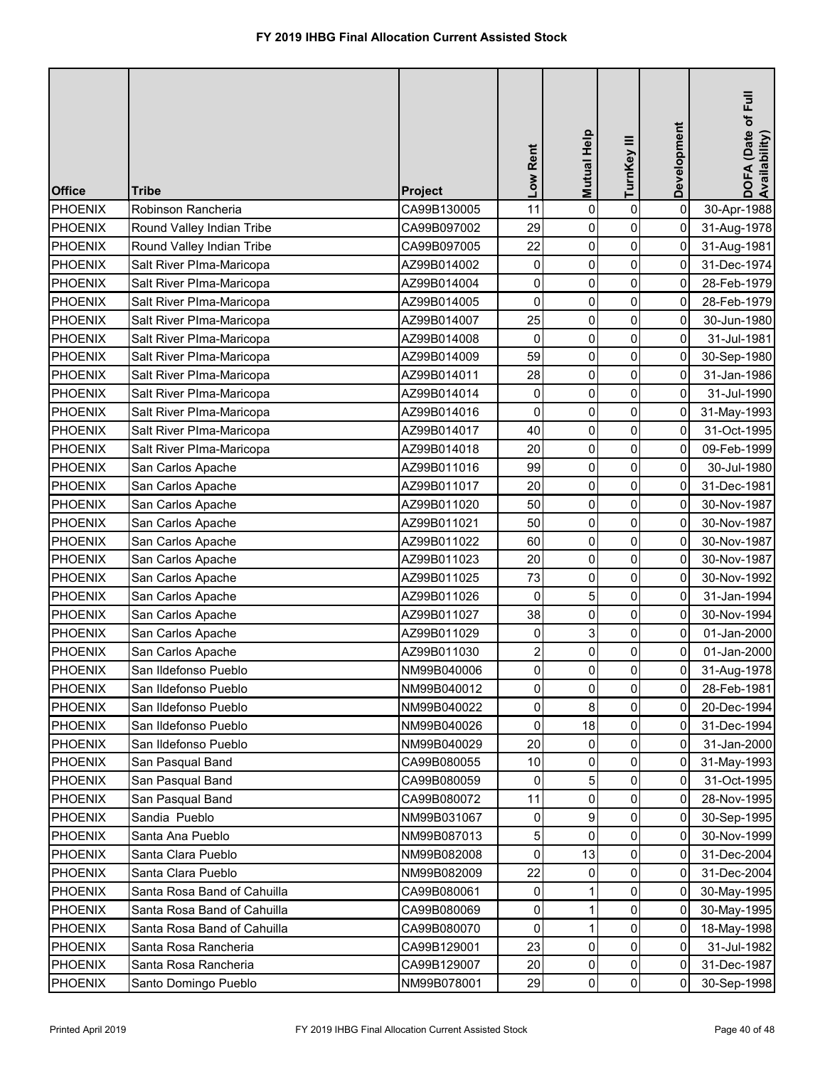# FY 2019 IHBG Final Allocation Current Assisted Stock

| Office | Tribe | Project | Low Rent | Mutual Help | TurnKey III | Development | DOFA (Date of Full Availability) |
|---|---|---|---|---|---|---|---|
| PHOENIX | Robinson Rancheria | CA99B130005 | 11 | 0 | 0 | 0 | 30-Apr-1988 |
| PHOENIX | Round Valley Indian Tribe | CA99B097002 | 29 | 0 | 0 | 0 | 31-Aug-1978 |
| PHOENIX | Round Valley Indian Tribe | CA99B097005 | 22 | 0 | 0 | 0 | 31-Aug-1981 |
| PHOENIX | Salt River PIma-Maricopa | AZ99B014002 | 0 | 0 | 0 | 0 | 31-Dec-1974 |
| PHOENIX | Salt River PIma-Maricopa | AZ99B014004 | 0 | 0 | 0 | 0 | 28-Feb-1979 |
| PHOENIX | Salt River PIma-Maricopa | AZ99B014005 | 0 | 0 | 0 | 0 | 28-Feb-1979 |
| PHOENIX | Salt River PIma-Maricopa | AZ99B014007 | 25 | 0 | 0 | 0 | 30-Jun-1980 |
| PHOENIX | Salt River PIma-Maricopa | AZ99B014008 | 0 | 0 | 0 | 0 | 31-Jul-1981 |
| PHOENIX | Salt River PIma-Maricopa | AZ99B014009 | 59 | 0 | 0 | 0 | 30-Sep-1980 |
| PHOENIX | Salt River PIma-Maricopa | AZ99B014011 | 28 | 0 | 0 | 0 | 31-Jan-1986 |
| PHOENIX | Salt River PIma-Maricopa | AZ99B014014 | 0 | 0 | 0 | 0 | 31-Jul-1990 |
| PHOENIX | Salt River PIma-Maricopa | AZ99B014016 | 0 | 0 | 0 | 0 | 31-May-1993 |
| PHOENIX | Salt River PIma-Maricopa | AZ99B014017 | 40 | 0 | 0 | 0 | 31-Oct-1995 |
| PHOENIX | Salt River PIma-Maricopa | AZ99B014018 | 20 | 0 | 0 | 0 | 09-Feb-1999 |
| PHOENIX | San Carlos Apache | AZ99B011016 | 99 | 0 | 0 | 0 | 30-Jul-1980 |
| PHOENIX | San Carlos Apache | AZ99B011017 | 20 | 0 | 0 | 0 | 31-Dec-1981 |
| PHOENIX | San Carlos Apache | AZ99B011020 | 50 | 0 | 0 | 0 | 30-Nov-1987 |
| PHOENIX | San Carlos Apache | AZ99B011021 | 50 | 0 | 0 | 0 | 30-Nov-1987 |
| PHOENIX | San Carlos Apache | AZ99B011022 | 60 | 0 | 0 | 0 | 30-Nov-1987 |
| PHOENIX | San Carlos Apache | AZ99B011023 | 20 | 0 | 0 | 0 | 30-Nov-1987 |
| PHOENIX | San Carlos Apache | AZ99B011025 | 73 | 0 | 0 | 0 | 30-Nov-1992 |
| PHOENIX | San Carlos Apache | AZ99B011026 | 0 | 5 | 0 | 0 | 31-Jan-1994 |
| PHOENIX | San Carlos Apache | AZ99B011027 | 38 | 0 | 0 | 0 | 30-Nov-1994 |
| PHOENIX | San Carlos Apache | AZ99B011029 | 0 | 3 | 0 | 0 | 01-Jan-2000 |
| PHOENIX | San Carlos Apache | AZ99B011030 | 2 | 0 | 0 | 0 | 01-Jan-2000 |
| PHOENIX | San Ildefonso Pueblo | NM99B040006 | 0 | 0 | 0 | 0 | 31-Aug-1978 |
| PHOENIX | San Ildefonso Pueblo | NM99B040012 | 0 | 0 | 0 | 0 | 28-Feb-1981 |
| PHOENIX | San Ildefonso Pueblo | NM99B040022 | 0 | 8 | 0 | 0 | 20-Dec-1994 |
| PHOENIX | San Ildefonso Pueblo | NM99B040026 | 0 | 18 | 0 | 0 | 31-Dec-1994 |
| PHOENIX | San Ildefonso Pueblo | NM99B040029 | 20 | 0 | 0 | 0 | 31-Jan-2000 |
| PHOENIX | San Pasqual Band | CA99B080055 | 10 | 0 | 0 | 0 | 31-May-1993 |
| PHOENIX | San Pasqual Band | CA99B080059 | 0 | 5 | 0 | 0 | 31-Oct-1995 |
| PHOENIX | San Pasqual Band | CA99B080072 | 11 | 0 | 0 | 0 | 28-Nov-1995 |
| PHOENIX | Sandia Pueblo | NM99B031067 | 0 | 9 | 0 | 0 | 30-Sep-1995 |
| PHOENIX | Santa Ana Pueblo | NM99B087013 | 5 | 0 | 0 | 0 | 30-Nov-1999 |
| PHOENIX | Santa Clara Pueblo | NM99B082008 | 0 | 13 | 0 | 0 | 31-Dec-2004 |
| PHOENIX | Santa Clara Pueblo | NM99B082009 | 22 | 0 | 0 | 0 | 31-Dec-2004 |
| PHOENIX | Santa Rosa Band of Cahuilla | CA99B080061 | 0 | 1 | 0 | 0 | 30-May-1995 |
| PHOENIX | Santa Rosa Band of Cahuilla | CA99B080069 | 0 | 1 | 0 | 0 | 30-May-1995 |
| PHOENIX | Santa Rosa Band of Cahuilla | CA99B080070 | 0 | 1 | 0 | 0 | 18-May-1998 |
| PHOENIX | Santa Rosa Rancheria | CA99B129001 | 23 | 0 | 0 | 0 | 31-Jul-1982 |
| PHOENIX | Santa Rosa Rancheria | CA99B129007 | 20 | 0 | 0 | 0 | 31-Dec-1987 |
| PHOENIX | Santo Domingo Pueblo | NM99B078001 | 29 | 0 | 0 | 0 | 30-Sep-1998 |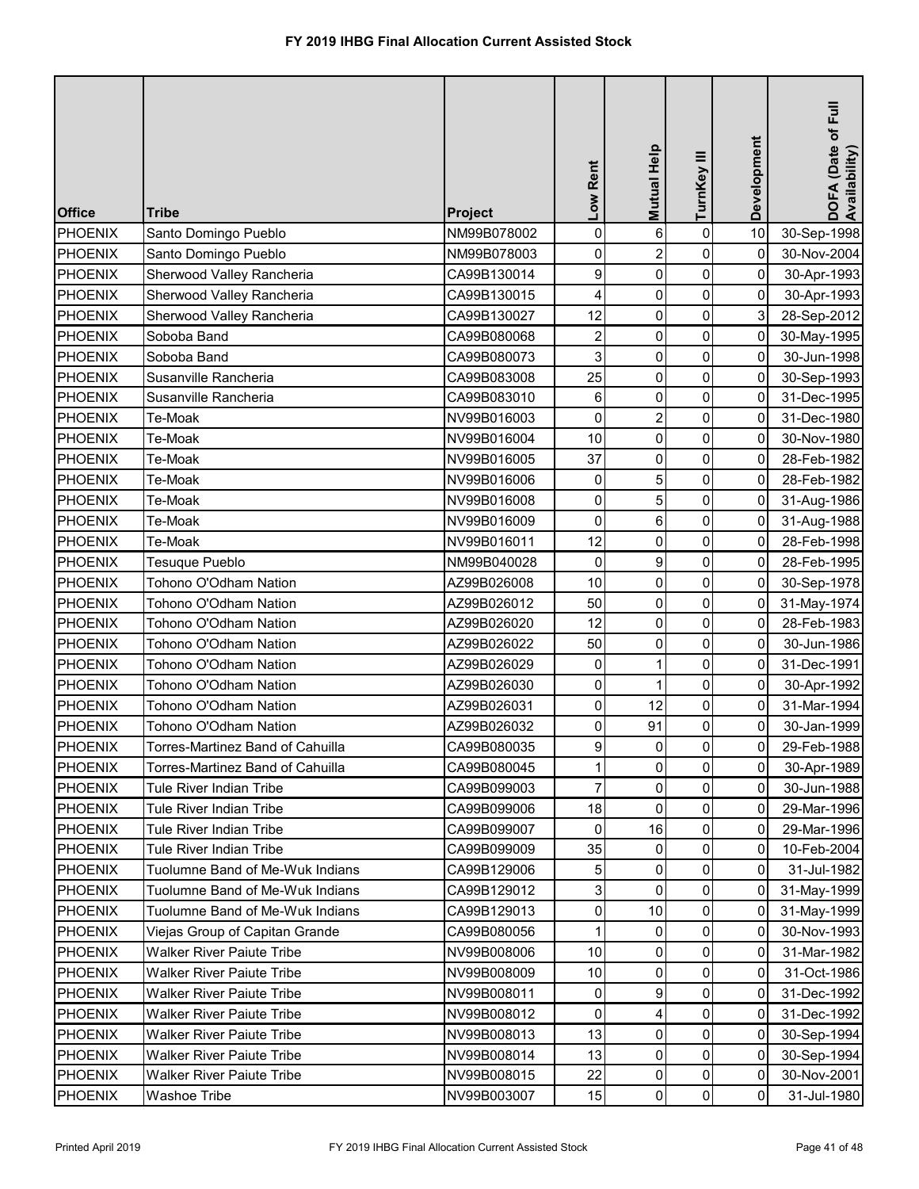# FY 2019 IHBG Final Allocation Current Assisted Stock

| Office | Tribe | Project | Low Rent | Mutual Help | TurnKey III | Development | DOFA (Date of Full Availability) |
|---|---|---|---|---|---|---|---|
| PHOENIX | Santo Domingo Pueblo | NM99B078002 | 0 | 6 | 0 | 10 | 30-Sep-1998 |
| PHOENIX | Santo Domingo Pueblo | NM99B078003 | 0 | 2 | 0 | 0 | 30-Nov-2004 |
| PHOENIX | Sherwood Valley Rancheria | CA99B130014 | 9 | 0 | 0 | 0 | 30-Apr-1993 |
| PHOENIX | Sherwood Valley Rancheria | CA99B130015 | 4 | 0 | 0 | 0 | 30-Apr-1993 |
| PHOENIX | Sherwood Valley Rancheria | CA99B130027 | 12 | 0 | 0 | 3 | 28-Sep-2012 |
| PHOENIX | Soboba Band | CA99B080068 | 2 | 0 | 0 | 0 | 30-May-1995 |
| PHOENIX | Soboba Band | CA99B080073 | 3 | 0 | 0 | 0 | 30-Jun-1998 |
| PHOENIX | Susanville Rancheria | CA99B083008 | 25 | 0 | 0 | 0 | 30-Sep-1993 |
| PHOENIX | Susanville Rancheria | CA99B083010 | 6 | 0 | 0 | 0 | 31-Dec-1995 |
| PHOENIX | Te-Moak | NV99B016003 | 0 | 2 | 0 | 0 | 31-Dec-1980 |
| PHOENIX | Te-Moak | NV99B016004 | 10 | 0 | 0 | 0 | 30-Nov-1980 |
| PHOENIX | Te-Moak | NV99B016005 | 37 | 0 | 0 | 0 | 28-Feb-1982 |
| PHOENIX | Te-Moak | NV99B016006 | 0 | 5 | 0 | 0 | 28-Feb-1982 |
| PHOENIX | Te-Moak | NV99B016008 | 0 | 5 | 0 | 0 | 31-Aug-1986 |
| PHOENIX | Te-Moak | NV99B016009 | 0 | 6 | 0 | 0 | 31-Aug-1988 |
| PHOENIX | Te-Moak | NV99B016011 | 12 | 0 | 0 | 0 | 28-Feb-1998 |
| PHOENIX | Tesuque Pueblo | NM99B040028 | 0 | 9 | 0 | 0 | 28-Feb-1995 |
| PHOENIX | Tohono O'Odham Nation | AZ99B026008 | 10 | 0 | 0 | 0 | 30-Sep-1978 |
| PHOENIX | Tohono O'Odham Nation | AZ99B026012 | 50 | 0 | 0 | 0 | 31-May-1974 |
| PHOENIX | Tohono O'Odham Nation | AZ99B026020 | 12 | 0 | 0 | 0 | 28-Feb-1983 |
| PHOENIX | Tohono O'Odham Nation | AZ99B026022 | 50 | 0 | 0 | 0 | 30-Jun-1986 |
| PHOENIX | Tohono O'Odham Nation | AZ99B026029 | 0 | 1 | 0 | 0 | 31-Dec-1991 |
| PHOENIX | Tohono O'Odham Nation | AZ99B026030 | 0 | 1 | 0 | 0 | 30-Apr-1992 |
| PHOENIX | Tohono O'Odham Nation | AZ99B026031 | 0 | 12 | 0 | 0 | 31-Mar-1994 |
| PHOENIX | Tohono O'Odham Nation | AZ99B026032 | 0 | 91 | 0 | 0 | 30-Jan-1999 |
| PHOENIX | Torres-Martinez Band of Cahuilla | CA99B080035 | 9 | 0 | 0 | 0 | 29-Feb-1988 |
| PHOENIX | Torres-Martinez Band of Cahuilla | CA99B080045 | 1 | 0 | 0 | 0 | 30-Apr-1989 |
| PHOENIX | Tule River Indian Tribe | CA99B099003 | 7 | 0 | 0 | 0 | 30-Jun-1988 |
| PHOENIX | Tule River Indian Tribe | CA99B099006 | 18 | 0 | 0 | 0 | 29-Mar-1996 |
| PHOENIX | Tule River Indian Tribe | CA99B099007 | 0 | 16 | 0 | 0 | 29-Mar-1996 |
| PHOENIX | Tule River Indian Tribe | CA99B099009 | 35 | 0 | 0 | 0 | 10-Feb-2004 |
| PHOENIX | Tuolumne Band of Me-Wuk Indians | CA99B129006 | 5 | 0 | 0 | 0 | 31-Jul-1982 |
| PHOENIX | Tuolumne Band of Me-Wuk Indians | CA99B129012 | 3 | 0 | 0 | 0 | 31-May-1999 |
| PHOENIX | Tuolumne Band of Me-Wuk Indians | CA99B129013 | 0 | 10 | 0 | 0 | 31-May-1999 |
| PHOENIX | Viejas Group of Capitan Grande | CA99B080056 | 1 | 0 | 0 | 0 | 30-Nov-1993 |
| PHOENIX | Walker River Paiute Tribe | NV99B008006 | 10 | 0 | 0 | 0 | 31-Mar-1982 |
| PHOENIX | Walker River Paiute Tribe | NV99B008009 | 10 | 0 | 0 | 0 | 31-Oct-1986 |
| PHOENIX | Walker River Paiute Tribe | NV99B008011 | 0 | 9 | 0 | 0 | 31-Dec-1992 |
| PHOENIX | Walker River Paiute Tribe | NV99B008012 | 0 | 4 | 0 | 0 | 31-Dec-1992 |
| PHOENIX | Walker River Paiute Tribe | NV99B008013 | 13 | 0 | 0 | 0 | 30-Sep-1994 |
| PHOENIX | Walker River Paiute Tribe | NV99B008014 | 13 | 0 | 0 | 0 | 30-Sep-1994 |
| PHOENIX | Walker River Paiute Tribe | NV99B008015 | 22 | 0 | 0 | 0 | 30-Nov-2001 |
| PHOENIX | Washoe Tribe | NV99B003007 | 15 | 0 | 0 | 0 | 31-Jul-1980 |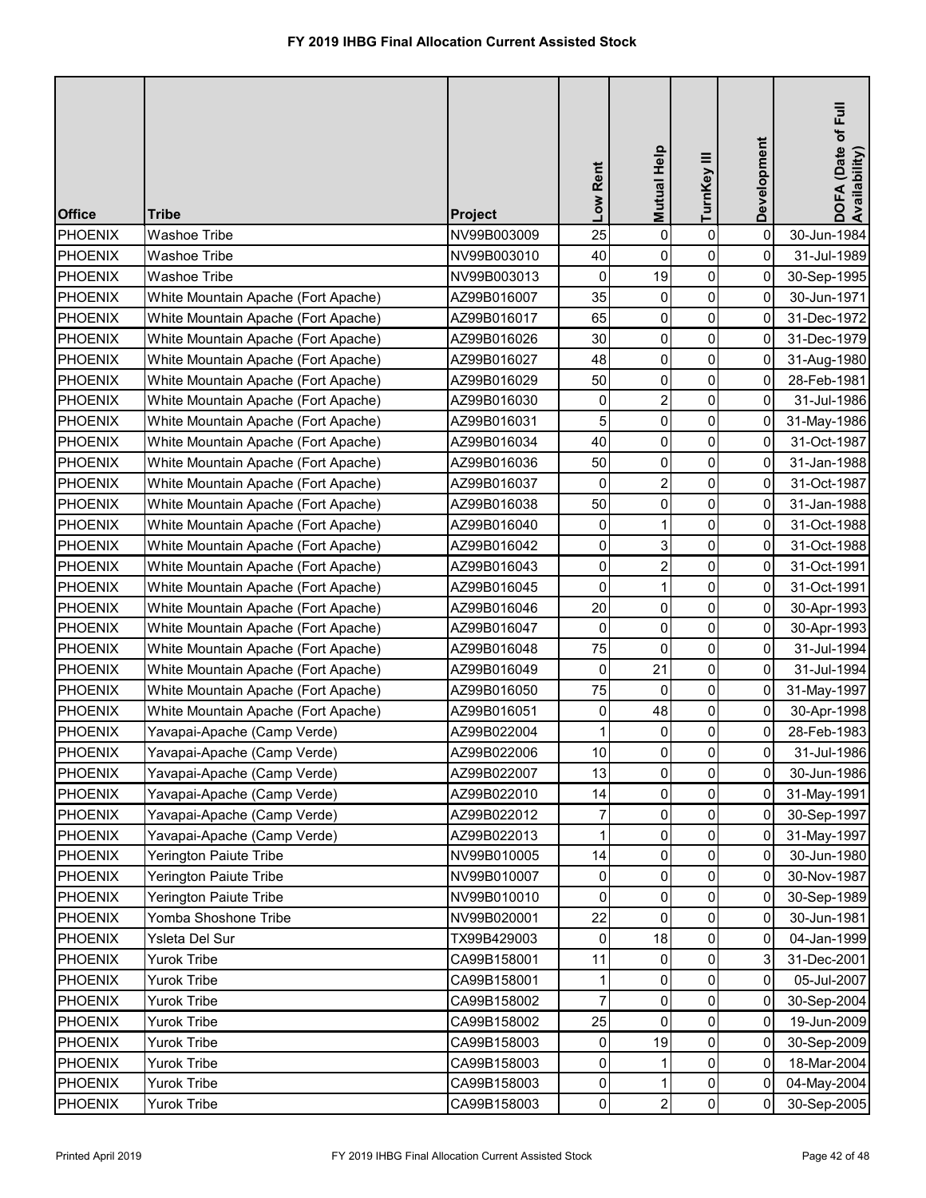# FY 2019 IHBG Final Allocation Current Assisted Stock

| Office | Tribe | Project | Low Rent | Mutual Help | TurnKey III | Development | DOFA (Date of Full Availability) |
|---|---|---|---|---|---|---|---|
| PHOENIX | Washoe Tribe | NV99B003009 | 25 | 0 | 0 | 0 | 30-Jun-1984 |
| PHOENIX | Washoe Tribe | NV99B003010 | 40 | 0 | 0 | 0 | 31-Jul-1989 |
| PHOENIX | Washoe Tribe | NV99B003013 | 0 | 19 | 0 | 0 | 30-Sep-1995 |
| PHOENIX | White Mountain Apache (Fort Apache) | AZ99B016007 | 35 | 0 | 0 | 0 | 30-Jun-1971 |
| PHOENIX | White Mountain Apache (Fort Apache) | AZ99B016017 | 65 | 0 | 0 | 0 | 31-Dec-1972 |
| PHOENIX | White Mountain Apache (Fort Apache) | AZ99B016026 | 30 | 0 | 0 | 0 | 31-Dec-1979 |
| PHOENIX | White Mountain Apache (Fort Apache) | AZ99B016027 | 48 | 0 | 0 | 0 | 31-Aug-1980 |
| PHOENIX | White Mountain Apache (Fort Apache) | AZ99B016029 | 50 | 0 | 0 | 0 | 28-Feb-1981 |
| PHOENIX | White Mountain Apache (Fort Apache) | AZ99B016030 | 0 | 2 | 0 | 0 | 31-Jul-1986 |
| PHOENIX | White Mountain Apache (Fort Apache) | AZ99B016031 | 5 | 0 | 0 | 0 | 31-May-1986 |
| PHOENIX | White Mountain Apache (Fort Apache) | AZ99B016034 | 40 | 0 | 0 | 0 | 31-Oct-1987 |
| PHOENIX | White Mountain Apache (Fort Apache) | AZ99B016036 | 50 | 0 | 0 | 0 | 31-Jan-1988 |
| PHOENIX | White Mountain Apache (Fort Apache) | AZ99B016037 | 0 | 2 | 0 | 0 | 31-Oct-1987 |
| PHOENIX | White Mountain Apache (Fort Apache) | AZ99B016038 | 50 | 0 | 0 | 0 | 31-Jan-1988 |
| PHOENIX | White Mountain Apache (Fort Apache) | AZ99B016040 | 0 | 1 | 0 | 0 | 31-Oct-1988 |
| PHOENIX | White Mountain Apache (Fort Apache) | AZ99B016042 | 0 | 3 | 0 | 0 | 31-Oct-1988 |
| PHOENIX | White Mountain Apache (Fort Apache) | AZ99B016043 | 0 | 2 | 0 | 0 | 31-Oct-1991 |
| PHOENIX | White Mountain Apache (Fort Apache) | AZ99B016045 | 0 | 1 | 0 | 0 | 31-Oct-1991 |
| PHOENIX | White Mountain Apache (Fort Apache) | AZ99B016046 | 20 | 0 | 0 | 0 | 30-Apr-1993 |
| PHOENIX | White Mountain Apache (Fort Apache) | AZ99B016047 | 0 | 0 | 0 | 0 | 30-Apr-1993 |
| PHOENIX | White Mountain Apache (Fort Apache) | AZ99B016048 | 75 | 0 | 0 | 0 | 31-Jul-1994 |
| PHOENIX | White Mountain Apache (Fort Apache) | AZ99B016049 | 0 | 21 | 0 | 0 | 31-Jul-1994 |
| PHOENIX | White Mountain Apache (Fort Apache) | AZ99B016050 | 75 | 0 | 0 | 0 | 31-May-1997 |
| PHOENIX | White Mountain Apache (Fort Apache) | AZ99B016051 | 0 | 48 | 0 | 0 | 30-Apr-1998 |
| PHOENIX | Yavapai-Apache (Camp Verde) | AZ99B022004 | 1 | 0 | 0 | 0 | 28-Feb-1983 |
| PHOENIX | Yavapai-Apache (Camp Verde) | AZ99B022006 | 10 | 0 | 0 | 0 | 31-Jul-1986 |
| PHOENIX | Yavapai-Apache (Camp Verde) | AZ99B022007 | 13 | 0 | 0 | 0 | 30-Jun-1986 |
| PHOENIX | Yavapai-Apache (Camp Verde) | AZ99B022010 | 14 | 0 | 0 | 0 | 31-May-1991 |
| PHOENIX | Yavapai-Apache (Camp Verde) | AZ99B022012 | 7 | 0 | 0 | 0 | 30-Sep-1997 |
| PHOENIX | Yavapai-Apache (Camp Verde) | AZ99B022013 | 1 | 0 | 0 | 0 | 31-May-1997 |
| PHOENIX | Yerington Paiute Tribe | NV99B010005 | 14 | 0 | 0 | 0 | 30-Jun-1980 |
| PHOENIX | Yerington Paiute Tribe | NV99B010007 | 0 | 0 | 0 | 0 | 30-Nov-1987 |
| PHOENIX | Yerington Paiute Tribe | NV99B010010 | 0 | 0 | 0 | 0 | 30-Sep-1989 |
| PHOENIX | Yomba Shoshone Tribe | NV99B020001 | 22 | 0 | 0 | 0 | 30-Jun-1981 |
| PHOENIX | Ysleta Del Sur | TX99B429003 | 0 | 18 | 0 | 0 | 04-Jan-1999 |
| PHOENIX | Yurok Tribe | CA99B158001 | 11 | 0 | 0 | 3 | 31-Dec-2001 |
| PHOENIX | Yurok Tribe | CA99B158001 | 1 | 0 | 0 | 0 | 05-Jul-2007 |
| PHOENIX | Yurok Tribe | CA99B158002 | 7 | 0 | 0 | 0 | 30-Sep-2004 |
| PHOENIX | Yurok Tribe | CA99B158002 | 25 | 0 | 0 | 0 | 19-Jun-2009 |
| PHOENIX | Yurok Tribe | CA99B158003 | 0 | 19 | 0 | 0 | 30-Sep-2009 |
| PHOENIX | Yurok Tribe | CA99B158003 | 0 | 1 | 0 | 0 | 18-Mar-2004 |
| PHOENIX | Yurok Tribe | CA99B158003 | 0 | 1 | 0 | 0 | 04-May-2004 |
| PHOENIX | Yurok Tribe | CA99B158003 | 0 | 2 | 0 | 0 | 30-Sep-2005 |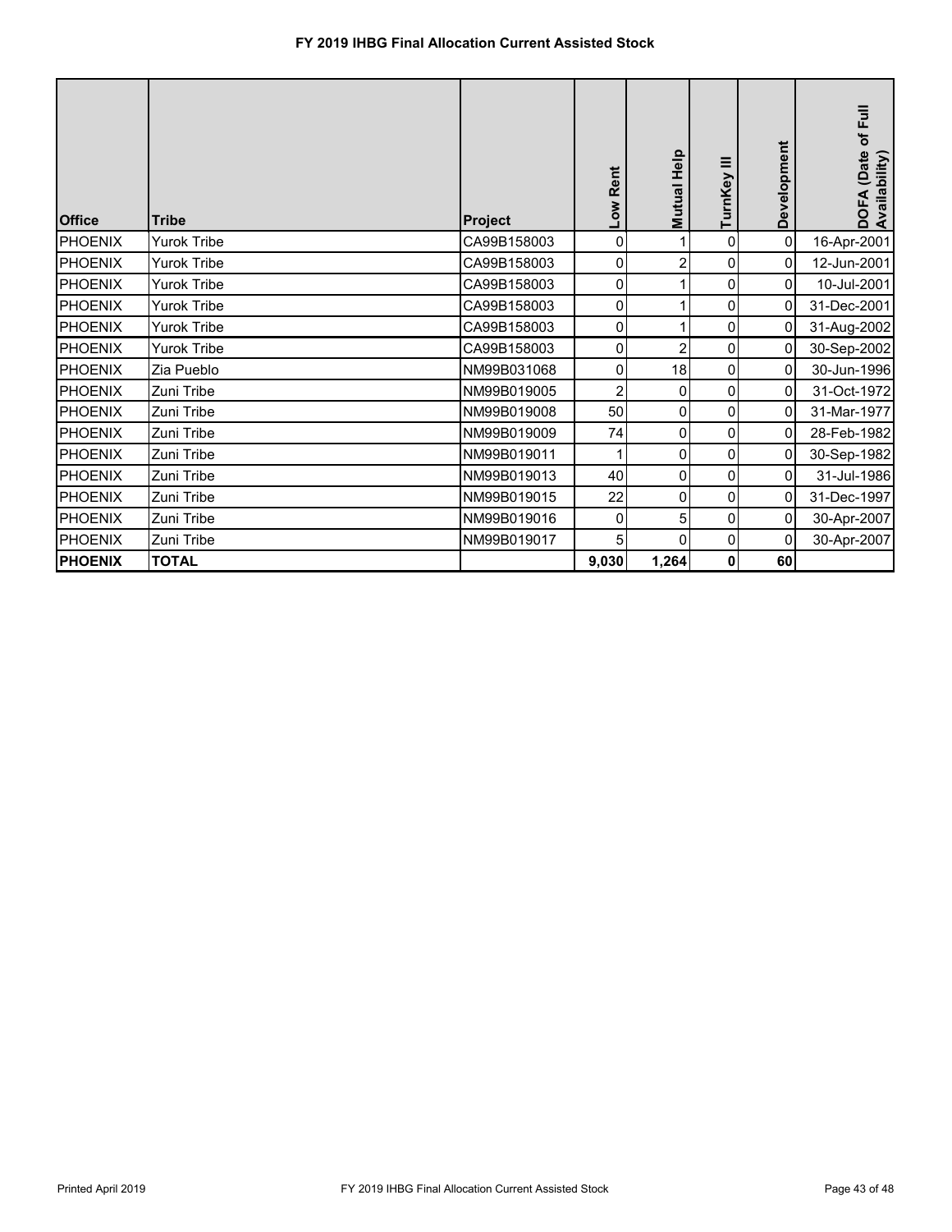# FY 2019 IHBG Final Allocation Current Assisted Stock

| Office | Tribe | Project | Low Rent | Mutual Help | TurnKey III | Development | DOFA (Date of Full Availability) |
|---|---|---|---|---|---|---|---|
| PHOENIX | Yurok Tribe | CA99B158003 | 0 | 1 | 0 | 0 | 16-Apr-2001 |
| PHOENIX | Yurok Tribe | CA99B158003 | 0 | 2 | 0 | 0 | 12-Jun-2001 |
| PHOENIX | Yurok Tribe | CA99B158003 | 0 | 1 | 0 | 0 | 10-Jul-2001 |
| PHOENIX | Yurok Tribe | CA99B158003 | 0 | 1 | 0 | 0 | 31-Dec-2001 |
| PHOENIX | Yurok Tribe | CA99B158003 | 0 | 1 | 0 | 0 | 31-Aug-2002 |
| PHOENIX | Yurok Tribe | CA99B158003 | 0 | 2 | 0 | 0 | 30-Sep-2002 |
| PHOENIX | Zia Pueblo | NM99B031068 | 0 | 18 | 0 | 0 | 30-Jun-1996 |
| PHOENIX | Zuni Tribe | NM99B019005 | 2 | 0 | 0 | 0 | 31-Oct-1972 |
| PHOENIX | Zuni Tribe | NM99B019008 | 50 | 0 | 0 | 0 | 31-Mar-1977 |
| PHOENIX | Zuni Tribe | NM99B019009 | 74 | 0 | 0 | 0 | 28-Feb-1982 |
| PHOENIX | Zuni Tribe | NM99B019011 | 1 | 0 | 0 | 0 | 30-Sep-1982 |
| PHOENIX | Zuni Tribe | NM99B019013 | 40 | 0 | 0 | 0 | 31-Jul-1986 |
| PHOENIX | Zuni Tribe | NM99B019015 | 22 | 0 | 0 | 0 | 31-Dec-1997 |
| PHOENIX | Zuni Tribe | NM99B019016 | 0 | 5 | 0 | 0 | 30-Apr-2007 |
| PHOENIX | Zuni Tribe | NM99B019017 | 5 | 0 | 0 | 0 | 30-Apr-2007 |
| **PHOENIX** | **TOTAL** | | **9,030** | **1,264** | **0** | **60** | |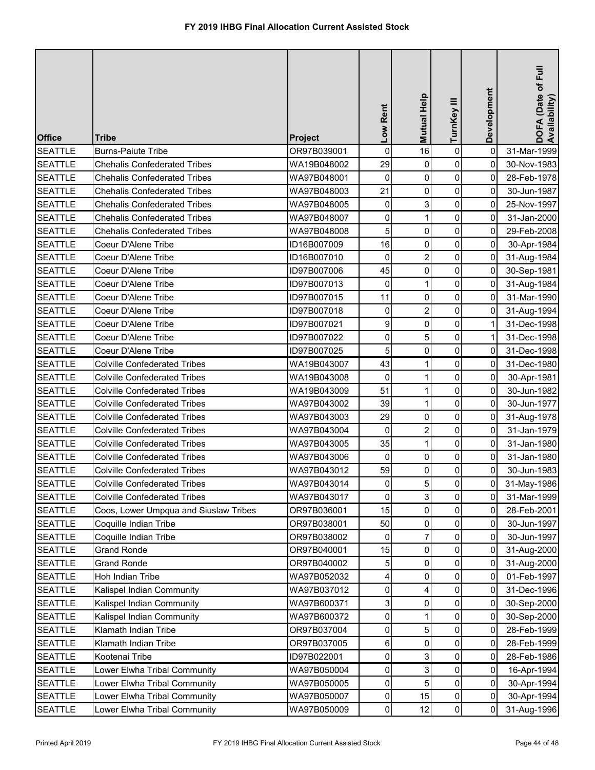# FY 2019 IHBG Final Allocation Current Assisted Stock

| Office | Tribe | Project | Low Rent | Mutual Help | TurnKey III | Development | DOFA (Date of Full Availability) |
|---|---|---|---|---|---|---|---|
| SEATTLE | Burns-Paiute Tribe | OR97B039001 | 0 | 16 | 0 | 0 | 31-Mar-1999 |
| SEATTLE | Chehalis Confederated Tribes | WA19B048002 | 29 | 0 | 0 | 0 | 30-Nov-1983 |
| SEATTLE | Chehalis Confederated Tribes | WA97B048001 | 0 | 0 | 0 | 0 | 28-Feb-1978 |
| SEATTLE | Chehalis Confederated Tribes | WA97B048003 | 21 | 0 | 0 | 0 | 30-Jun-1987 |
| SEATTLE | Chehalis Confederated Tribes | WA97B048005 | 0 | 3 | 0 | 0 | 25-Nov-1997 |
| SEATTLE | Chehalis Confederated Tribes | WA97B048007 | 0 | 1 | 0 | 0 | 31-Jan-2000 |
| SEATTLE | Chehalis Confederated Tribes | WA97B048008 | 5 | 0 | 0 | 0 | 29-Feb-2008 |
| SEATTLE | Coeur D'Alene Tribe | ID16B007009 | 16 | 0 | 0 | 0 | 30-Apr-1984 |
| SEATTLE | Coeur D'Alene Tribe | ID16B007010 | 0 | 2 | 0 | 0 | 31-Aug-1984 |
| SEATTLE | Coeur D'Alene Tribe | ID97B007006 | 45 | 0 | 0 | 0 | 30-Sep-1981 |
| SEATTLE | Coeur D'Alene Tribe | ID97B007013 | 0 | 1 | 0 | 0 | 31-Aug-1984 |
| SEATTLE | Coeur D'Alene Tribe | ID97B007015 | 11 | 0 | 0 | 0 | 31-Mar-1990 |
| SEATTLE | Coeur D'Alene Tribe | ID97B007018 | 0 | 2 | 0 | 0 | 31-Aug-1994 |
| SEATTLE | Coeur D'Alene Tribe | ID97B007021 | 9 | 0 | 0 | 1 | 31-Dec-1998 |
| SEATTLE | Coeur D'Alene Tribe | ID97B007022 | 0 | 5 | 0 | 1 | 31-Dec-1998 |
| SEATTLE | Coeur D'Alene Tribe | ID97B007025 | 5 | 0 | 0 | 0 | 31-Dec-1998 |
| SEATTLE | Colville Confederated Tribes | WA19B043007 | 43 | 1 | 0 | 0 | 31-Dec-1980 |
| SEATTLE | Colville Confederated Tribes | WA19B043008 | 0 | 1 | 0 | 0 | 30-Apr-1981 |
| SEATTLE | Colville Confederated Tribes | WA19B043009 | 51 | 1 | 0 | 0 | 30-Jun-1982 |
| SEATTLE | Colville Confederated Tribes | WA97B043002 | 39 | 1 | 0 | 0 | 30-Jun-1977 |
| SEATTLE | Colville Confederated Tribes | WA97B043003 | 29 | 0 | 0 | 0 | 31-Aug-1978 |
| SEATTLE | Colville Confederated Tribes | WA97B043004 | 0 | 2 | 0 | 0 | 31-Jan-1979 |
| SEATTLE | Colville Confederated Tribes | WA97B043005 | 35 | 1 | 0 | 0 | 31-Jan-1980 |
| SEATTLE | Colville Confederated Tribes | WA97B043006 | 0 | 0 | 0 | 0 | 31-Jan-1980 |
| SEATTLE | Colville Confederated Tribes | WA97B043012 | 59 | 0 | 0 | 0 | 30-Jun-1983 |
| SEATTLE | Colville Confederated Tribes | WA97B043014 | 0 | 5 | 0 | 0 | 31-May-1986 |
| SEATTLE | Colville Confederated Tribes | WA97B043017 | 0 | 3 | 0 | 0 | 31-Mar-1999 |
| SEATTLE | Coos, Lower Umpqua and Siuslaw Tribes | OR97B036001 | 15 | 0 | 0 | 0 | 28-Feb-2001 |
| SEATTLE | Coquille Indian Tribe | OR97B038001 | 50 | 0 | 0 | 0 | 30-Jun-1997 |
| SEATTLE | Coquille Indian Tribe | OR97B038002 | 0 | 7 | 0 | 0 | 30-Jun-1997 |
| SEATTLE | Grand Ronde | OR97B040001 | 15 | 0 | 0 | 0 | 31-Aug-2000 |
| SEATTLE | Grand Ronde | OR97B040002 | 5 | 0 | 0 | 0 | 31-Aug-2000 |
| SEATTLE | Hoh Indian Tribe | WA97B052032 | 4 | 0 | 0 | 0 | 01-Feb-1997 |
| SEATTLE | Kalispel Indian Community | WA97B037012 | 0 | 4 | 0 | 0 | 31-Dec-1996 |
| SEATTLE | Kalispel Indian Community | WA97B600371 | 3 | 0 | 0 | 0 | 30-Sep-2000 |
| SEATTLE | Kalispel Indian Community | WA97B600372 | 0 | 1 | 0 | 0 | 30-Sep-2000 |
| SEATTLE | Klamath Indian Tribe | OR97B037004 | 0 | 5 | 0 | 0 | 28-Feb-1999 |
| SEATTLE | Klamath Indian Tribe | OR97B037005 | 6 | 0 | 0 | 0 | 28-Feb-1999 |
| SEATTLE | Kootenai Tribe | ID97B022001 | 0 | 3 | 0 | 0 | 28-Feb-1986 |
| SEATTLE | Lower Elwha Tribal Community | WA97B050004 | 0 | 3 | 0 | 0 | 16-Apr-1994 |
| SEATTLE | Lower Elwha Tribal Community | WA97B050005 | 0 | 5 | 0 | 0 | 30-Apr-1994 |
| SEATTLE | Lower Elwha Tribal Community | WA97B050007 | 0 | 15 | 0 | 0 | 30-Apr-1994 |
| SEATTLE | Lower Elwha Tribal Community | WA97B050009 | 0 | 12 | 0 | 0 | 31-Aug-1996 |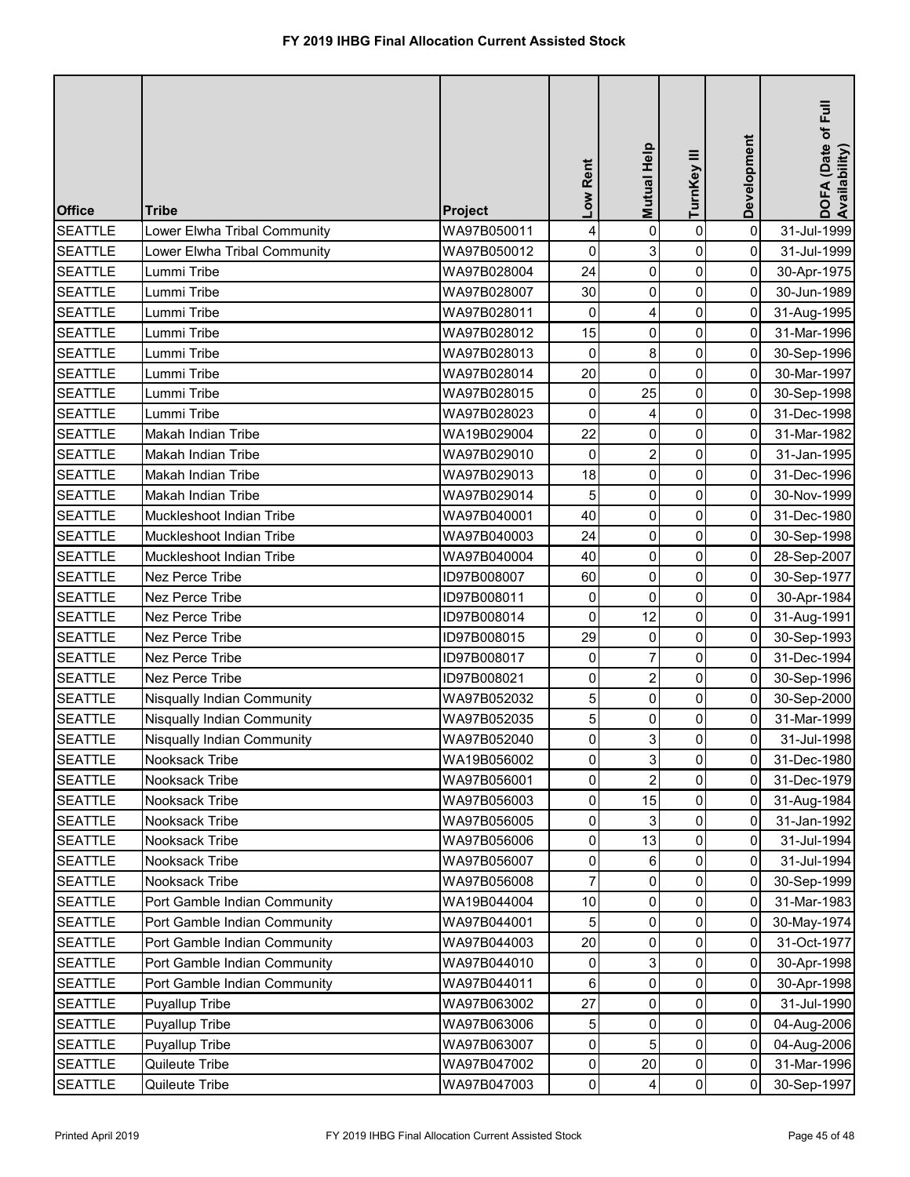# FY 2019 IHBG Final Allocation Current Assisted Stock

| Office | Tribe | Project | Low Rent | Mutual Help | TurnKey III | Development | DOFA (Date of Full Availability) |
|---|---|---|---|---|---|---|---|
| SEATTLE | Lower Elwha Tribal Community | WA97B050011 | 4 | 0 | 0 | 0 | 31-Jul-1999 |
| SEATTLE | Lower Elwha Tribal Community | WA97B050012 | 0 | 3 | 0 | 0 | 31-Jul-1999 |
| SEATTLE | Lummi Tribe | WA97B028004 | 24 | 0 | 0 | 0 | 30-Apr-1975 |
| SEATTLE | Lummi Tribe | WA97B028007 | 30 | 0 | 0 | 0 | 30-Jun-1989 |
| SEATTLE | Lummi Tribe | WA97B028011 | 0 | 4 | 0 | 0 | 31-Aug-1995 |
| SEATTLE | Lummi Tribe | WA97B028012 | 15 | 0 | 0 | 0 | 31-Mar-1996 |
| SEATTLE | Lummi Tribe | WA97B028013 | 0 | 8 | 0 | 0 | 30-Sep-1996 |
| SEATTLE | Lummi Tribe | WA97B028014 | 20 | 0 | 0 | 0 | 30-Mar-1997 |
| SEATTLE | Lummi Tribe | WA97B028015 | 0 | 25 | 0 | 0 | 30-Sep-1998 |
| SEATTLE | Lummi Tribe | WA97B028023 | 0 | 4 | 0 | 0 | 31-Dec-1998 |
| SEATTLE | Makah Indian Tribe | WA19B029004 | 22 | 0 | 0 | 0 | 31-Mar-1982 |
| SEATTLE | Makah Indian Tribe | WA97B029010 | 0 | 2 | 0 | 0 | 31-Jan-1995 |
| SEATTLE | Makah Indian Tribe | WA97B029013 | 18 | 0 | 0 | 0 | 31-Dec-1996 |
| SEATTLE | Makah Indian Tribe | WA97B029014 | 5 | 0 | 0 | 0 | 30-Nov-1999 |
| SEATTLE | Muckleshoot Indian Tribe | WA97B040001 | 40 | 0 | 0 | 0 | 31-Dec-1980 |
| SEATTLE | Muckleshoot Indian Tribe | WA97B040003 | 24 | 0 | 0 | 0 | 30-Sep-1998 |
| SEATTLE | Muckleshoot Indian Tribe | WA97B040004 | 40 | 0 | 0 | 0 | 28-Sep-2007 |
| SEATTLE | Nez Perce Tribe | ID97B008007 | 60 | 0 | 0 | 0 | 30-Sep-1977 |
| SEATTLE | Nez Perce Tribe | ID97B008011 | 0 | 0 | 0 | 0 | 30-Apr-1984 |
| SEATTLE | Nez Perce Tribe | ID97B008014 | 0 | 12 | 0 | 0 | 31-Aug-1991 |
| SEATTLE | Nez Perce Tribe | ID97B008015 | 29 | 0 | 0 | 0 | 30-Sep-1993 |
| SEATTLE | Nez Perce Tribe | ID97B008017 | 0 | 7 | 0 | 0 | 31-Dec-1994 |
| SEATTLE | Nez Perce Tribe | ID97B008021 | 0 | 2 | 0 | 0 | 30-Sep-1996 |
| SEATTLE | Nisqually Indian Community | WA97B052032 | 5 | 0 | 0 | 0 | 30-Sep-2000 |
| SEATTLE | Nisqually Indian Community | WA97B052035 | 5 | 0 | 0 | 0 | 31-Mar-1999 |
| SEATTLE | Nisqually Indian Community | WA97B052040 | 0 | 3 | 0 | 0 | 31-Jul-1998 |
| SEATTLE | Nooksack Tribe | WA19B056002 | 0 | 3 | 0 | 0 | 31-Dec-1980 |
| SEATTLE | Nooksack Tribe | WA97B056001 | 0 | 2 | 0 | 0 | 31-Dec-1979 |
| SEATTLE | Nooksack Tribe | WA97B056003 | 0 | 15 | 0 | 0 | 31-Aug-1984 |
| SEATTLE | Nooksack Tribe | WA97B056005 | 0 | 3 | 0 | 0 | 31-Jan-1992 |
| SEATTLE | Nooksack Tribe | WA97B056006 | 0 | 13 | 0 | 0 | 31-Jul-1994 |
| SEATTLE | Nooksack Tribe | WA97B056007 | 0 | 6 | 0 | 0 | 31-Jul-1994 |
| SEATTLE | Nooksack Tribe | WA97B056008 | 7 | 0 | 0 | 0 | 30-Sep-1999 |
| SEATTLE | Port Gamble Indian Community | WA19B044004 | 10 | 0 | 0 | 0 | 31-Mar-1983 |
| SEATTLE | Port Gamble Indian Community | WA97B044001 | 5 | 0 | 0 | 0 | 30-May-1974 |
| SEATTLE | Port Gamble Indian Community | WA97B044003 | 20 | 0 | 0 | 0 | 31-Oct-1977 |
| SEATTLE | Port Gamble Indian Community | WA97B044010 | 0 | 3 | 0 | 0 | 30-Apr-1998 |
| SEATTLE | Port Gamble Indian Community | WA97B044011 | 6 | 0 | 0 | 0 | 30-Apr-1998 |
| SEATTLE | Puyallup Tribe | WA97B063002 | 27 | 0 | 0 | 0 | 31-Jul-1990 |
| SEATTLE | Puyallup Tribe | WA97B063006 | 5 | 0 | 0 | 0 | 04-Aug-2006 |
| SEATTLE | Puyallup Tribe | WA97B063007 | 0 | 5 | 0 | 0 | 04-Aug-2006 |
| SEATTLE | Quileute Tribe | WA97B047002 | 0 | 20 | 0 | 0 | 31-Mar-1996 |
| SEATTLE | Quileute Tribe | WA97B047003 | 0 | 4 | 0 | 0 | 30-Sep-1997 |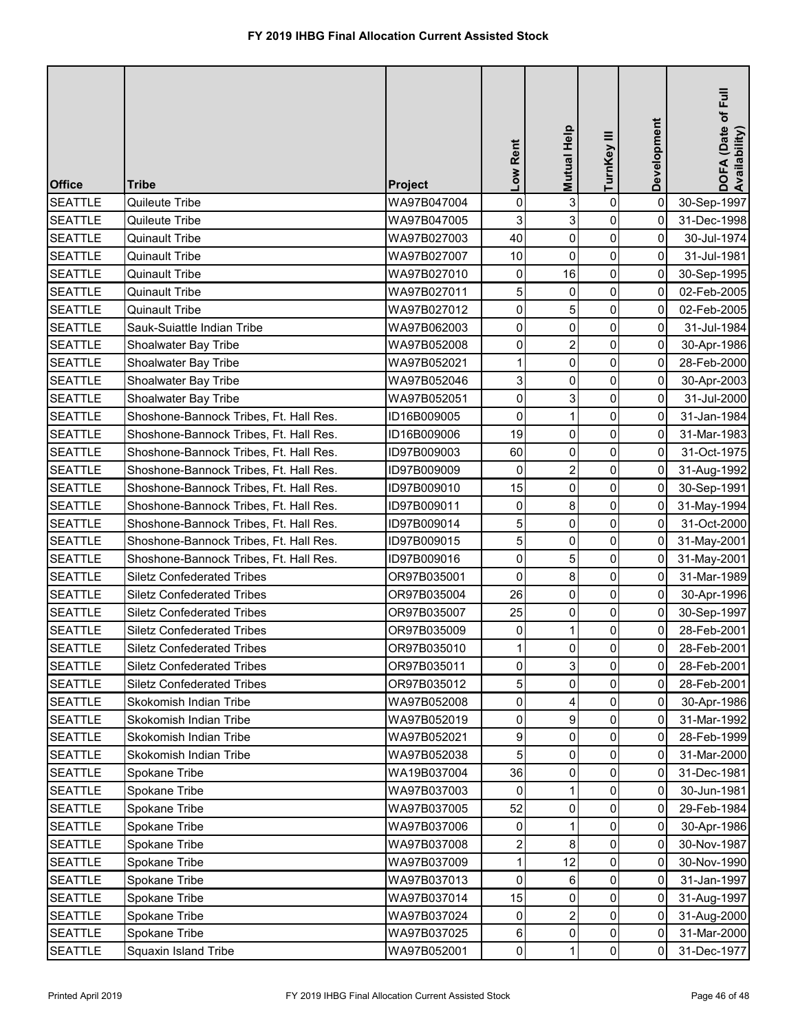# FY 2019 IHBG Final Allocation Current Assisted Stock

| Office | Tribe | Project | Low Rent | Mutual Help | TurnKey III | Development | DOFA (Date of Full Availability) |
|---|---|---|---|---|---|---|---|
| SEATTLE | Quileute Tribe | WA97B047004 | 0 | 3 | 0 | 0 | 30-Sep-1997 |
| SEATTLE | Quileute Tribe | WA97B047005 | 3 | 3 | 0 | 0 | 31-Dec-1998 |
| SEATTLE | Quinault Tribe | WA97B027003 | 40 | 0 | 0 | 0 | 30-Jul-1974 |
| SEATTLE | Quinault Tribe | WA97B027007 | 10 | 0 | 0 | 0 | 31-Jul-1981 |
| SEATTLE | Quinault Tribe | WA97B027010 | 0 | 16 | 0 | 0 | 30-Sep-1995 |
| SEATTLE | Quinault Tribe | WA97B027011 | 5 | 0 | 0 | 0 | 02-Feb-2005 |
| SEATTLE | Quinault Tribe | WA97B027012 | 0 | 5 | 0 | 0 | 02-Feb-2005 |
| SEATTLE | Sauk-Suiattle Indian Tribe | WA97B062003 | 0 | 0 | 0 | 0 | 31-Jul-1984 |
| SEATTLE | Shoalwater Bay Tribe | WA97B052008 | 0 | 2 | 0 | 0 | 30-Apr-1986 |
| SEATTLE | Shoalwater Bay Tribe | WA97B052021 | 1 | 0 | 0 | 0 | 28-Feb-2000 |
| SEATTLE | Shoalwater Bay Tribe | WA97B052046 | 3 | 0 | 0 | 0 | 30-Apr-2003 |
| SEATTLE | Shoalwater Bay Tribe | WA97B052051 | 0 | 3 | 0 | 0 | 31-Jul-2000 |
| SEATTLE | Shoshone-Bannock Tribes, Ft. Hall Res. | ID16B009005 | 0 | 1 | 0 | 0 | 31-Jan-1984 |
| SEATTLE | Shoshone-Bannock Tribes, Ft. Hall Res. | ID16B009006 | 19 | 0 | 0 | 0 | 31-Mar-1983 |
| SEATTLE | Shoshone-Bannock Tribes, Ft. Hall Res. | ID97B009003 | 60 | 0 | 0 | 0 | 31-Oct-1975 |
| SEATTLE | Shoshone-Bannock Tribes, Ft. Hall Res. | ID97B009009 | 0 | 2 | 0 | 0 | 31-Aug-1992 |
| SEATTLE | Shoshone-Bannock Tribes, Ft. Hall Res. | ID97B009010 | 15 | 0 | 0 | 0 | 30-Sep-1991 |
| SEATTLE | Shoshone-Bannock Tribes, Ft. Hall Res. | ID97B009011 | 0 | 8 | 0 | 0 | 31-May-1994 |
| SEATTLE | Shoshone-Bannock Tribes, Ft. Hall Res. | ID97B009014 | 5 | 0 | 0 | 0 | 31-Oct-2000 |
| SEATTLE | Shoshone-Bannock Tribes, Ft. Hall Res. | ID97B009015 | 5 | 0 | 0 | 0 | 31-May-2001 |
| SEATTLE | Shoshone-Bannock Tribes, Ft. Hall Res. | ID97B009016 | 0 | 5 | 0 | 0 | 31-May-2001 |
| SEATTLE | Siletz Confederated Tribes | OR97B035001 | 0 | 8 | 0 | 0 | 31-Mar-1989 |
| SEATTLE | Siletz Confederated Tribes | OR97B035004 | 26 | 0 | 0 | 0 | 30-Apr-1996 |
| SEATTLE | Siletz Confederated Tribes | OR97B035007 | 25 | 0 | 0 | 0 | 30-Sep-1997 |
| SEATTLE | Siletz Confederated Tribes | OR97B035009 | 0 | 1 | 0 | 0 | 28-Feb-2001 |
| SEATTLE | Siletz Confederated Tribes | OR97B035010 | 1 | 0 | 0 | 0 | 28-Feb-2001 |
| SEATTLE | Siletz Confederated Tribes | OR97B035011 | 0 | 3 | 0 | 0 | 28-Feb-2001 |
| SEATTLE | Siletz Confederated Tribes | OR97B035012 | 5 | 0 | 0 | 0 | 28-Feb-2001 |
| SEATTLE | Skokomish Indian Tribe | WA97B052008 | 0 | 4 | 0 | 0 | 30-Apr-1986 |
| SEATTLE | Skokomish Indian Tribe | WA97B052019 | 0 | 9 | 0 | 0 | 31-Mar-1992 |
| SEATTLE | Skokomish Indian Tribe | WA97B052021 | 9 | 0 | 0 | 0 | 28-Feb-1999 |
| SEATTLE | Skokomish Indian Tribe | WA97B052038 | 5 | 0 | 0 | 0 | 31-Mar-2000 |
| SEATTLE | Spokane Tribe | WA19B037004 | 36 | 0 | 0 | 0 | 31-Dec-1981 |
| SEATTLE | Spokane Tribe | WA97B037003 | 0 | 1 | 0 | 0 | 30-Jun-1981 |
| SEATTLE | Spokane Tribe | WA97B037005 | 52 | 0 | 0 | 0 | 29-Feb-1984 |
| SEATTLE | Spokane Tribe | WA97B037006 | 0 | 1 | 0 | 0 | 30-Apr-1986 |
| SEATTLE | Spokane Tribe | WA97B037008 | 2 | 8 | 0 | 0 | 30-Nov-1987 |
| SEATTLE | Spokane Tribe | WA97B037009 | 1 | 12 | 0 | 0 | 30-Nov-1990 |
| SEATTLE | Spokane Tribe | WA97B037013 | 0 | 6 | 0 | 0 | 31-Jan-1997 |
| SEATTLE | Spokane Tribe | WA97B037014 | 15 | 0 | 0 | 0 | 31-Aug-1997 |
| SEATTLE | Spokane Tribe | WA97B037024 | 0 | 2 | 0 | 0 | 31-Aug-2000 |
| SEATTLE | Spokane Tribe | WA97B037025 | 6 | 0 | 0 | 0 | 31-Mar-2000 |
| SEATTLE | Squaxin Island Tribe | WA97B052001 | 0 | 1 | 0 | 0 | 31-Dec-1977 |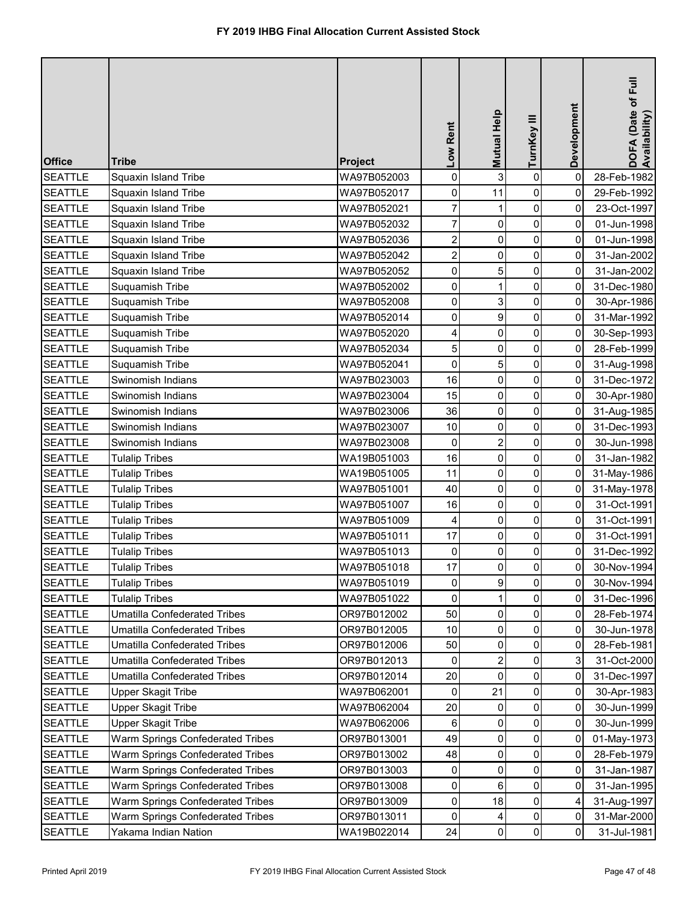# FY 2019 IHBG Final Allocation Current Assisted Stock

| Office | Tribe | Project | Low Rent | Mutual Help | TurnKey III | Development | DOFA (Date of Full Availability) |
|---|---|---|---|---|---|---|---|
| SEATTLE | Squaxin Island Tribe | WA97B052003 | 0 | 3 | 0 | 0 | 28-Feb-1982 |
| SEATTLE | Squaxin Island Tribe | WA97B052017 | 0 | 11 | 0 | 0 | 29-Feb-1992 |
| SEATTLE | Squaxin Island Tribe | WA97B052021 | 7 | 1 | 0 | 0 | 23-Oct-1997 |
| SEATTLE | Squaxin Island Tribe | WA97B052032 | 7 | 0 | 0 | 0 | 01-Jun-1998 |
| SEATTLE | Squaxin Island Tribe | WA97B052036 | 2 | 0 | 0 | 0 | 01-Jun-1998 |
| SEATTLE | Squaxin Island Tribe | WA97B052042 | 2 | 0 | 0 | 0 | 31-Jan-2002 |
| SEATTLE | Squaxin Island Tribe | WA97B052052 | 0 | 5 | 0 | 0 | 31-Jan-2002 |
| SEATTLE | Suquamish Tribe | WA97B052002 | 0 | 1 | 0 | 0 | 31-Dec-1980 |
| SEATTLE | Suquamish Tribe | WA97B052008 | 0 | 3 | 0 | 0 | 30-Apr-1986 |
| SEATTLE | Suquamish Tribe | WA97B052014 | 0 | 9 | 0 | 0 | 31-Mar-1992 |
| SEATTLE | Suquamish Tribe | WA97B052020 | 4 | 0 | 0 | 0 | 30-Sep-1993 |
| SEATTLE | Suquamish Tribe | WA97B052034 | 5 | 0 | 0 | 0 | 28-Feb-1999 |
| SEATTLE | Suquamish Tribe | WA97B052041 | 0 | 5 | 0 | 0 | 31-Aug-1998 |
| SEATTLE | Swinomish Indians | WA97B023003 | 16 | 0 | 0 | 0 | 31-Dec-1972 |
| SEATTLE | Swinomish Indians | WA97B023004 | 15 | 0 | 0 | 0 | 30-Apr-1980 |
| SEATTLE | Swinomish Indians | WA97B023006 | 36 | 0 | 0 | 0 | 31-Aug-1985 |
| SEATTLE | Swinomish Indians | WA97B023007 | 10 | 0 | 0 | 0 | 31-Dec-1993 |
| SEATTLE | Swinomish Indians | WA97B023008 | 0 | 2 | 0 | 0 | 30-Jun-1998 |
| SEATTLE | Tulalip Tribes | WA19B051003 | 16 | 0 | 0 | 0 | 31-Jan-1982 |
| SEATTLE | Tulalip Tribes | WA19B051005 | 11 | 0 | 0 | 0 | 31-May-1986 |
| SEATTLE | Tulalip Tribes | WA97B051001 | 40 | 0 | 0 | 0 | 31-May-1978 |
| SEATTLE | Tulalip Tribes | WA97B051007 | 16 | 0 | 0 | 0 | 31-Oct-1991 |
| SEATTLE | Tulalip Tribes | WA97B051009 | 4 | 0 | 0 | 0 | 31-Oct-1991 |
| SEATTLE | Tulalip Tribes | WA97B051011 | 17 | 0 | 0 | 0 | 31-Oct-1991 |
| SEATTLE | Tulalip Tribes | WA97B051013 | 0 | 0 | 0 | 0 | 31-Dec-1992 |
| SEATTLE | Tulalip Tribes | WA97B051018 | 17 | 0 | 0 | 0 | 30-Nov-1994 |
| SEATTLE | Tulalip Tribes | WA97B051019 | 0 | 9 | 0 | 0 | 30-Nov-1994 |
| SEATTLE | Tulalip Tribes | WA97B051022 | 0 | 1 | 0 | 0 | 31-Dec-1996 |
| SEATTLE | Umatilla Confederated Tribes | OR97B012002 | 50 | 0 | 0 | 0 | 28-Feb-1974 |
| SEATTLE | Umatilla Confederated Tribes | OR97B012005 | 10 | 0 | 0 | 0 | 30-Jun-1978 |
| SEATTLE | Umatilla Confederated Tribes | OR97B012006 | 50 | 0 | 0 | 0 | 28-Feb-1981 |
| SEATTLE | Umatilla Confederated Tribes | OR97B012013 | 0 | 2 | 0 | 3 | 31-Oct-2000 |
| SEATTLE | Umatilla Confederated Tribes | OR97B012014 | 20 | 0 | 0 | 0 | 31-Dec-1997 |
| SEATTLE | Upper Skagit Tribe | WA97B062001 | 0 | 21 | 0 | 0 | 30-Apr-1983 |
| SEATTLE | Upper Skagit Tribe | WA97B062004 | 20 | 0 | 0 | 0 | 30-Jun-1999 |
| SEATTLE | Upper Skagit Tribe | WA97B062006 | 6 | 0 | 0 | 0 | 30-Jun-1999 |
| SEATTLE | Warm Springs Confederated Tribes | OR97B013001 | 49 | 0 | 0 | 0 | 01-May-1973 |
| SEATTLE | Warm Springs Confederated Tribes | OR97B013002 | 48 | 0 | 0 | 0 | 28-Feb-1979 |
| SEATTLE | Warm Springs Confederated Tribes | OR97B013003 | 0 | 0 | 0 | 0 | 31-Jan-1987 |
| SEATTLE | Warm Springs Confederated Tribes | OR97B013008 | 0 | 6 | 0 | 0 | 31-Jan-1995 |
| SEATTLE | Warm Springs Confederated Tribes | OR97B013009 | 0 | 18 | 0 | 4 | 31-Aug-1997 |
| SEATTLE | Warm Springs Confederated Tribes | OR97B013011 | 0 | 4 | 0 | 0 | 31-Mar-2000 |
| SEATTLE | Yakama Indian Nation | WA19B022014 | 24 | 0 | 0 | 0 | 31-Jul-1981 |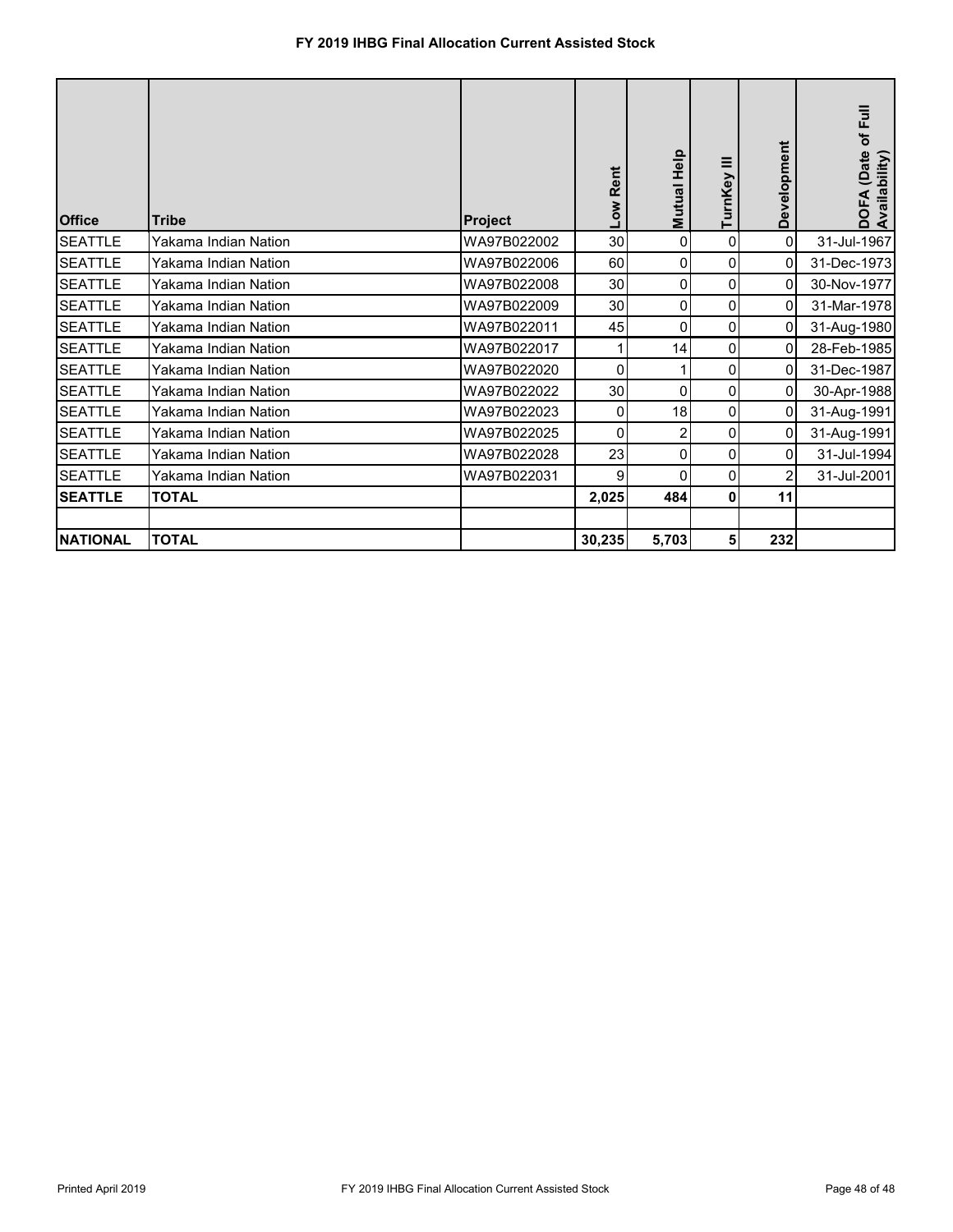# FY 2019 IHBG Final Allocation Current Assisted Stock

| Office | Tribe | Project | Low Rent | Mutual Help | TurnKey III | Development | DOFA (Date of Full Availability) |
|---|---|---|---|---|---|---|---|
| SEATTLE | Yakama Indian Nation | WA97B022002 | 30 | 0 | 0 | 0 | 31-Jul-1967 |
| SEATTLE | Yakama Indian Nation | WA97B022006 | 60 | 0 | 0 | 0 | 31-Dec-1973 |
| SEATTLE | Yakama Indian Nation | WA97B022008 | 30 | 0 | 0 | 0 | 30-Nov-1977 |
| SEATTLE | Yakama Indian Nation | WA97B022009 | 30 | 0 | 0 | 0 | 31-Mar-1978 |
| SEATTLE | Yakama Indian Nation | WA97B022011 | 45 | 0 | 0 | 0 | 31-Aug-1980 |
| SEATTLE | Yakama Indian Nation | WA97B022017 | 1 | 14 | 0 | 0 | 28-Feb-1985 |
| SEATTLE | Yakama Indian Nation | WA97B022020 | 0 | 1 | 0 | 0 | 31-Dec-1987 |
| SEATTLE | Yakama Indian Nation | WA97B022022 | 30 | 0 | 0 | 0 | 30-Apr-1988 |
| SEATTLE | Yakama Indian Nation | WA97B022023 | 0 | 18 | 0 | 0 | 31-Aug-1991 |
| SEATTLE | Yakama Indian Nation | WA97B022025 | 0 | 2 | 0 | 0 | 31-Aug-1991 |
| SEATTLE | Yakama Indian Nation | WA97B022028 | 23 | 0 | 0 | 0 | 31-Jul-1994 |
| SEATTLE | Yakama Indian Nation | WA97B022031 | 9 | 0 | 0 | 2 | 31-Jul-2001 |
| **SEATTLE** | **TOTAL** | | **2,025** | **484** | **0** | **11** | |
| | | | | | | | |
| **NATIONAL** | **TOTAL** | | **30,235** | **5,703** | **5** | **232** | |